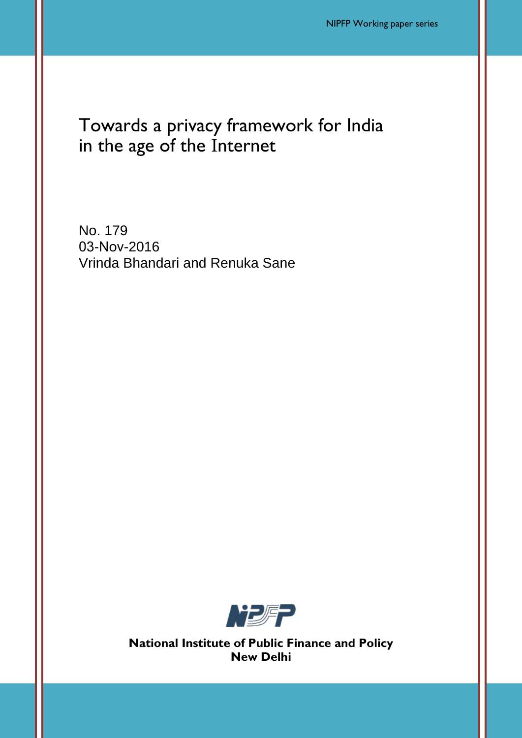NIPFP Working paper series

# Towards a privacy framework for India in the age of the Internet

No. 179
03-Nov-2016
Vrinda Bhandari and Renuka Sane

**National Institute of Public Finance and Policy**
**New Delhi**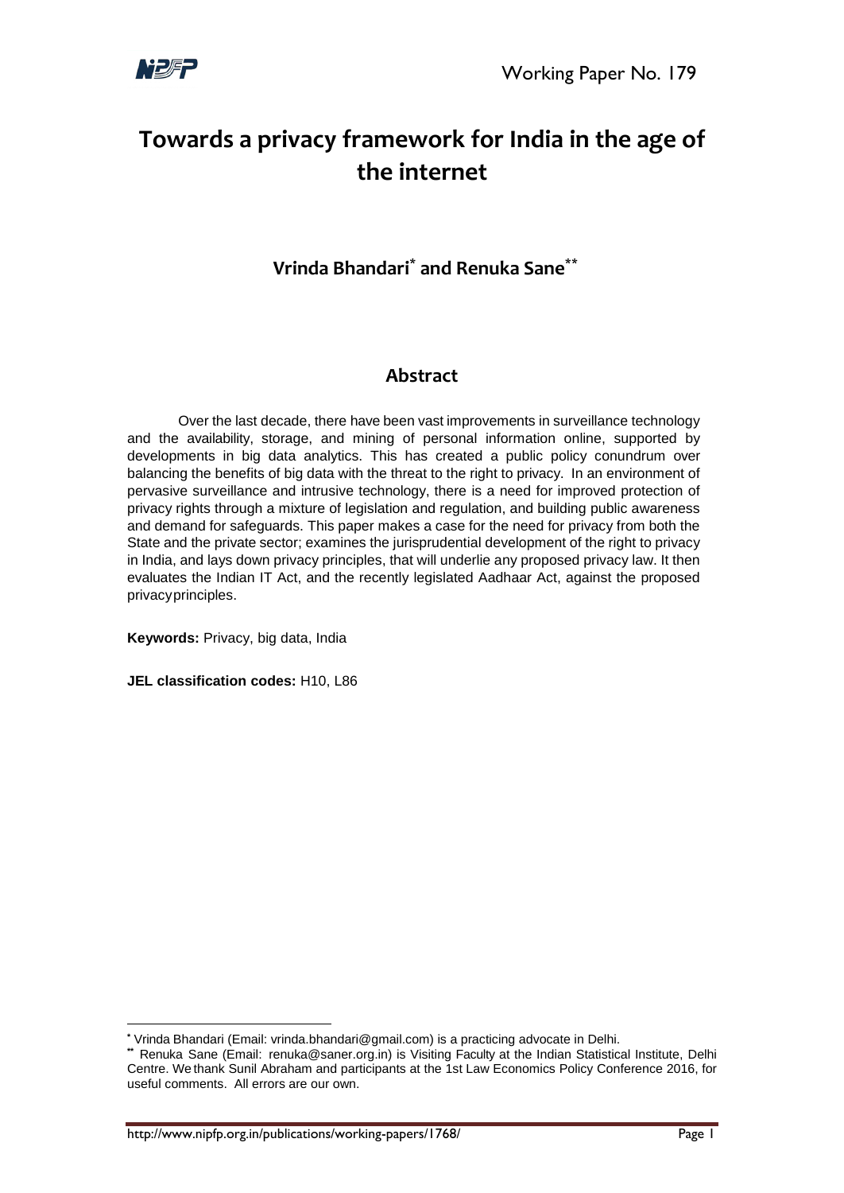# Towards a privacy framework for India in the age of the internet

**Vrinda Bhandari[*] and Renuka Sane[**]**

## Abstract

Over the last decade, there have been vast improvements in surveillance technology and the availability, storage, and mining of personal information online, supported by developments in big data analytics. This has created a public policy conundrum over balancing the benefits of big data with the threat to the right to privacy. In an environment of pervasive surveillance and intrusive technology, there is a need for improved protection of privacy rights through a mixture of legislation and regulation, and building public awareness and demand for safeguards. This paper makes a case for the need for privacy from both the State and the private sector; examines the jurisprudential development of the right to privacy in India, and lays down privacy principles, that will underlie any proposed privacy law. It then evaluates the Indian IT Act, and the recently legislated Aadhaar Act, against the proposed privacy principles.

**Keywords:** Privacy, big data, India

**JEL classification codes:** H10, L86

---

[*] Vrinda Bhandari (Email: vrinda.bhandari@gmail.com) is a practicing advocate in Delhi.

[**] Renuka Sane (Email: renuka@saner.org.in) is Visiting Faculty at the Indian Statistical Institute, Delhi Centre. We thank Sunil Abraham and participants at the 1st Law Economics Policy Conference 2016, for useful comments. All errors are our own.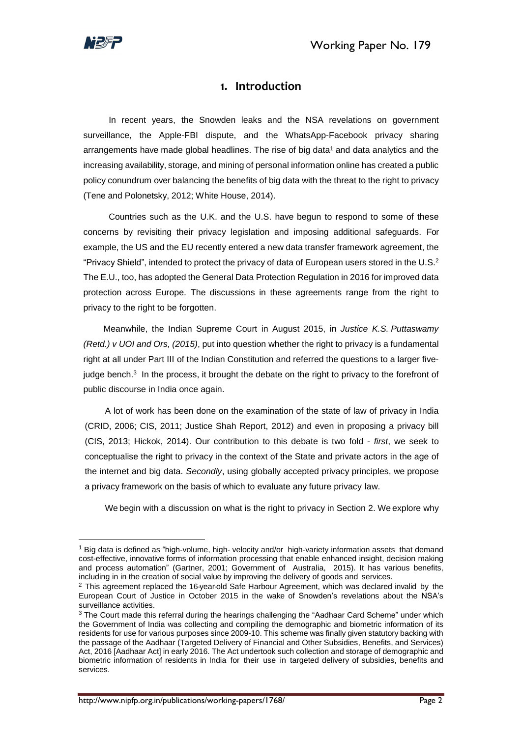# 1. Introduction

In recent years, the Snowden leaks and the NSA revelations on government surveillance, the Apple-FBI dispute, and the WhatsApp-Facebook privacy sharing arrangements have made global headlines. The rise of big data[1] and data analytics and the increasing availability, storage, and mining of personal information online has created a public policy conundrum over balancing the benefits of big data with the threat to the right to privacy (Tene and Polonetsky, 2012; White House, 2014).

Countries such as the U.K. and the U.S. have begun to respond to some of these concerns by revisiting their privacy legislation and imposing additional safeguards. For example, the US and the EU recently entered a new data transfer framework agreement, the "Privacy Shield", intended to protect the privacy of data of European users stored in the U.S.[2] The E.U., too, has adopted the General Data Protection Regulation in 2016 for improved data protection across Europe. The discussions in these agreements range from the right to privacy to the right to be forgotten.

Meanwhile, the Indian Supreme Court in August 2015, in *Justice K.S. Puttaswamy (Retd.) v UOI and Ors, (2015)*, put into question whether the right to privacy is a fundamental right at all under Part III of the Indian Constitution and referred the questions to a larger five-judge bench.[3] In the process, it brought the debate on the right to privacy to the forefront of public discourse in India once again.

A lot of work has been done on the examination of the state of law of privacy in India (CRID, 2006; CIS, 2011; Justice Shah Report, 2012) and even in proposing a privacy bill (CIS, 2013; Hickok, 2014). Our contribution to this debate is two fold - *first*, we seek to conceptualise the right to privacy in the context of the State and private actors in the age of the internet and big data. *Secondly*, using globally accepted privacy principles, we propose a privacy framework on the basis of which to evaluate any future privacy law.

We begin with a discussion on what is the right to privacy in Section 2. We explore why

---

[1] Big data is defined as "high-volume, high- velocity and/or high-variety information assets that demand cost-effective, innovative forms of information processing that enable enhanced insight, decision making and process automation" (Gartner, 2001; Government of Australia, 2015). It has various benefits, including in in the creation of social value by improving the delivery of goods and services.

[2] This agreement replaced the 16-year-old Safe Harbour Agreement, which was declared invalid by the European Court of Justice in October 2015 in the wake of Snowden's revelations about the NSA's surveillance activities.

[3] The Court made this referral during the hearings challenging the "Aadhaar Card Scheme" under which the Government of India was collecting and compiling the demographic and biometric information of its residents for use for various purposes since 2009-10. This scheme was finally given statutory backing with the passage of the Aadhaar (Targeted Delivery of Financial and Other Subsidies, Benefits, and Services) Act, 2016 [Aadhaar Act] in early 2016. The Act undertook such collection and storage of demographic and biometric information of residents in India for their use in targeted delivery of subsidies, benefits and services.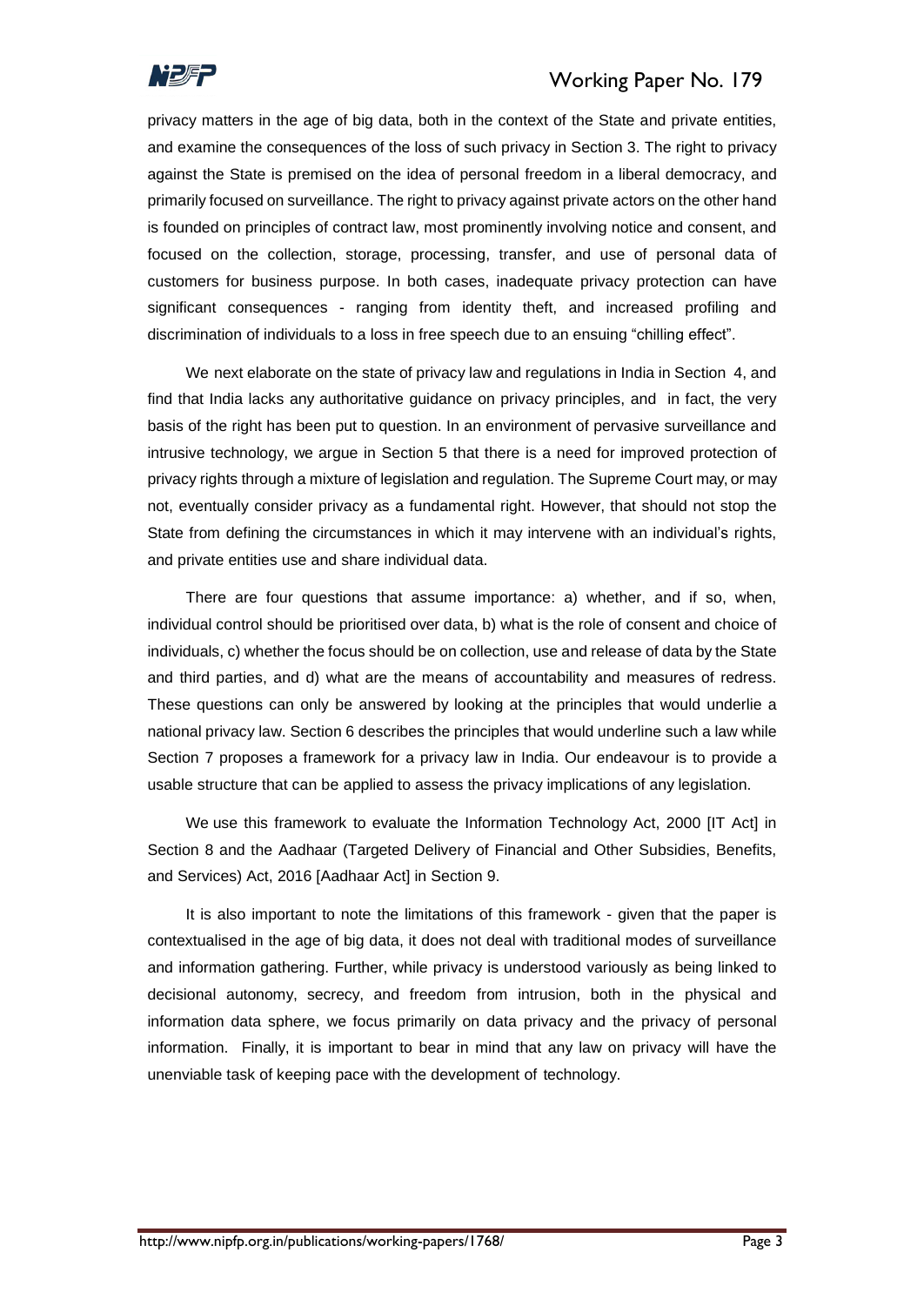privacy matters in the age of big data, both in the context of the State and private entities, and examine the consequences of the loss of such privacy in Section 3. The right to privacy against the State is premised on the idea of personal freedom in a liberal democracy, and primarily focused on surveillance. The right to privacy against private actors on the other hand is founded on principles of contract law, most prominently involving notice and consent, and focused on the collection, storage, processing, transfer, and use of personal data of customers for business purpose. In both cases, inadequate privacy protection can have significant consequences - ranging from identity theft, and increased profiling and discrimination of individuals to a loss in free speech due to an ensuing "chilling effect".

We next elaborate on the state of privacy law and regulations in India in Section 4, and find that India lacks any authoritative guidance on privacy principles, and in fact, the very basis of the right has been put to question. In an environment of pervasive surveillance and intrusive technology, we argue in Section 5 that there is a need for improved protection of privacy rights through a mixture of legislation and regulation. The Supreme Court may, or may not, eventually consider privacy as a fundamental right. However, that should not stop the State from defining the circumstances in which it may intervene with an individual's rights, and private entities use and share individual data.

There are four questions that assume importance: a) whether, and if so, when, individual control should be prioritised over data, b) what is the role of consent and choice of individuals, c) whether the focus should be on collection, use and release of data by the State and third parties, and d) what are the means of accountability and measures of redress. These questions can only be answered by looking at the principles that would underlie a national privacy law. Section 6 describes the principles that would underline such a law while Section 7 proposes a framework for a privacy law in India. Our endeavour is to provide a usable structure that can be applied to assess the privacy implications of any legislation.

We use this framework to evaluate the Information Technology Act, 2000 [IT Act] in Section 8 and the Aadhaar (Targeted Delivery of Financial and Other Subsidies, Benefits, and Services) Act, 2016 [Aadhaar Act] in Section 9.

It is also important to note the limitations of this framework - given that the paper is contextualised in the age of big data, it does not deal with traditional modes of surveillance and information gathering. Further, while privacy is understood variously as being linked to decisional autonomy, secrecy, and freedom from intrusion, both in the physical and information data sphere, we focus primarily on data privacy and the privacy of personal information. Finally, it is important to bear in mind that any law on privacy will have the unenviable task of keeping pace with the development of technology.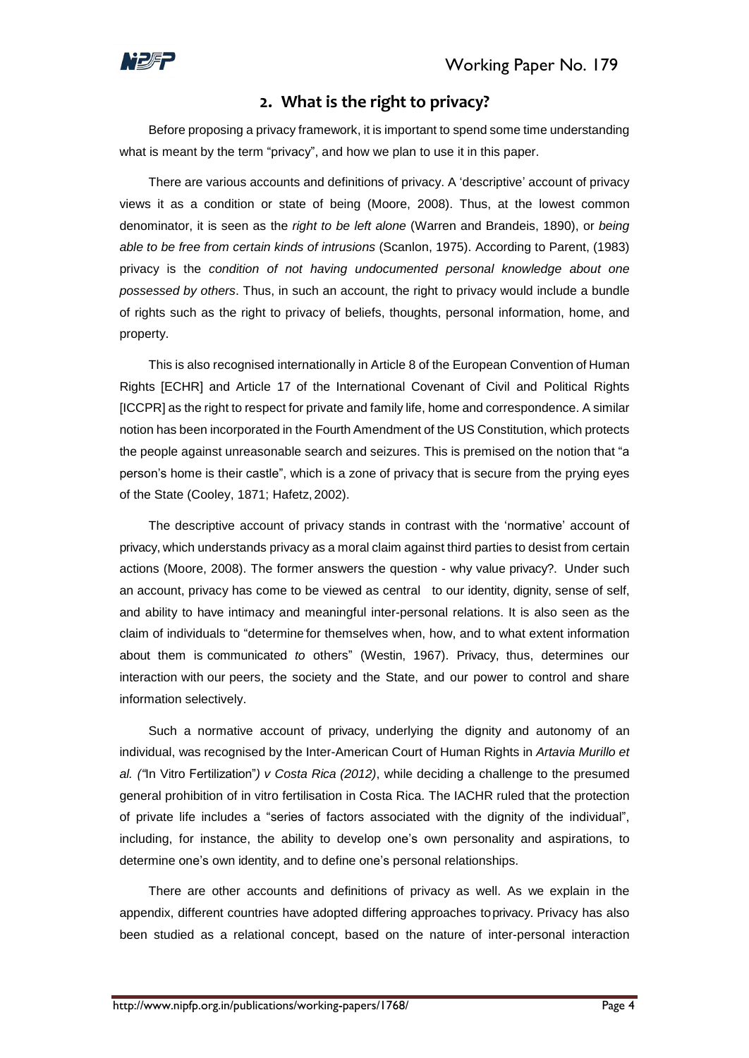## 2. What is the right to privacy?

Before proposing a privacy framework, it is important to spend some time understanding what is meant by the term "privacy", and how we plan to use it in this paper.

There are various accounts and definitions of privacy. A 'descriptive' account of privacy views it as a condition or state of being (Moore, 2008). Thus, at the lowest common denominator, it is seen as the *right to be left alone* (Warren and Brandeis, 1890), or *being able to be free from certain kinds of intrusions* (Scanlon, 1975). According to Parent, (1983) privacy is the *condition of not having undocumented personal knowledge about one possessed by others*. Thus, in such an account, the right to privacy would include a bundle of rights such as the right to privacy of beliefs, thoughts, personal information, home, and property.

This is also recognised internationally in Article 8 of the European Convention of Human Rights [ECHR] and Article 17 of the International Covenant of Civil and Political Rights [ICCPR] as the right to respect for private and family life, home and correspondence. A similar notion has been incorporated in the Fourth Amendment of the US Constitution, which protects the people against unreasonable search and seizures. This is premised on the notion that "a person's home is their castle", which is a zone of privacy that is secure from the prying eyes of the State (Cooley, 1871; Hafetz, 2002).

The descriptive account of privacy stands in contrast with the 'normative' account of privacy, which understands privacy as a moral claim against third parties to desist from certain actions (Moore, 2008). The former answers the question - why value privacy?. Under such an account, privacy has come to be viewed as central to our identity, dignity, sense of self, and ability to have intimacy and meaningful inter-personal relations. It is also seen as the claim of individuals to "determine for themselves when, how, and to what extent information about them is communicated *to* others" (Westin, 1967). Privacy, thus, determines our interaction with our peers, the society and the State, and our power to control and share information selectively.

Such a normative account of privacy, underlying the dignity and autonomy of an individual, was recognised by the Inter-American Court of Human Rights in *Artavia Murillo et al. ("*In Vitro Fertilization"*) v Costa Rica (2012)*, while deciding a challenge to the presumed general prohibition of in vitro fertilisation in Costa Rica. The IACHR ruled that the protection of private life includes a "series of factors associated with the dignity of the individual", including, for instance, the ability to develop one's own personality and aspirations, to determine one's own identity, and to define one's personal relationships.

There are other accounts and definitions of privacy as well. As we explain in the appendix, different countries have adopted differing approaches to privacy. Privacy has also been studied as a relational concept, based on the nature of inter-personal interaction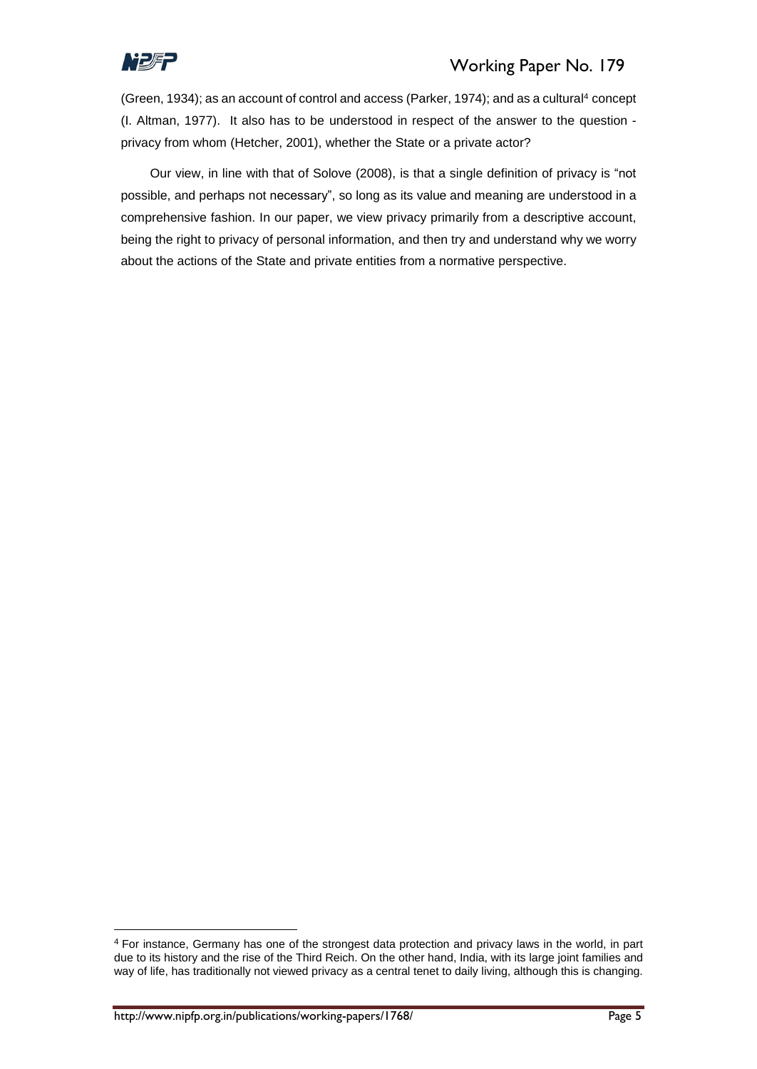(Green, 1934); as an account of control and access (Parker, 1974); and as a cultural[4] concept (I. Altman, 1977). It also has to be understood in respect of the answer to the question - privacy from whom (Hetcher, 2001), whether the State or a private actor?

Our view, in line with that of Solove (2008), is that a single definition of privacy is "not possible, and perhaps not necessary", so long as its value and meaning are understood in a comprehensive fashion. In our paper, we view privacy primarily from a descriptive account, being the right to privacy of personal information, and then try and understand why we worry about the actions of the State and private entities from a normative perspective.

---

[4] For instance, Germany has one of the strongest data protection and privacy laws in the world, in part due to its history and the rise of the Third Reich. On the other hand, India, with its large joint families and way of life, has traditionally not viewed privacy as a central tenet to daily living, although this is changing.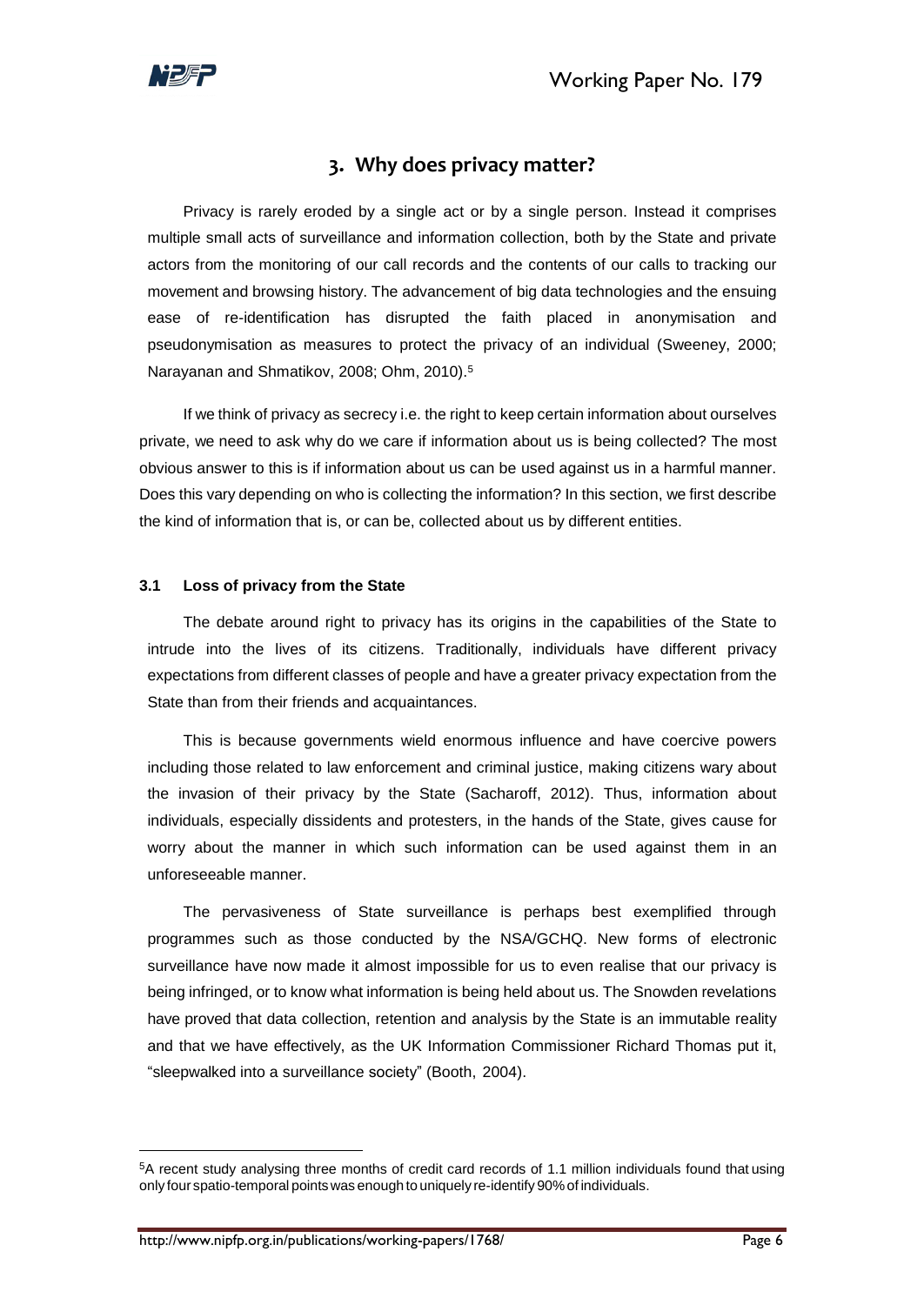## 3. Why does privacy matter?

Privacy is rarely eroded by a single act or by a single person. Instead it comprises multiple small acts of surveillance and information collection, both by the State and private actors from the monitoring of our call records and the contents of our calls to tracking our movement and browsing history. The advancement of big data technologies and the ensuing ease of re-identification has disrupted the faith placed in anonymisation and pseudonymisation as measures to protect the privacy of an individual (Sweeney, 2000; Narayanan and Shmatikov, 2008; Ohm, 2010).[5]

If we think of privacy as secrecy i.e. the right to keep certain information about ourselves private, we need to ask why do we care if information about us is being collected? The most obvious answer to this is if information about us can be used against us in a harmful manner. Does this vary depending on who is collecting the information? In this section, we first describe the kind of information that is, or can be, collected about us by different entities.

### 3.1 Loss of privacy from the State

The debate around right to privacy has its origins in the capabilities of the State to intrude into the lives of its citizens. Traditionally, individuals have different privacy expectations from different classes of people and have a greater privacy expectation from the State than from their friends and acquaintances.

This is because governments wield enormous influence and have coercive powers including those related to law enforcement and criminal justice, making citizens wary about the invasion of their privacy by the State (Sacharoff, 2012). Thus, information about individuals, especially dissidents and protesters, in the hands of the State, gives cause for worry about the manner in which such information can be used against them in an unforeseeable manner.

The pervasiveness of State surveillance is perhaps best exemplified through programmes such as those conducted by the NSA/GCHQ. New forms of electronic surveillance have now made it almost impossible for us to even realise that our privacy is being infringed, or to know what information is being held about us. The Snowden revelations have proved that data collection, retention and analysis by the State is an immutable reality and that we have effectively, as the UK Information Commissioner Richard Thomas put it, "sleepwalked into a surveillance society" (Booth, 2004).

---

[5] A recent study analysing three months of credit card records of 1.1 million individuals found that using only four spatio-temporal points was enough to uniquely re-identify 90% of individuals.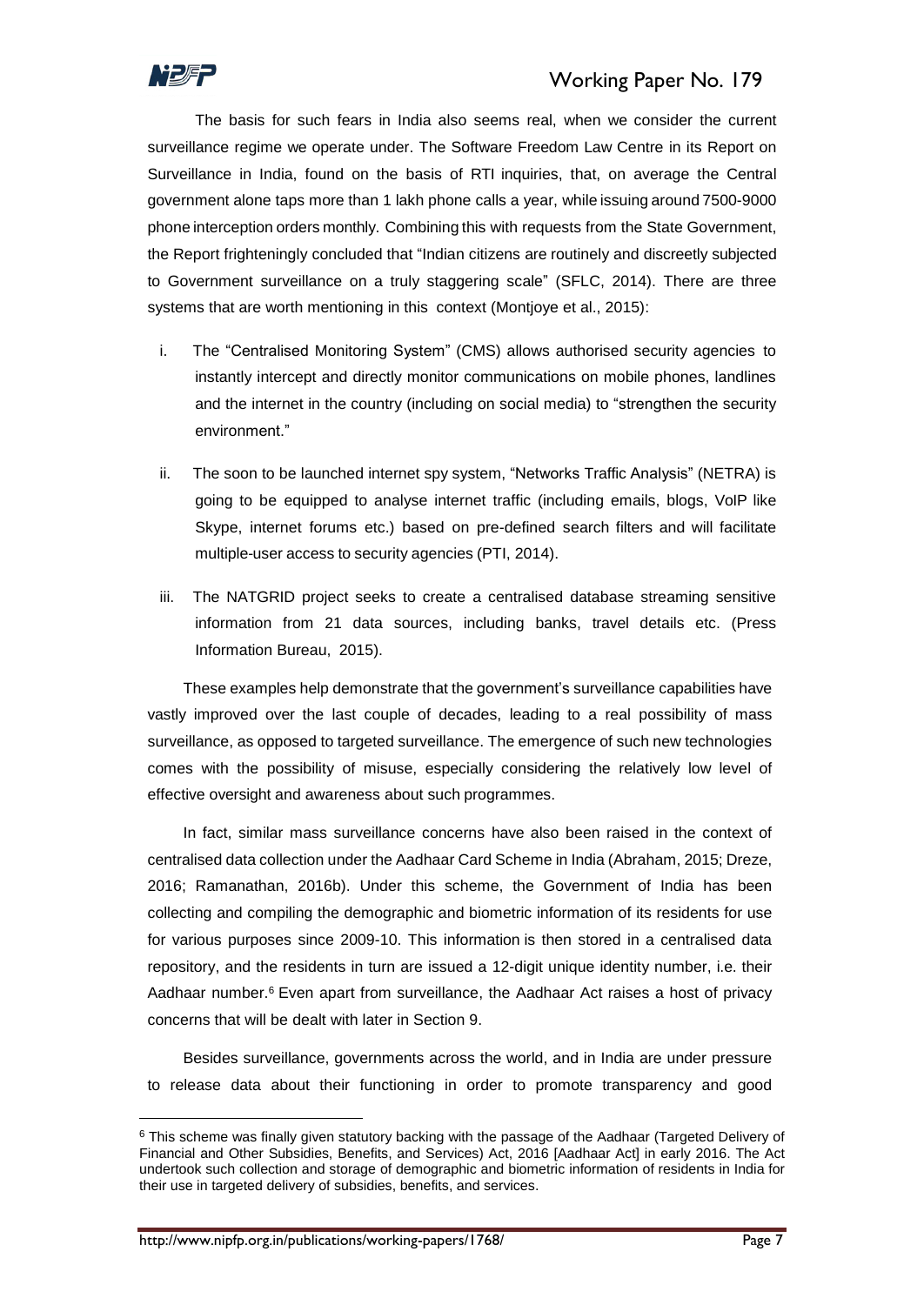The basis for such fears in India also seems real, when we consider the current surveillance regime we operate under. The Software Freedom Law Centre in its Report on Surveillance in India, found on the basis of RTI inquiries, that, on average the Central government alone taps more than 1 lakh phone calls a year, while issuing around 7500-9000 phone interception orders monthly. Combining this with requests from the State Government, the Report frighteningly concluded that "Indian citizens are routinely and discreetly subjected to Government surveillance on a truly staggering scale" (SFLC, 2014). There are three systems that are worth mentioning in this context (Montjoye et al., 2015):

i. The "Centralised Monitoring System" (CMS) allows authorised security agencies to instantly intercept and directly monitor communications on mobile phones, landlines and the internet in the country (including on social media) to "strengthen the security environment."

ii. The soon to be launched internet spy system, "Networks Traffic Analysis" (NETRA) is going to be equipped to analyse internet traffic (including emails, blogs, VoIP like Skype, internet forums etc.) based on pre-defined search filters and will facilitate multiple-user access to security agencies (PTI, 2014).

iii. The NATGRID project seeks to create a centralised database streaming sensitive information from 21 data sources, including banks, travel details etc. (Press Information Bureau, 2015).

These examples help demonstrate that the government's surveillance capabilities have vastly improved over the last couple of decades, leading to a real possibility of mass surveillance, as opposed to targeted surveillance. The emergence of such new technologies comes with the possibility of misuse, especially considering the relatively low level of effective oversight and awareness about such programmes.

In fact, similar mass surveillance concerns have also been raised in the context of centralised data collection under the Aadhaar Card Scheme in India (Abraham, 2015; Dreze, 2016; Ramanathan, 2016b). Under this scheme, the Government of India has been collecting and compiling the demographic and biometric information of its residents for use for various purposes since 2009-10. This information is then stored in a centralised data repository, and the residents in turn are issued a 12-digit unique identity number, i.e. their Aadhaar number.[6] Even apart from surveillance, the Aadhaar Act raises a host of privacy concerns that will be dealt with later in Section 9.

Besides surveillance, governments across the world, and in India are under pressure to release data about their functioning in order to promote transparency and good

---

[6] This scheme was finally given statutory backing with the passage of the Aadhaar (Targeted Delivery of Financial and Other Subsidies, Benefits, and Services) Act, 2016 [Aadhaar Act] in early 2016. The Act undertook such collection and storage of demographic and biometric information of residents in India for their use in targeted delivery of subsidies, benefits, and services.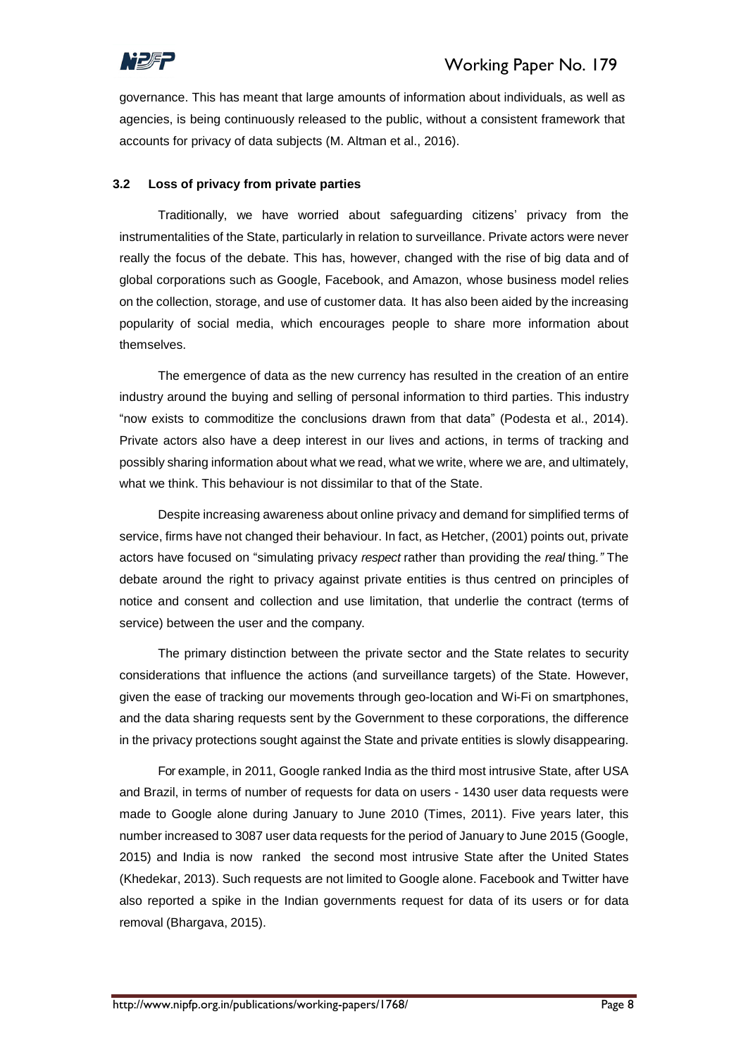governance. This has meant that large amounts of information about individuals, as well as agencies, is being continuously released to the public, without a consistent framework that accounts for privacy of data subjects (M. Altman et al., 2016).

### 3.2 Loss of privacy from private parties

Traditionally, we have worried about safeguarding citizens' privacy from the instrumentalities of the State, particularly in relation to surveillance. Private actors were never really the focus of the debate. This has, however, changed with the rise of big data and of global corporations such as Google, Facebook, and Amazon, whose business model relies on the collection, storage, and use of customer data. It has also been aided by the increasing popularity of social media, which encourages people to share more information about themselves.

The emergence of data as the new currency has resulted in the creation of an entire industry around the buying and selling of personal information to third parties. This industry "now exists to commoditize the conclusions drawn from that data" (Podesta et al., 2014). Private actors also have a deep interest in our lives and actions, in terms of tracking and possibly sharing information about what we read, what we write, where we are, and ultimately, what we think. This behaviour is not dissimilar to that of the State.

Despite increasing awareness about online privacy and demand for simplified terms of service, firms have not changed their behaviour. In fact, as Hetcher, (2001) points out, private actors have focused on "simulating privacy *respect* rather than providing the *real* thing*."* The debate around the right to privacy against private entities is thus centred on principles of notice and consent and collection and use limitation, that underlie the contract (terms of service) between the user and the company.

The primary distinction between the private sector and the State relates to security considerations that influence the actions (and surveillance targets) of the State. However, given the ease of tracking our movements through geo-location and Wi-Fi on smartphones, and the data sharing requests sent by the Government to these corporations, the difference in the privacy protections sought against the State and private entities is slowly disappearing.

For example, in 2011, Google ranked India as the third most intrusive State, after USA and Brazil, in terms of number of requests for data on users - 1430 user data requests were made to Google alone during January to June 2010 (Times, 2011). Five years later, this number increased to 3087 user data requests for the period of January to June 2015 (Google, 2015) and India is now ranked the second most intrusive State after the United States (Khedekar, 2013). Such requests are not limited to Google alone. Facebook and Twitter have also reported a spike in the Indian governments request for data of its users or for data removal (Bhargava, 2015).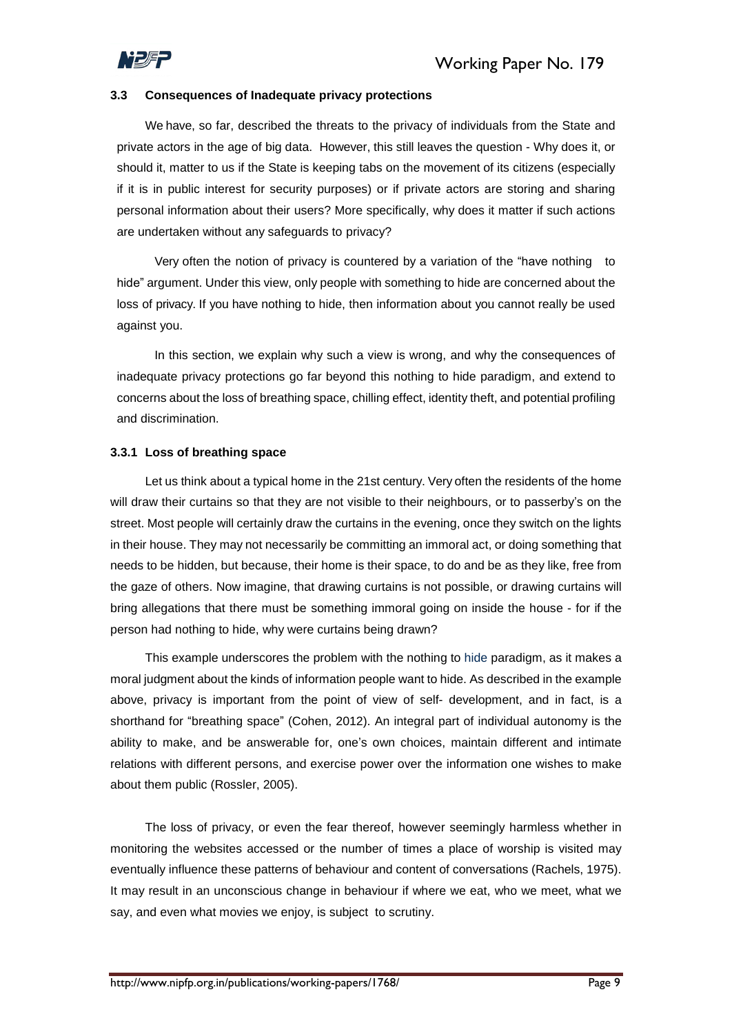### 3.3 Consequences of Inadequate privacy protections

We have, so far, described the threats to the privacy of individuals from the State and private actors in the age of big data. However, this still leaves the question - Why does it, or should it, matter to us if the State is keeping tabs on the movement of its citizens (especially if it is in public interest for security purposes) or if private actors are storing and sharing personal information about their users? More specifically, why does it matter if such actions are undertaken without any safeguards to privacy?

Very often the notion of privacy is countered by a variation of the "have nothing to hide" argument. Under this view, only people with something to hide are concerned about the loss of privacy. If you have nothing to hide, then information about you cannot really be used against you.

In this section, we explain why such a view is wrong, and why the consequences of inadequate privacy protections go far beyond this nothing to hide paradigm, and extend to concerns about the loss of breathing space, chilling effect, identity theft, and potential profiling and discrimination.

#### 3.3.1 Loss of breathing space

Let us think about a typical home in the 21st century. Very often the residents of the home will draw their curtains so that they are not visible to their neighbours, or to passerby's on the street. Most people will certainly draw the curtains in the evening, once they switch on the lights in their house. They may not necessarily be committing an immoral act, or doing something that needs to be hidden, but because, their home is their space, to do and be as they like, free from the gaze of others. Now imagine, that drawing curtains is not possible, or drawing curtains will bring allegations that there must be something immoral going on inside the house - for if the person had nothing to hide, why were curtains being drawn?

This example underscores the problem with the nothing to hide paradigm, as it makes a moral judgment about the kinds of information people want to hide. As described in the example above, privacy is important from the point of view of self- development, and in fact, is a shorthand for "breathing space" (Cohen, 2012). An integral part of individual autonomy is the ability to make, and be answerable for, one's own choices, maintain different and intimate relations with different persons, and exercise power over the information one wishes to make about them public (Rossler, 2005).

The loss of privacy, or even the fear thereof, however seemingly harmless whether in monitoring the websites accessed or the number of times a place of worship is visited may eventually influence these patterns of behaviour and content of conversations (Rachels, 1975). It may result in an unconscious change in behaviour if where we eat, who we meet, what we say, and even what movies we enjoy, is subject to scrutiny.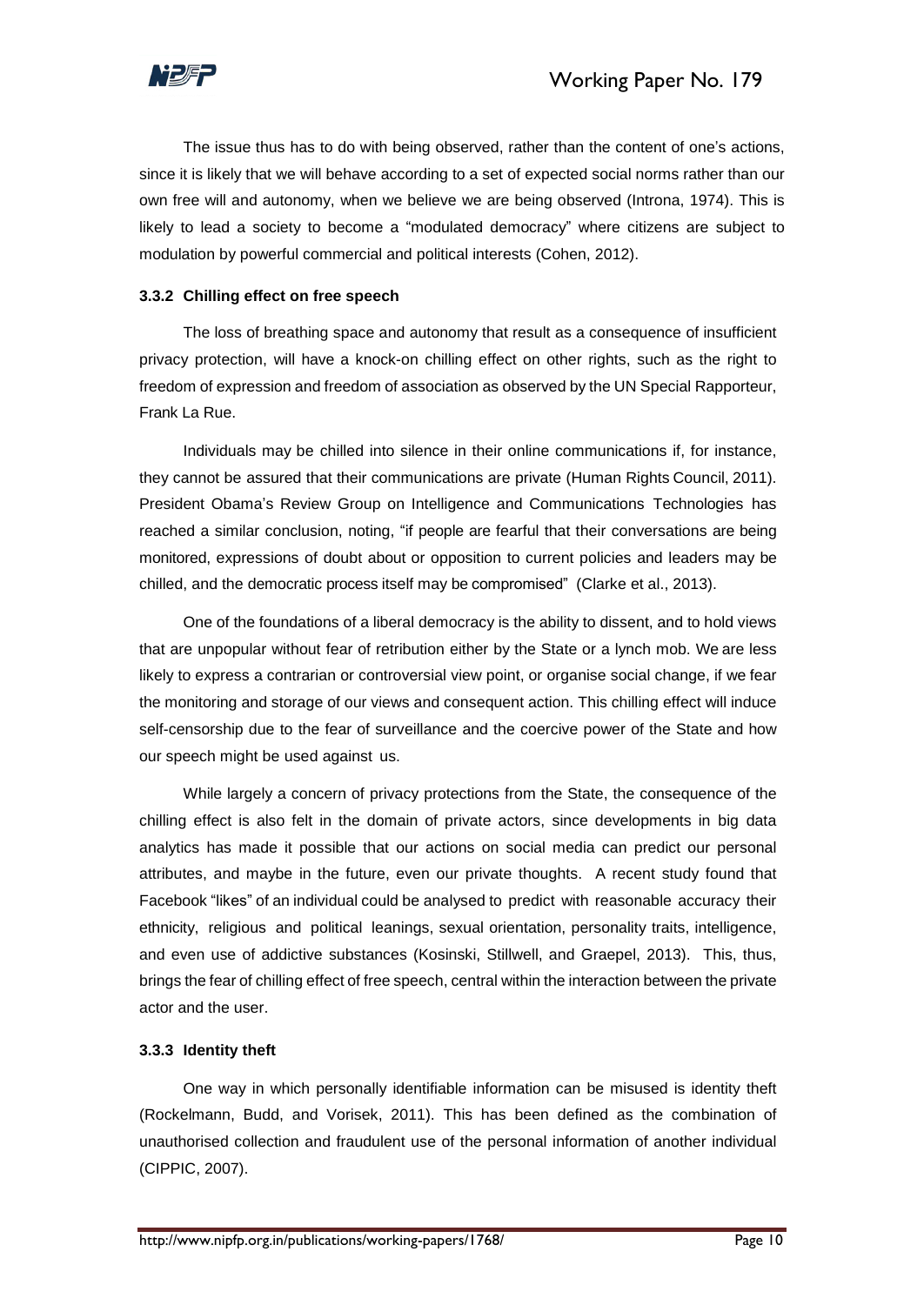The issue thus has to do with being observed, rather than the content of one's actions, since it is likely that we will behave according to a set of expected social norms rather than our own free will and autonomy, when we believe we are being observed (Introna, 1974). This is likely to lead a society to become a "modulated democracy" where citizens are subject to modulation by powerful commercial and political interests (Cohen, 2012).

### 3.3.2 Chilling effect on free speech

The loss of breathing space and autonomy that result as a consequence of insufficient privacy protection, will have a knock-on chilling effect on other rights, such as the right to freedom of expression and freedom of association as observed by the UN Special Rapporteur, Frank La Rue.

Individuals may be chilled into silence in their online communications if, for instance, they cannot be assured that their communications are private (Human Rights Council, 2011). President Obama's Review Group on Intelligence and Communications Technologies has reached a similar conclusion, noting, "if people are fearful that their conversations are being monitored, expressions of doubt about or opposition to current policies and leaders may be chilled, and the democratic process itself may be compromised" (Clarke et al., 2013).

One of the foundations of a liberal democracy is the ability to dissent, and to hold views that are unpopular without fear of retribution either by the State or a lynch mob. We are less likely to express a contrarian or controversial view point, or organise social change, if we fear the monitoring and storage of our views and consequent action. This chilling effect will induce self-censorship due to the fear of surveillance and the coercive power of the State and how our speech might be used against us.

While largely a concern of privacy protections from the State, the consequence of the chilling effect is also felt in the domain of private actors, since developments in big data analytics has made it possible that our actions on social media can predict our personal attributes, and maybe in the future, even our private thoughts. A recent study found that Facebook "likes" of an individual could be analysed to predict with reasonable accuracy their ethnicity, religious and political leanings, sexual orientation, personality traits, intelligence, and even use of addictive substances (Kosinski, Stillwell, and Graepel, 2013). This, thus, brings the fear of chilling effect of free speech, central within the interaction between the private actor and the user.

### 3.3.3 Identity theft

One way in which personally identifiable information can be misused is identity theft (Rockelmann, Budd, and Vorisek, 2011). This has been defined as the combination of unauthorised collection and fraudulent use of the personal information of another individual (CIPPIC, 2007).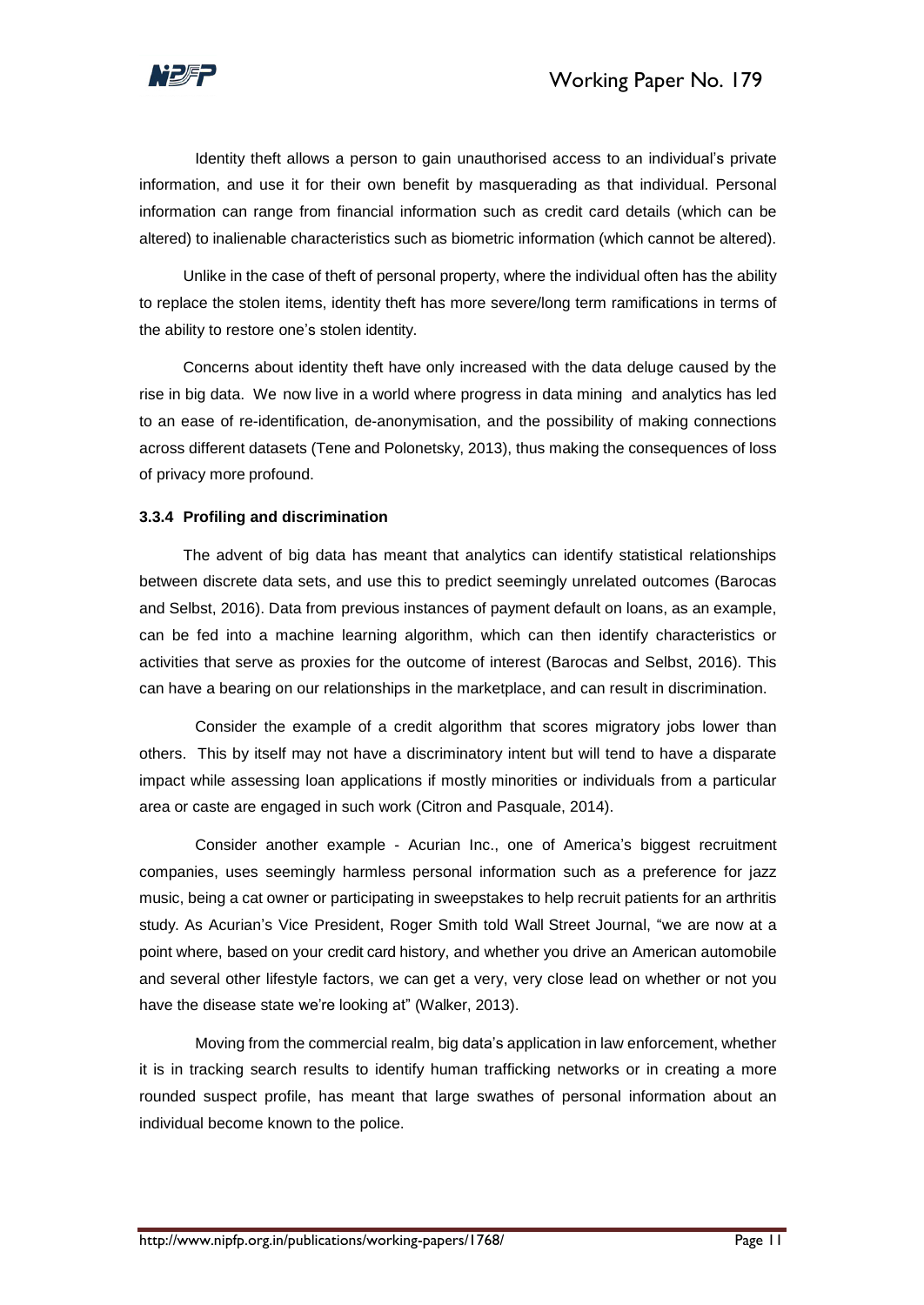Identity theft allows a person to gain unauthorised access to an individual's private information, and use it for their own benefit by masquerading as that individual. Personal information can range from financial information such as credit card details (which can be altered) to inalienable characteristics such as biometric information (which cannot be altered).

Unlike in the case of theft of personal property, where the individual often has the ability to replace the stolen items, identity theft has more severe/long term ramifications in terms of the ability to restore one's stolen identity.

Concerns about identity theft have only increased with the data deluge caused by the rise in big data. We now live in a world where progress in data mining and analytics has led to an ease of re-identification, de-anonymisation, and the possibility of making connections across different datasets (Tene and Polonetsky, 2013), thus making the consequences of loss of privacy more profound.

#### 3.3.4 Profiling and discrimination

The advent of big data has meant that analytics can identify statistical relationships between discrete data sets, and use this to predict seemingly unrelated outcomes (Barocas and Selbst, 2016). Data from previous instances of payment default on loans, as an example, can be fed into a machine learning algorithm, which can then identify characteristics or activities that serve as proxies for the outcome of interest (Barocas and Selbst, 2016). This can have a bearing on our relationships in the marketplace, and can result in discrimination.

Consider the example of a credit algorithm that scores migratory jobs lower than others. This by itself may not have a discriminatory intent but will tend to have a disparate impact while assessing loan applications if mostly minorities or individuals from a particular area or caste are engaged in such work (Citron and Pasquale, 2014).

Consider another example - Acurian Inc., one of America's biggest recruitment companies, uses seemingly harmless personal information such as a preference for jazz music, being a cat owner or participating in sweepstakes to help recruit patients for an arthritis study. As Acurian's Vice President, Roger Smith told Wall Street Journal, "we are now at a point where, based on your credit card history, and whether you drive an American automobile and several other lifestyle factors, we can get a very, very close lead on whether or not you have the disease state we're looking at" (Walker, 2013).

Moving from the commercial realm, big data's application in law enforcement, whether it is in tracking search results to identify human trafficking networks or in creating a more rounded suspect profile, has meant that large swathes of personal information about an individual become known to the police.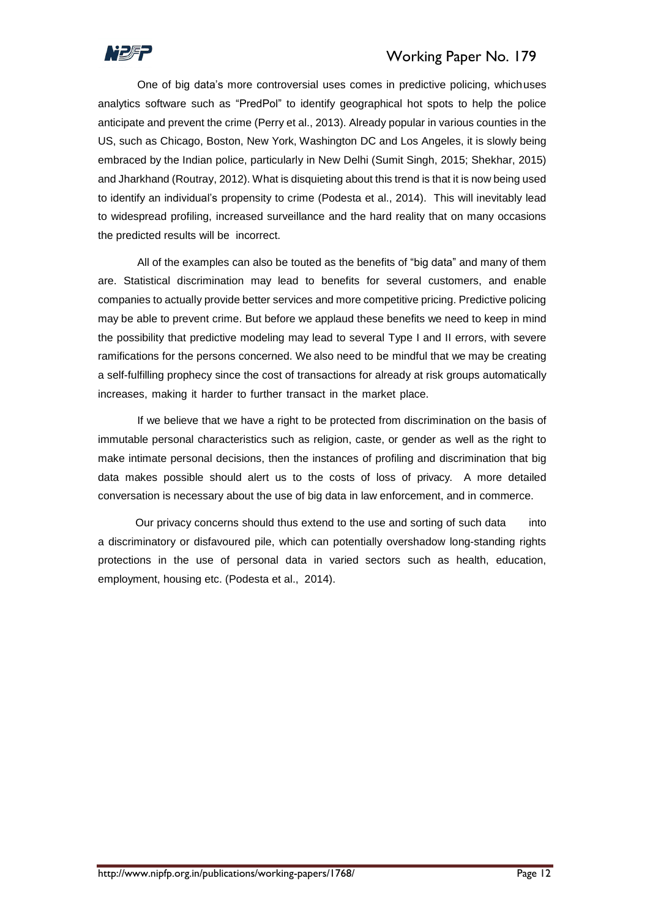One of big data's more controversial uses comes in predictive policing, whichuses analytics software such as "PredPol" to identify geographical hot spots to help the police anticipate and prevent the crime (Perry et al., 2013). Already popular in various counties in the US, such as Chicago, Boston, New York, Washington DC and Los Angeles, it is slowly being embraced by the Indian police, particularly in New Delhi (Sumit Singh, 2015; Shekhar, 2015) and Jharkhand (Routray, 2012). What is disquieting about this trend is that it is now being used to identify an individual's propensity to crime (Podesta et al., 2014). This will inevitably lead to widespread profiling, increased surveillance and the hard reality that on many occasions the predicted results will be incorrect.

All of the examples can also be touted as the benefits of "big data" and many of them are. Statistical discrimination may lead to benefits for several customers, and enable companies to actually provide better services and more competitive pricing. Predictive policing may be able to prevent crime. But before we applaud these benefits we need to keep in mind the possibility that predictive modeling may lead to several Type I and II errors, with severe ramifications for the persons concerned. We also need to be mindful that we may be creating a self-fulfilling prophecy since the cost of transactions for already at risk groups automatically increases, making it harder to further transact in the market place.

If we believe that we have a right to be protected from discrimination on the basis of immutable personal characteristics such as religion, caste, or gender as well as the right to make intimate personal decisions, then the instances of profiling and discrimination that big data makes possible should alert us to the costs of loss of privacy. A more detailed conversation is necessary about the use of big data in law enforcement, and in commerce.

Our privacy concerns should thus extend to the use and sorting of such data into a discriminatory or disfavoured pile, which can potentially overshadow long-standing rights protections in the use of personal data in varied sectors such as health, education, employment, housing etc. (Podesta et al., 2014).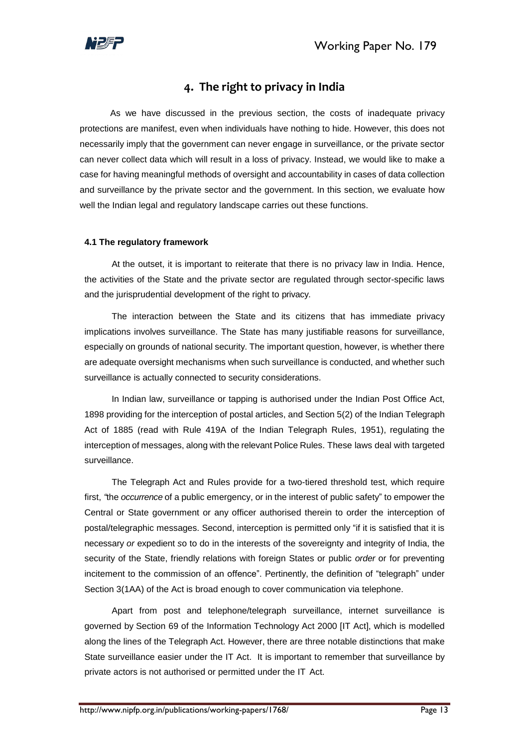# 4. The right to privacy in India

As we have discussed in the previous section, the costs of inadequate privacy protections are manifest, even when individuals have nothing to hide. However, this does not necessarily imply that the government can never engage in surveillance, or the private sector can never collect data which will result in a loss of privacy. Instead, we would like to make a case for having meaningful methods of oversight and accountability in cases of data collection and surveillance by the private sector and the government. In this section, we evaluate how well the Indian legal and regulatory landscape carries out these functions.

### 4.1 The regulatory framework

At the outset, it is important to reiterate that there is no privacy law in India. Hence, the activities of the State and the private sector are regulated through sector-specific laws and the jurisprudential development of the right to privacy.

The interaction between the State and its citizens that has immediate privacy implications involves surveillance. The State has many justifiable reasons for surveillance, especially on grounds of national security. The important question, however, is whether there are adequate oversight mechanisms when such surveillance is conducted, and whether such surveillance is actually connected to security considerations.

In Indian law, surveillance or tapping is authorised under the Indian Post Office Act, 1898 providing for the interception of postal articles, and Section 5(2) of the Indian Telegraph Act of 1885 (read with Rule 419A of the Indian Telegraph Rules, 1951), regulating the interception of messages, along with the relevant Police Rules. These laws deal with targeted surveillance.

The Telegraph Act and Rules provide for a two-tiered threshold test, which require first, "the *occurrence* of a public emergency, or in the interest of public safety" to empower the Central or State government or any officer authorised therein to order the interception of postal/telegraphic messages. Second, interception is permitted only "if it is satisfied that it is necessary *or* expedient so to do in the interests of the sovereignty and integrity of India, the security of the State, friendly relations with foreign States or public *order* or for preventing incitement to the commission of an offence". Pertinently, the definition of "telegraph" under Section 3(1AA) of the Act is broad enough to cover communication via telephone.

Apart from post and telephone/telegraph surveillance, internet surveillance is governed by Section 69 of the Information Technology Act 2000 [IT Act], which is modelled along the lines of the Telegraph Act. However, there are three notable distinctions that make State surveillance easier under the IT Act. It is important to remember that surveillance by private actors is not authorised or permitted under the IT Act.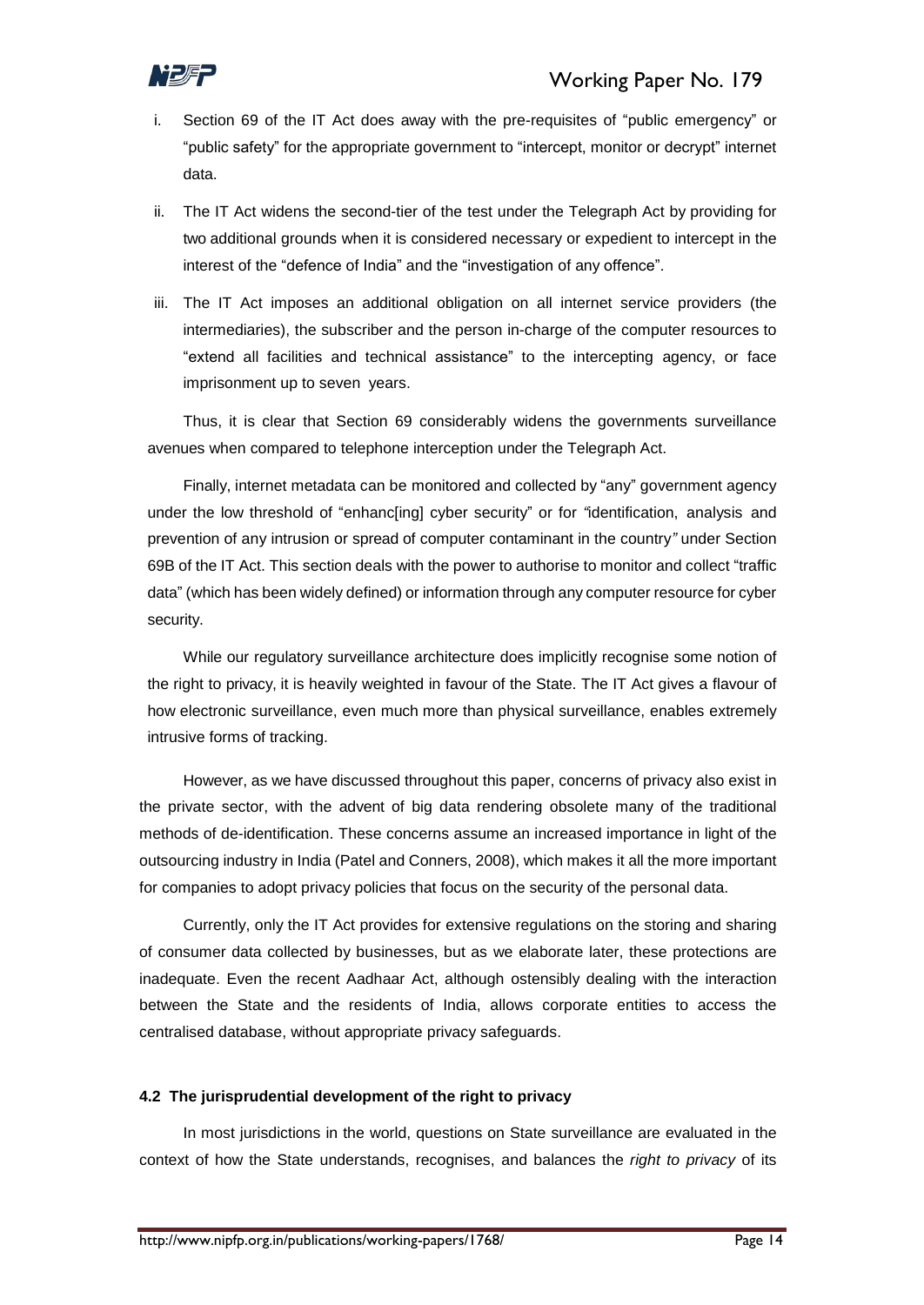i. Section 69 of the IT Act does away with the pre-requisites of "public emergency" or "public safety" for the appropriate government to "intercept, monitor or decrypt" internet data.

ii. The IT Act widens the second-tier of the test under the Telegraph Act by providing for two additional grounds when it is considered necessary or expedient to intercept in the interest of the "defence of India" and the "investigation of any offence".

iii. The IT Act imposes an additional obligation on all internet service providers (the intermediaries), the subscriber and the person in-charge of the computer resources to "extend all facilities and technical assistance" to the intercepting agency, or face imprisonment up to seven years.

Thus, it is clear that Section 69 considerably widens the governments surveillance avenues when compared to telephone interception under the Telegraph Act.

Finally, internet metadata can be monitored and collected by "any" government agency under the low threshold of "enhanc[ing] cyber security" or for *"*identification, analysis and prevention of any intrusion or spread of computer contaminant in the country*"* under Section 69B of the IT Act. This section deals with the power to authorise to monitor and collect "traffic data" (which has been widely defined) or information through any computer resource for cyber security.

While our regulatory surveillance architecture does implicitly recognise some notion of the right to privacy, it is heavily weighted in favour of the State. The IT Act gives a flavour of how electronic surveillance, even much more than physical surveillance, enables extremely intrusive forms of tracking.

However, as we have discussed throughout this paper, concerns of privacy also exist in the private sector, with the advent of big data rendering obsolete many of the traditional methods of de-identification. These concerns assume an increased importance in light of the outsourcing industry in India (Patel and Conners, 2008), which makes it all the more important for companies to adopt privacy policies that focus on the security of the personal data.

Currently, only the IT Act provides for extensive regulations on the storing and sharing of consumer data collected by businesses, but as we elaborate later, these protections are inadequate. Even the recent Aadhaar Act, although ostensibly dealing with the interaction between the State and the residents of India, allows corporate entities to access the centralised database, without appropriate privacy safeguards.

### 4.2 The jurisprudential development of the right to privacy

In most jurisdictions in the world, questions on State surveillance are evaluated in the context of how the State understands, recognises, and balances the *right to privacy* of its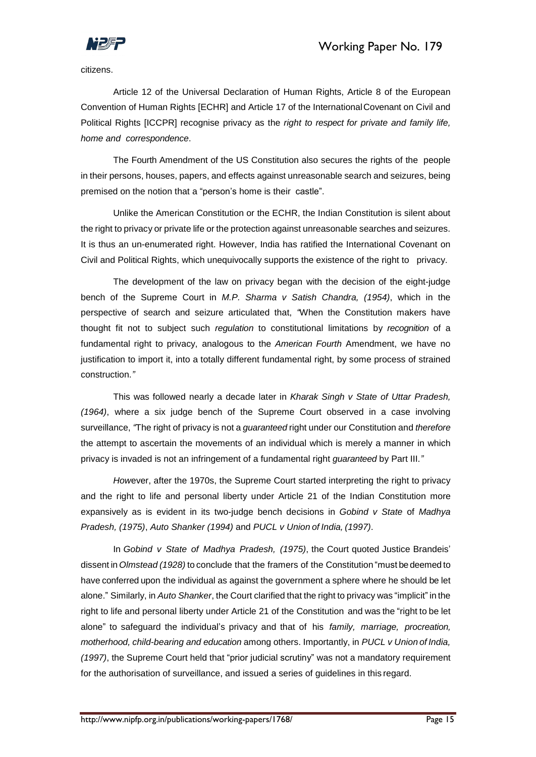citizens.

Article 12 of the Universal Declaration of Human Rights, Article 8 of the European Convention of Human Rights [ECHR] and Article 17 of the International Covenant on Civil and Political Rights [ICCPR] recognise privacy as the *right to respect for private and family life, home and correspondence*.

The Fourth Amendment of the US Constitution also secures the rights of the people in their persons, houses, papers, and effects against unreasonable search and seizures, being premised on the notion that a "person's home is their castle".

Unlike the American Constitution or the ECHR, the Indian Constitution is silent about the right to privacy or private life or the protection against unreasonable searches and seizures. It is thus an un-enumerated right. However, India has ratified the International Covenant on Civil and Political Rights, which unequivocally supports the existence of the right to privacy.

The development of the law on privacy began with the decision of the eight-judge bench of the Supreme Court in *M.P. Sharma v Satish Chandra, (1954)*, which in the perspective of search and seizure articulated that, *"*When the Constitution makers have thought fit not to subject such *regulation* to constitutional limitations by *recognition* of a fundamental right to privacy, analogous to the *American Fourth* Amendment, we have no justification to import it, into a totally different fundamental right, by some process of strained construction.*"*

This was followed nearly a decade later in *Kharak Singh v State of Uttar Pradesh, (1964)*, where a six judge bench of the Supreme Court observed in a case involving surveillance, *"*The right of privacy is not a *guaranteed* right under our Constitution and *therefore* the attempt to ascertain the movements of an individual which is merely a manner in which privacy is invaded is not an infringement of a fundamental right *guaranteed* by Part III.*"*

*How*ever, after the 1970s, the Supreme Court started interpreting the right to privacy and the right to life and personal liberty under Article 21 of the Indian Constitution more expansively as is evident in its two-judge bench decisions in *Gobind v State* of *Madhya Pradesh, (1975)*, *Auto Shanker (1994)* and *PUCL v Union of India, (1997)*.

In *Gobind v State of Madhya Pradesh, (1975)*, the Court quoted Justice Brandeis' dissent in *Olmstead (1928)* to conclude that the framers of the Constitution "must be deemed to have conferred upon the individual as against the government a sphere where he should be let alone." Similarly, in *Auto Shanker*, the Court clarified that the right to privacy was "implicit" in the right to life and personal liberty under Article 21 of the Constitution and was the "right to be let alone" to safeguard the individual's privacy and that of his *family, marriage, procreation, motherhood, child-bearing and education* among others. Importantly, in *PUCL v Union of India, (1997)*, the Supreme Court held that "prior judicial scrutiny" was not a mandatory requirement for the authorisation of surveillance, and issued a series of guidelines in this regard.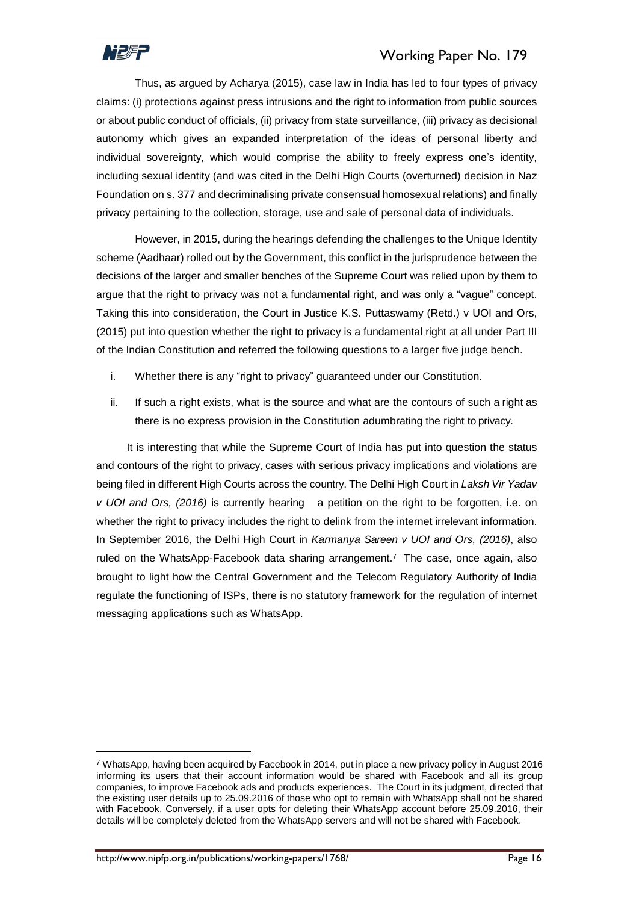Thus, as argued by Acharya (2015), case law in India has led to four types of privacy claims: (i) protections against press intrusions and the right to information from public sources or about public conduct of officials, (ii) privacy from state surveillance, (iii) privacy as decisional autonomy which gives an expanded interpretation of the ideas of personal liberty and individual sovereignty, which would comprise the ability to freely express one's identity, including sexual identity (and was cited in the Delhi High Courts (overturned) decision in Naz Foundation on s. 377 and decriminalising private consensual homosexual relations) and finally privacy pertaining to the collection, storage, use and sale of personal data of individuals.

However, in 2015, during the hearings defending the challenges to the Unique Identity scheme (Aadhaar) rolled out by the Government, this conflict in the jurisprudence between the decisions of the larger and smaller benches of the Supreme Court was relied upon by them to argue that the right to privacy was not a fundamental right, and was only a "vague" concept. Taking this into consideration, the Court in Justice K.S. Puttaswamy (Retd.) v UOI and Ors, (2015) put into question whether the right to privacy is a fundamental right at all under Part III of the Indian Constitution and referred the following questions to a larger five judge bench.

i. Whether there is any "right to privacy" guaranteed under our Constitution.

ii. If such a right exists, what is the source and what are the contours of such a right as there is no express provision in the Constitution adumbrating the right to privacy.

It is interesting that while the Supreme Court of India has put into question the status and contours of the right to privacy, cases with serious privacy implications and violations are being filed in different High Courts across the country. The Delhi High Court in *Laksh Vir Yadav v UOI and Ors, (2016)* is currently hearing a petition on the right to be forgotten, i.e. on whether the right to privacy includes the right to delink from the internet irrelevant information. In September 2016, the Delhi High Court in *Karmanya Sareen v UOI and Ors, (2016)*, also ruled on the WhatsApp-Facebook data sharing arrangement.[7] The case, once again, also brought to light how the Central Government and the Telecom Regulatory Authority of India regulate the functioning of ISPs, there is no statutory framework for the regulation of internet messaging applications such as WhatsApp.

[7] WhatsApp, having been acquired by Facebook in 2014, put in place a new privacy policy in August 2016 informing its users that their account information would be shared with Facebook and all its group companies, to improve Facebook ads and products experiences. The Court in its judgment, directed that the existing user details up to 25.09.2016 of those who opt to remain with WhatsApp shall not be shared with Facebook. Conversely, if a user opts for deleting their WhatsApp account before 25.09.2016, their details will be completely deleted from the WhatsApp servers and will not be shared with Facebook.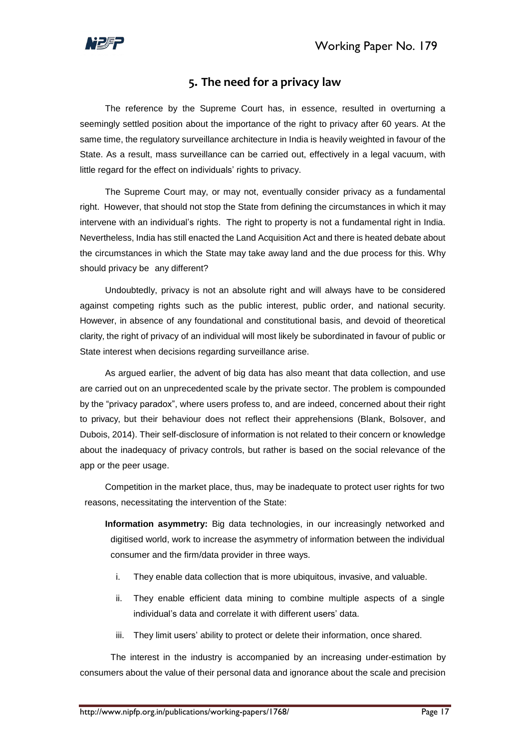## 5. The need for a privacy law

The reference by the Supreme Court has, in essence, resulted in overturning a seemingly settled position about the importance of the right to privacy after 60 years. At the same time, the regulatory surveillance architecture in India is heavily weighted in favour of the State. As a result, mass surveillance can be carried out, effectively in a legal vacuum, with little regard for the effect on individuals' rights to privacy.

The Supreme Court may, or may not, eventually consider privacy as a fundamental right. However, that should not stop the State from defining the circumstances in which it may intervene with an individual's rights. The right to property is not a fundamental right in India. Nevertheless, India has still enacted the Land Acquisition Act and there is heated debate about the circumstances in which the State may take away land and the due process for this. Why should privacy be any different?

Undoubtedly, privacy is not an absolute right and will always have to be considered against competing rights such as the public interest, public order, and national security. However, in absence of any foundational and constitutional basis, and devoid of theoretical clarity, the right of privacy of an individual will most likely be subordinated in favour of public or State interest when decisions regarding surveillance arise.

As argued earlier, the advent of big data has also meant that data collection, and use are carried out on an unprecedented scale by the private sector. The problem is compounded by the "privacy paradox", where users profess to, and are indeed, concerned about their right to privacy, but their behaviour does not reflect their apprehensions (Blank, Bolsover, and Dubois, 2014). Their self-disclosure of information is not related to their concern or knowledge about the inadequacy of privacy controls, but rather is based on the social relevance of the app or the peer usage.

Competition in the market place, thus, may be inadequate to protect user rights for two reasons, necessitating the intervention of the State:

**Information asymmetry:** Big data technologies, in our increasingly networked and digitised world, work to increase the asymmetry of information between the individual consumer and the firm/data provider in three ways.

i. They enable data collection that is more ubiquitous, invasive, and valuable.

ii. They enable efficient data mining to combine multiple aspects of a single individual's data and correlate it with different users' data.

iii. They limit users' ability to protect or delete their information, once shared.

The interest in the industry is accompanied by an increasing under-estimation by consumers about the value of their personal data and ignorance about the scale and precision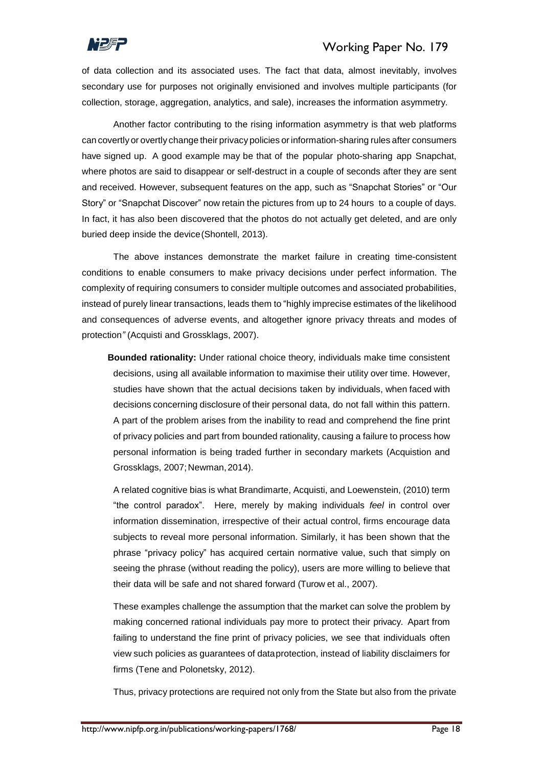of data collection and its associated uses. The fact that data, almost inevitably, involves secondary use for purposes not originally envisioned and involves multiple participants (for collection, storage, aggregation, analytics, and sale), increases the information asymmetry.

Another factor contributing to the rising information asymmetry is that web platforms can covertly or overtly change their privacy policies or information-sharing rules after consumers have signed up. A good example may be that of the popular photo-sharing app Snapchat, where photos are said to disappear or self-destruct in a couple of seconds after they are sent and received. However, subsequent features on the app, such as "Snapchat Stories" or "Our Story" or "Snapchat Discover" now retain the pictures from up to 24 hours to a couple of days. In fact, it has also been discovered that the photos do not actually get deleted, and are only buried deep inside the device (Shontell, 2013).

The above instances demonstrate the market failure in creating time-consistent conditions to enable consumers to make privacy decisions under perfect information. The complexity of requiring consumers to consider multiple outcomes and associated probabilities, instead of purely linear transactions, leads them to "highly imprecise estimates of the likelihood and consequences of adverse events, and altogether ignore privacy threats and modes of protection" (Acquisti and Grossklags, 2007).

**Bounded rationality:** Under rational choice theory, individuals make time consistent decisions, using all available information to maximise their utility over time. However, studies have shown that the actual decisions taken by individuals, when faced with decisions concerning disclosure of their personal data, do not fall within this pattern. A part of the problem arises from the inability to read and comprehend the fine print of privacy policies and part from bounded rationality, causing a failure to process how personal information is being traded further in secondary markets (Acquistion and Grossklags, 2007; Newman, 2014).

A related cognitive bias is what Brandimarte, Acquisti, and Loewenstein, (2010) term "the control paradox". Here, merely by making individuals *feel* in control over information dissemination, irrespective of their actual control, firms encourage data subjects to reveal more personal information. Similarly, it has been shown that the phrase "privacy policy" has acquired certain normative value, such that simply on seeing the phrase (without reading the policy), users are more willing to believe that their data will be safe and not shared forward (Turow et al., 2007).

These examples challenge the assumption that the market can solve the problem by making concerned rational individuals pay more to protect their privacy. Apart from failing to understand the fine print of privacy policies, we see that individuals often view such policies as guarantees of data protection, instead of liability disclaimers for firms (Tene and Polonetsky, 2012).

Thus, privacy protections are required not only from the State but also from the private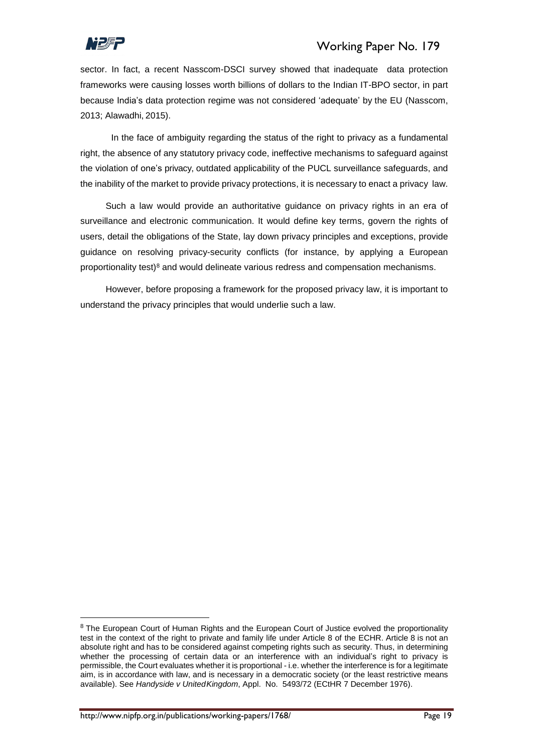sector. In fact, a recent Nasscom-DSCI survey showed that inadequate data protection frameworks were causing losses worth billions of dollars to the Indian IT-BPO sector, in part because India's data protection regime was not considered 'adequate' by the EU (Nasscom, 2013; Alawadhi, 2015).

In the face of ambiguity regarding the status of the right to privacy as a fundamental right, the absence of any statutory privacy code, ineffective mechanisms to safeguard against the violation of one's privacy, outdated applicability of the PUCL surveillance safeguards, and the inability of the market to provide privacy protections, it is necessary to enact a privacy law.

Such a law would provide an authoritative guidance on privacy rights in an era of surveillance and electronic communication. It would define key terms, govern the rights of users, detail the obligations of the State, lay down privacy principles and exceptions, provide guidance on resolving privacy-security conflicts (for instance, by applying a European proportionality test)[8] and would delineate various redress and compensation mechanisms.

However, before proposing a framework for the proposed privacy law, it is important to understand the privacy principles that would underlie such a law.

---

[8] The European Court of Human Rights and the European Court of Justice evolved the proportionality test in the context of the right to private and family life under Article 8 of the ECHR. Article 8 is not an absolute right and has to be considered against competing rights such as security. Thus, in determining whether the processing of certain data or an interference with an individual's right to privacy is permissible, the Court evaluates whether it is proportional - i.e. whether the interference is for a legitimate aim, is in accordance with law, and is necessary in a democratic society (or the least restrictive means available). See *Handyside v United Kingdom*, Appl. No. 5493/72 (ECtHR 7 December 1976).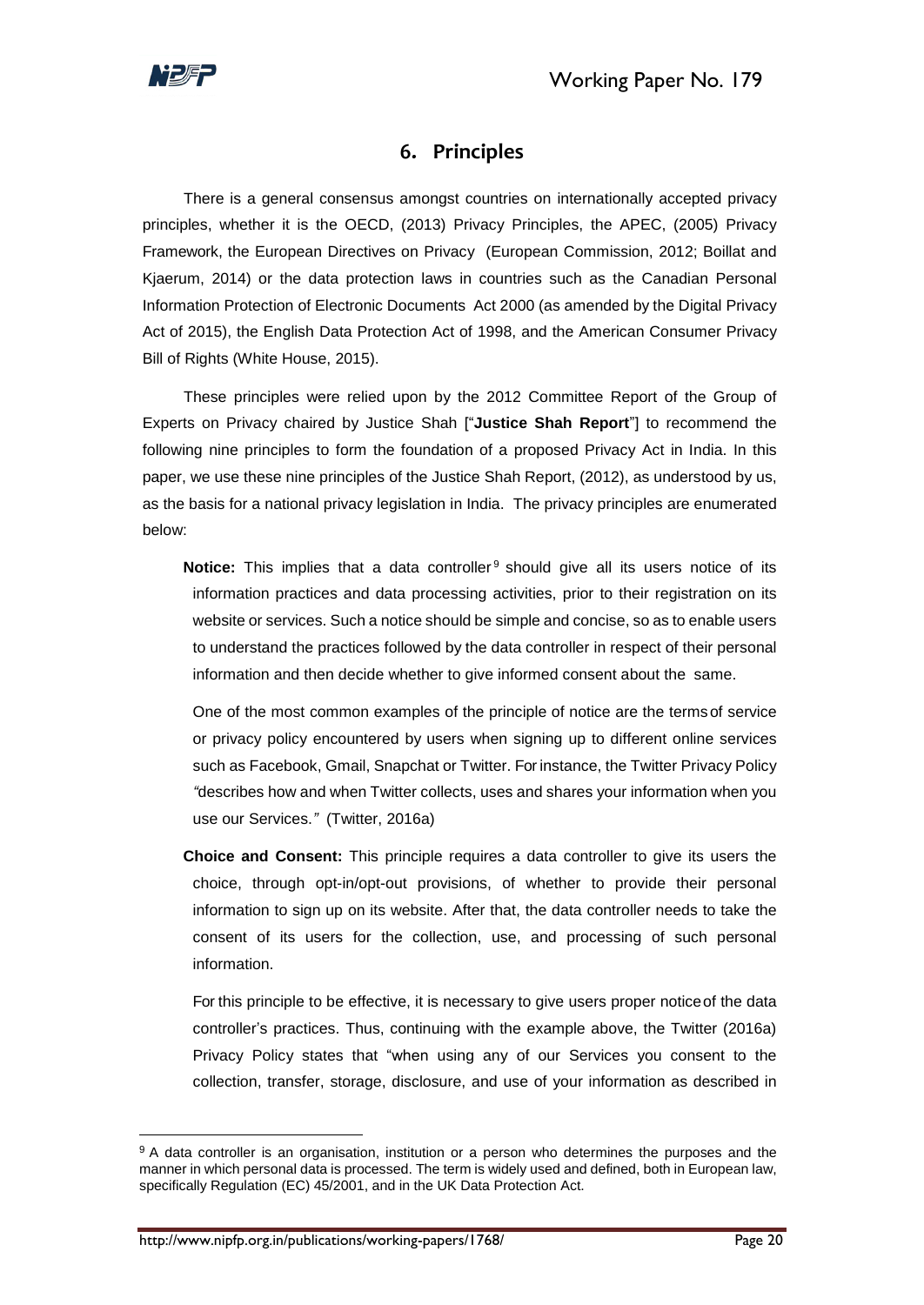## 6. Principles

There is a general consensus amongst countries on internationally accepted privacy principles, whether it is the OECD, (2013) Privacy Principles, the APEC, (2005) Privacy Framework, the European Directives on Privacy (European Commission, 2012; Boillat and Kjaerum, 2014) or the data protection laws in countries such as the Canadian Personal Information Protection of Electronic Documents Act 2000 (as amended by the Digital Privacy Act of 2015), the English Data Protection Act of 1998, and the American Consumer Privacy Bill of Rights (White House, 2015).

These principles were relied upon by the 2012 Committee Report of the Group of Experts on Privacy chaired by Justice Shah ["**Justice Shah Report**"] to recommend the following nine principles to form the foundation of a proposed Privacy Act in India. In this paper, we use these nine principles of the Justice Shah Report, (2012), as understood by us, as the basis for a national privacy legislation in India. The privacy principles are enumerated below:

**Notice:** This implies that a data controller[9] should give all its users notice of its information practices and data processing activities, prior to their registration on its website or services. Such a notice should be simple and concise, so as to enable users to understand the practices followed by the data controller in respect of their personal information and then decide whether to give informed consent about the same.

One of the most common examples of the principle of notice are the terms of service or privacy policy encountered by users when signing up to different online services such as Facebook, Gmail, Snapchat or Twitter. For instance, the Twitter Privacy Policy *"*describes how and when Twitter collects, uses and shares your information when you use our Services.*"* (Twitter, 2016a)

**Choice and Consent:** This principle requires a data controller to give its users the choice, through opt-in/opt-out provisions, of whether to provide their personal information to sign up on its website. After that, the data controller needs to take the consent of its users for the collection, use, and processing of such personal information.

For this principle to be effective, it is necessary to give users proper notice of the data controller's practices. Thus, continuing with the example above, the Twitter (2016a) Privacy Policy states that "when using any of our Services you consent to the collection, transfer, storage, disclosure, and use of your information as described in

---

[9] A data controller is an organisation, institution or a person who determines the purposes and the manner in which personal data is processed. The term is widely used and defined, both in European law, specifically Regulation (EC) 45/2001, and in the UK Data Protection Act.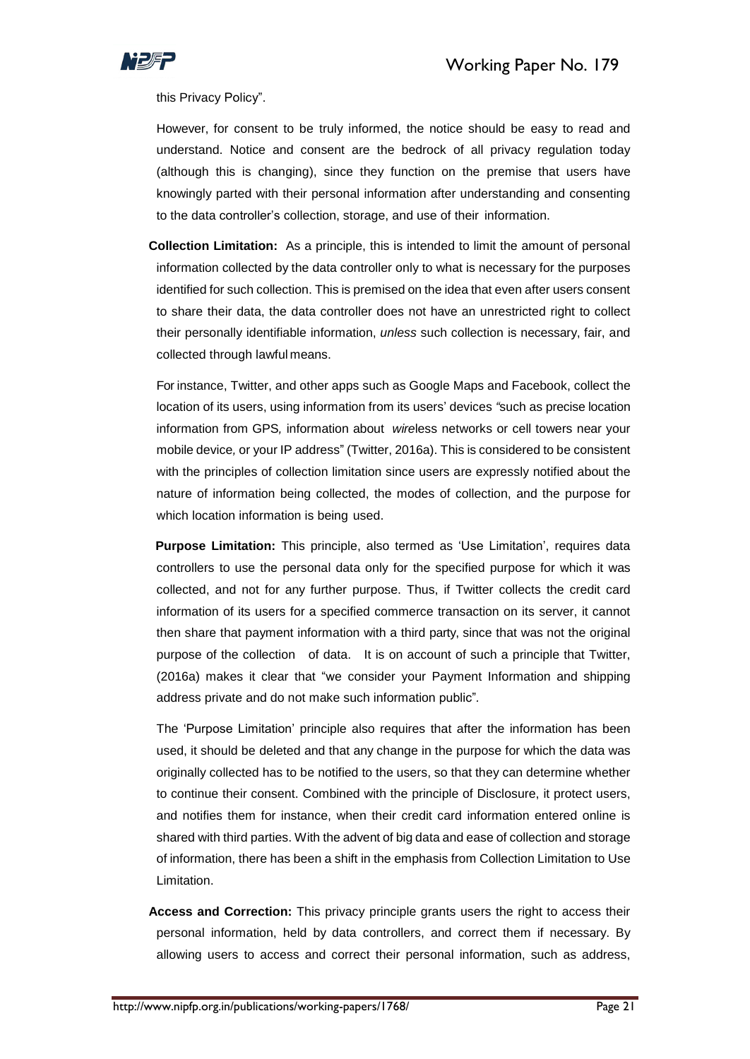this Privacy Policy".

However, for consent to be truly informed, the notice should be easy to read and understand. Notice and consent are the bedrock of all privacy regulation today (although this is changing), since they function on the premise that users have knowingly parted with their personal information after understanding and consenting to the data controller's collection, storage, and use of their information.

**Collection Limitation:** As a principle, this is intended to limit the amount of personal information collected by the data controller only to what is necessary for the purposes identified for such collection. This is premised on the idea that even after users consent to share their data, the data controller does not have an unrestricted right to collect their personally identifiable information, *unless* such collection is necessary, fair, and collected through lawful means.

For instance, Twitter, and other apps such as Google Maps and Facebook, collect the location of its users, using information from its users' devices "such as precise location information from GPS, information about *wire*less networks or cell towers near your mobile device, or your IP address" (Twitter, 2016a). This is considered to be consistent with the principles of collection limitation since users are expressly notified about the nature of information being collected, the modes of collection, and the purpose for which location information is being used.

**Purpose Limitation:** This principle, also termed as 'Use Limitation', requires data controllers to use the personal data only for the specified purpose for which it was collected, and not for any further purpose. Thus, if Twitter collects the credit card information of its users for a specified commerce transaction on its server, it cannot then share that payment information with a third party, since that was not the original purpose of the collection of data. It is on account of such a principle that Twitter, (2016a) makes it clear that "we consider your Payment Information and shipping address private and do not make such information public".

The 'Purpose Limitation' principle also requires that after the information has been used, it should be deleted and that any change in the purpose for which the data was originally collected has to be notified to the users, so that they can determine whether to continue their consent. Combined with the principle of Disclosure, it protect users, and notifies them for instance, when their credit card information entered online is shared with third parties. With the advent of big data and ease of collection and storage of information, there has been a shift in the emphasis from Collection Limitation to Use Limitation.

**Access and Correction:** This privacy principle grants users the right to access their personal information, held by data controllers, and correct them if necessary. By allowing users to access and correct their personal information, such as address,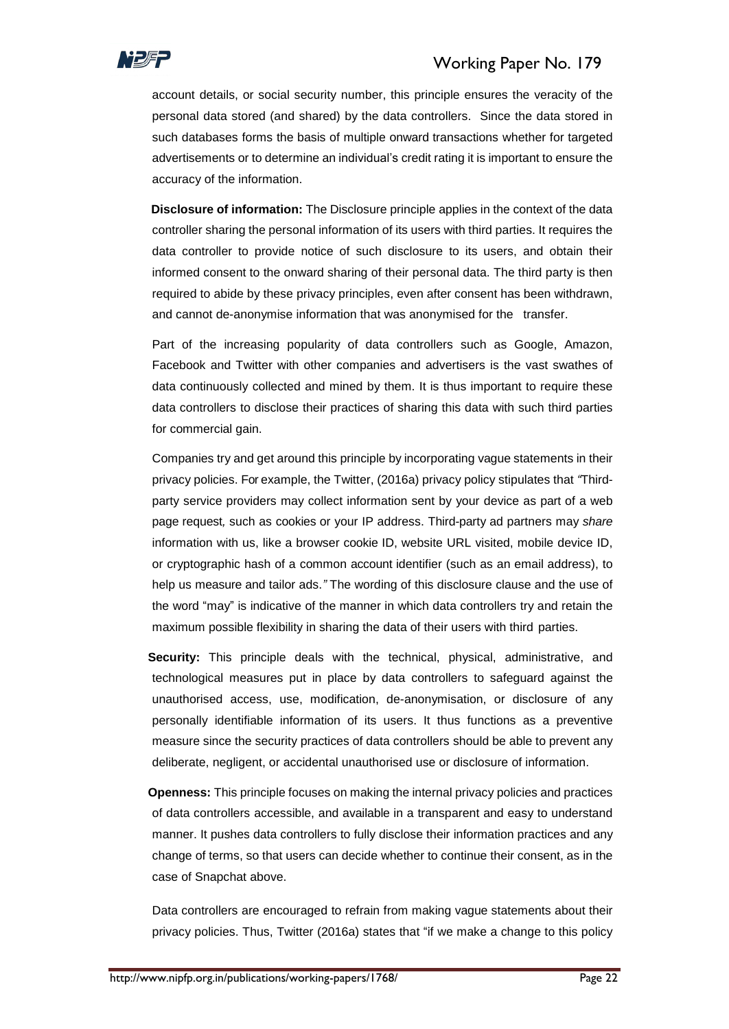account details, or social security number, this principle ensures the veracity of the personal data stored (and shared) by the data controllers. Since the data stored in such databases forms the basis of multiple onward transactions whether for targeted advertisements or to determine an individual's credit rating it is important to ensure the accuracy of the information.

**Disclosure of information:** The Disclosure principle applies in the context of the data controller sharing the personal information of its users with third parties. It requires the data controller to provide notice of such disclosure to its users, and obtain their informed consent to the onward sharing of their personal data. The third party is then required to abide by these privacy principles, even after consent has been withdrawn, and cannot de-anonymise information that was anonymised for the transfer.

Part of the increasing popularity of data controllers such as Google, Amazon, Facebook and Twitter with other companies and advertisers is the vast swathes of data continuously collected and mined by them. It is thus important to require these data controllers to disclose their practices of sharing this data with such third parties for commercial gain.

Companies try and get around this principle by incorporating vague statements in their privacy policies. For example, the Twitter, (2016a) privacy policy stipulates that *"Third-party service providers may collect information sent by your device as part of a web page request, such as cookies or your IP address. Third-party ad partners may share information with us, like a browser cookie ID, website URL visited, mobile device ID, or cryptographic hash of a common account identifier (such as an email address), to help us measure and tailor ads."* The wording of this disclosure clause and the use of the word "may" is indicative of the manner in which data controllers try and retain the maximum possible flexibility in sharing the data of their users with third parties.

**Security:** This principle deals with the technical, physical, administrative, and technological measures put in place by data controllers to safeguard against the unauthorised access, use, modification, de-anonymisation, or disclosure of any personally identifiable information of its users. It thus functions as a preventive measure since the security practices of data controllers should be able to prevent any deliberate, negligent, or accidental unauthorised use or disclosure of information.

**Openness:** This principle focuses on making the internal privacy policies and practices of data controllers accessible, and available in a transparent and easy to understand manner. It pushes data controllers to fully disclose their information practices and any change of terms, so that users can decide whether to continue their consent, as in the case of Snapchat above.

Data controllers are encouraged to refrain from making vague statements about their privacy policies. Thus, Twitter (2016a) states that "if we make a change to this policy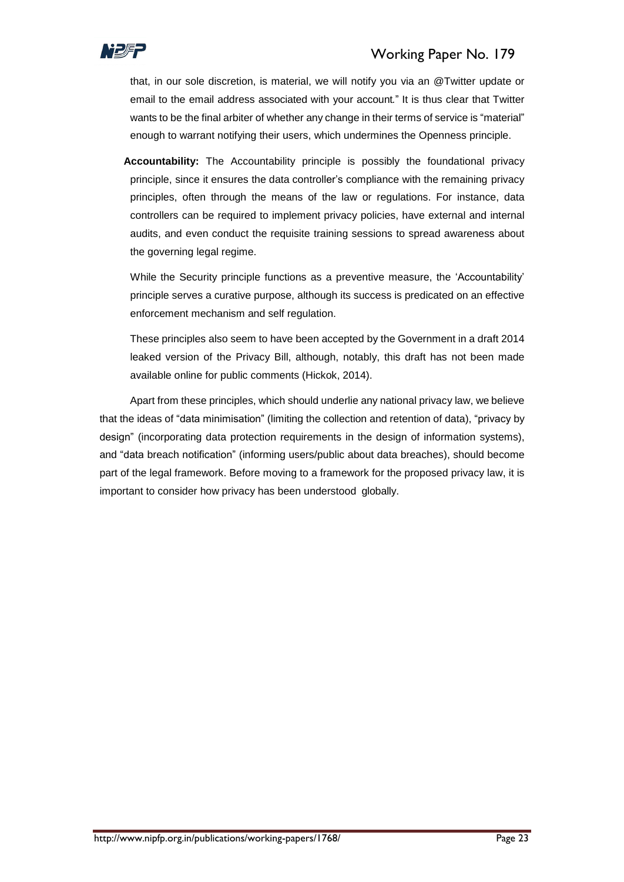that, in our sole discretion, is material, we will notify you via an @Twitter update or email to the email address associated with your account." It is thus clear that Twitter wants to be the final arbiter of whether any change in their terms of service is "material" enough to warrant notifying their users, which undermines the Openness principle.

**Accountability:** The Accountability principle is possibly the foundational privacy principle, since it ensures the data controller's compliance with the remaining privacy principles, often through the means of the law or regulations. For instance, data controllers can be required to implement privacy policies, have external and internal audits, and even conduct the requisite training sessions to spread awareness about the governing legal regime.

While the Security principle functions as a preventive measure, the 'Accountability' principle serves a curative purpose, although its success is predicated on an effective enforcement mechanism and self regulation.

These principles also seem to have been accepted by the Government in a draft 2014 leaked version of the Privacy Bill, although, notably, this draft has not been made available online for public comments (Hickok, 2014).

Apart from these principles, which should underlie any national privacy law, we believe that the ideas of "data minimisation" (limiting the collection and retention of data), "privacy by design" (incorporating data protection requirements in the design of information systems), and "data breach notification" (informing users/public about data breaches), should become part of the legal framework. Before moving to a framework for the proposed privacy law, it is important to consider how privacy has been understood globally.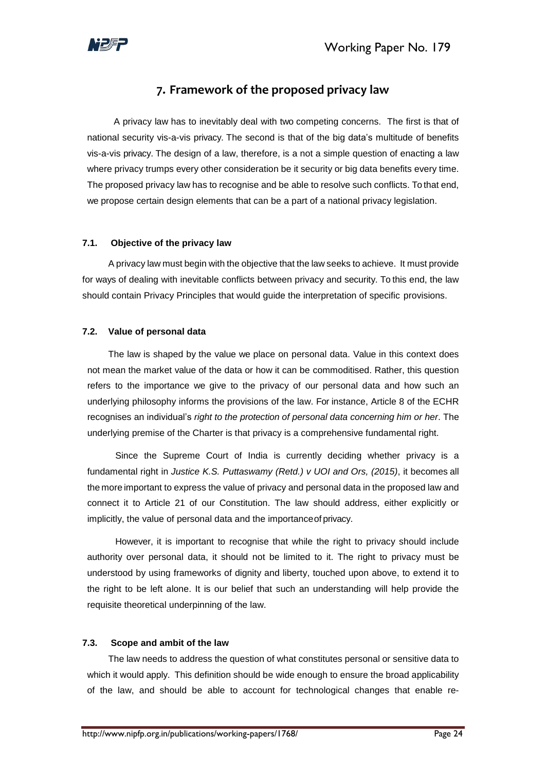## 7. Framework of the proposed privacy law

A privacy law has to inevitably deal with two competing concerns. The first is that of national security vis-a-vis privacy. The second is that of the big data's multitude of benefits vis-a-vis privacy. The design of a law, therefore, is a not a simple question of enacting a law where privacy trumps every other consideration be it security or big data benefits every time. The proposed privacy law has to recognise and be able to resolve such conflicts. To that end, we propose certain design elements that can be a part of a national privacy legislation.

### 7.1. Objective of the privacy law

A privacy law must begin with the objective that the law seeks to achieve. It must provide for ways of dealing with inevitable conflicts between privacy and security. To this end, the law should contain Privacy Principles that would guide the interpretation of specific provisions.

### 7.2. Value of personal data

The law is shaped by the value we place on personal data. Value in this context does not mean the market value of the data or how it can be commoditised. Rather, this question refers to the importance we give to the privacy of our personal data and how such an underlying philosophy informs the provisions of the law. For instance, Article 8 of the ECHR recognises an individual's *right to the protection of personal data concerning him or her*. The underlying premise of the Charter is that privacy is a comprehensive fundamental right.

Since the Supreme Court of India is currently deciding whether privacy is a fundamental right in *Justice K.S. Puttaswamy (Retd.) v UOI and Ors, (2015)*, it becomes all the more important to express the value of privacy and personal data in the proposed law and connect it to Article 21 of our Constitution. The law should address, either explicitly or implicitly, the value of personal data and the importance of privacy.

However, it is important to recognise that while the right to privacy should include authority over personal data, it should not be limited to it. The right to privacy must be understood by using frameworks of dignity and liberty, touched upon above, to extend it to the right to be left alone. It is our belief that such an understanding will help provide the requisite theoretical underpinning of the law.

### 7.3. Scope and ambit of the law

The law needs to address the question of what constitutes personal or sensitive data to which it would apply. This definition should be wide enough to ensure the broad applicability of the law, and should be able to account for technological changes that enable re-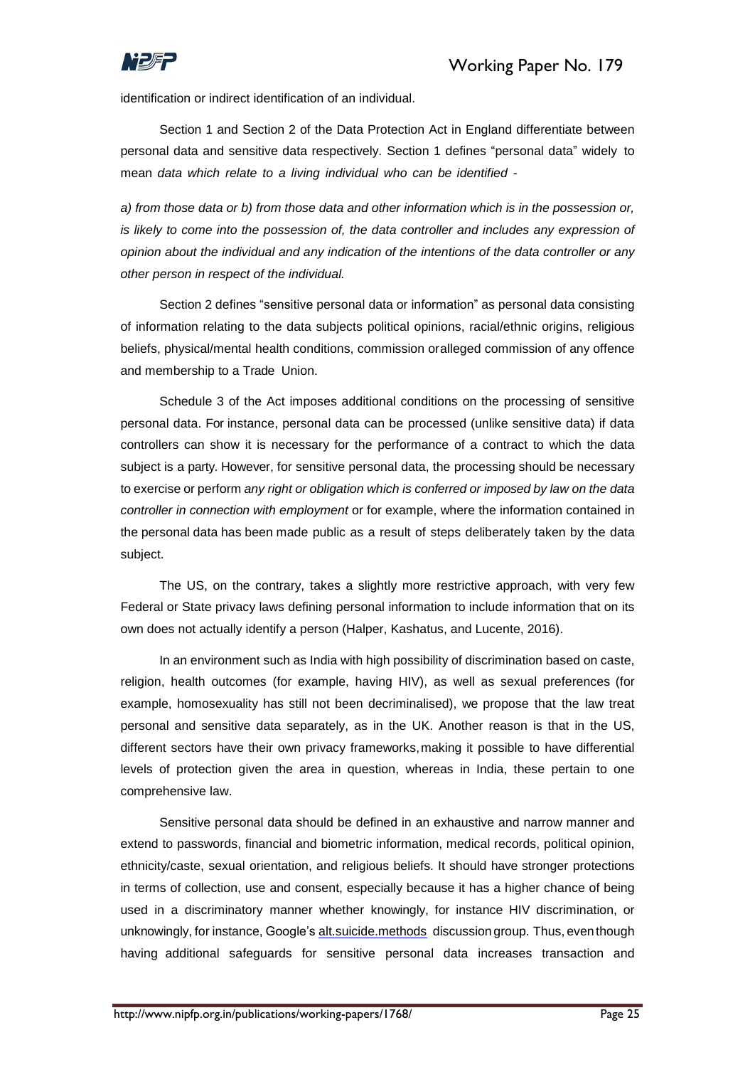identification or indirect identification of an individual.

Section 1 and Section 2 of the Data Protection Act in England differentiate between personal data and sensitive data respectively. Section 1 defines "personal data" widely to mean *data which relate to a living individual who can be identified -*

*a) from those data or b) from those data and other information which is in the possession or, is likely to come into the possession of, the data controller and includes any expression of opinion about the individual and any indication of the intentions of the data controller or any other person in respect of the individual.*

Section 2 defines "sensitive personal data or information" as personal data consisting of information relating to the data subjects political opinions, racial/ethnic origins, religious beliefs, physical/mental health conditions, commission oralleged commission of any offence and membership to a Trade Union.

Schedule 3 of the Act imposes additional conditions on the processing of sensitive personal data. For instance, personal data can be processed (unlike sensitive data) if data controllers can show it is necessary for the performance of a contract to which the data subject is a party. However, for sensitive personal data, the processing should be necessary to exercise or perform *any right or obligation which is conferred or imposed by law on the data controller in connection with employment* or for example, where the information contained in the personal data has been made public as a result of steps deliberately taken by the data subject.

The US, on the contrary, takes a slightly more restrictive approach, with very few Federal or State privacy laws defining personal information to include information that on its own does not actually identify a person (Halper, Kashatus, and Lucente, 2016).

In an environment such as India with high possibility of discrimination based on caste, religion, health outcomes (for example, having HIV), as well as sexual preferences (for example, homosexuality has still not been decriminalised), we propose that the law treat personal and sensitive data separately, as in the UK. Another reason is that in the US, different sectors have their own privacy frameworks, making it possible to have differential levels of protection given the area in question, whereas in India, these pertain to one comprehensive law.

Sensitive personal data should be defined in an exhaustive and narrow manner and extend to passwords, financial and biometric information, medical records, political opinion, ethnicity/caste, sexual orientation, and religious beliefs. It should have stronger protections in terms of collection, use and consent, especially because it has a higher chance of being used in a discriminatory manner whether knowingly, for instance HIV discrimination, or unknowingly, for instance, Google's alt.suicide.methods discussion group. Thus, even though having additional safeguards for sensitive personal data increases transaction and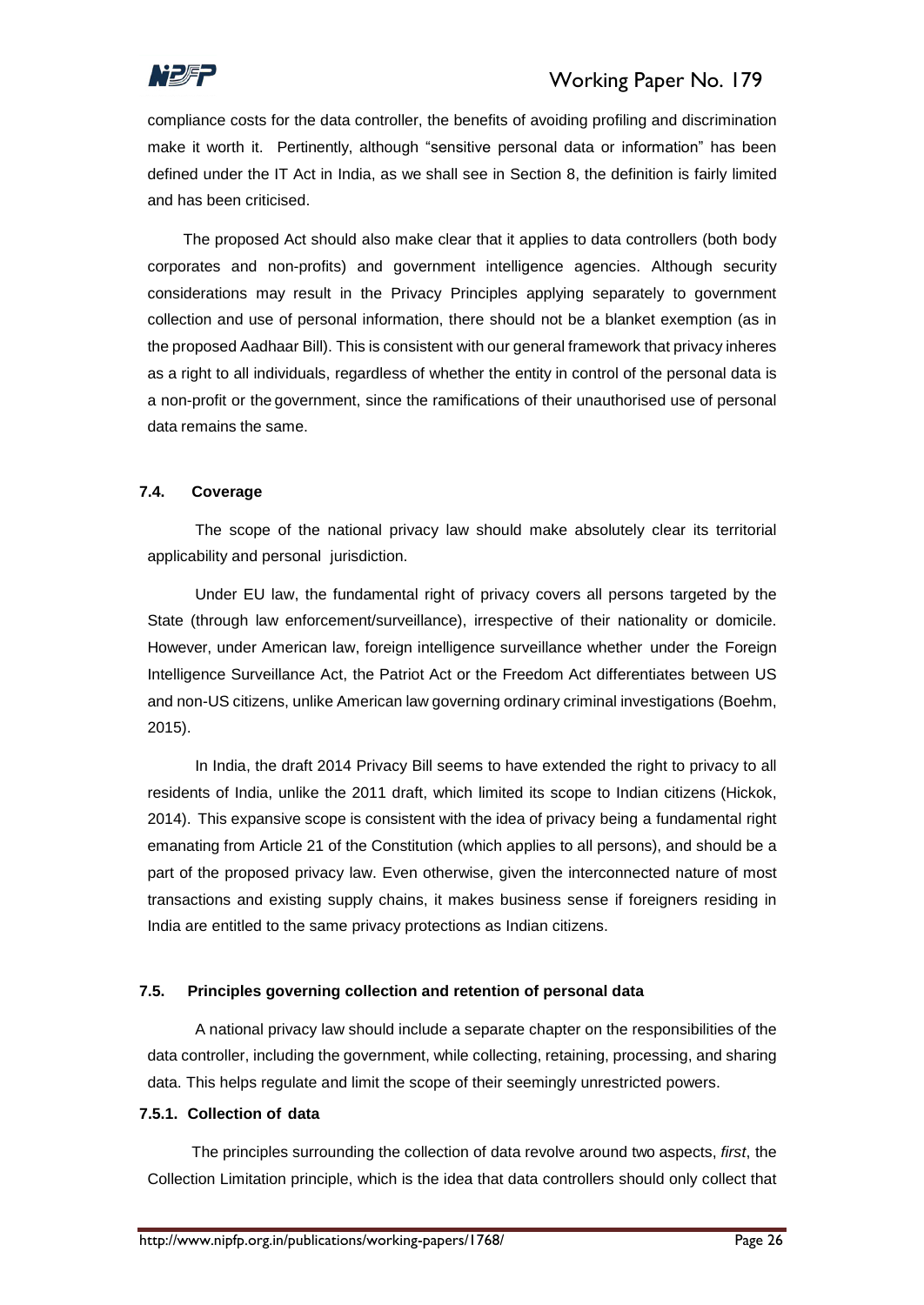compliance costs for the data controller, the benefits of avoiding profiling and discrimination make it worth it. Pertinently, although "sensitive personal data or information" has been defined under the IT Act in India, as we shall see in Section 8, the definition is fairly limited and has been criticised.

The proposed Act should also make clear that it applies to data controllers (both body corporates and non-profits) and government intelligence agencies. Although security considerations may result in the Privacy Principles applying separately to government collection and use of personal information, there should not be a blanket exemption (as in the proposed Aadhaar Bill). This is consistent with our general framework that privacy inheres as a right to all individuals, regardless of whether the entity in control of the personal data is a non-profit or the government, since the ramifications of their unauthorised use of personal data remains the same.

### 7.4. Coverage

The scope of the national privacy law should make absolutely clear its territorial applicability and personal jurisdiction.

Under EU law, the fundamental right of privacy covers all persons targeted by the State (through law enforcement/surveillance), irrespective of their nationality or domicile. However, under American law, foreign intelligence surveillance whether under the Foreign Intelligence Surveillance Act, the Patriot Act or the Freedom Act differentiates between US and non-US citizens, unlike American law governing ordinary criminal investigations (Boehm, 2015).

In India, the draft 2014 Privacy Bill seems to have extended the right to privacy to all residents of India, unlike the 2011 draft, which limited its scope to Indian citizens (Hickok, 2014). This expansive scope is consistent with the idea of privacy being a fundamental right emanating from Article 21 of the Constitution (which applies to all persons), and should be a part of the proposed privacy law. Even otherwise, given the interconnected nature of most transactions and existing supply chains, it makes business sense if foreigners residing in India are entitled to the same privacy protections as Indian citizens.

### 7.5. Principles governing collection and retention of personal data

A national privacy law should include a separate chapter on the responsibilities of the data controller, including the government, while collecting, retaining, processing, and sharing data. This helps regulate and limit the scope of their seemingly unrestricted powers.

#### 7.5.1. Collection of data

The principles surrounding the collection of data revolve around two aspects, *first*, the Collection Limitation principle, which is the idea that data controllers should only collect that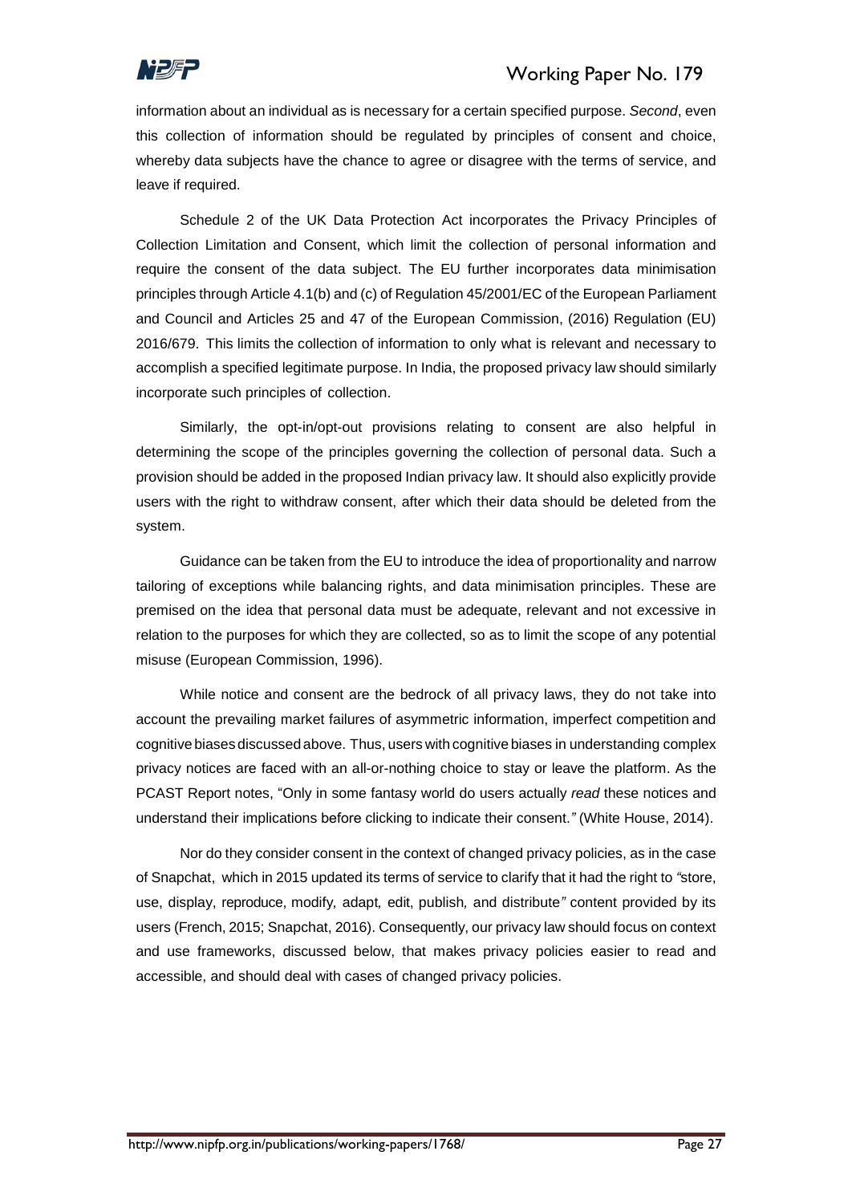information about an individual as is necessary for a certain specified purpose. *Second*, even this collection of information should be regulated by principles of consent and choice, whereby data subjects have the chance to agree or disagree with the terms of service, and leave if required.

Schedule 2 of the UK Data Protection Act incorporates the Privacy Principles of Collection Limitation and Consent, which limit the collection of personal information and require the consent of the data subject. The EU further incorporates data minimisation principles through Article 4.1(b) and (c) of Regulation 45/2001/EC of the European Parliament and Council and Articles 25 and 47 of the European Commission, (2016) Regulation (EU) 2016/679. This limits the collection of information to only what is relevant and necessary to accomplish a specified legitimate purpose. In India, the proposed privacy law should similarly incorporate such principles of collection.

Similarly, the opt-in/opt-out provisions relating to consent are also helpful in determining the scope of the principles governing the collection of personal data. Such a provision should be added in the proposed Indian privacy law. It should also explicitly provide users with the right to withdraw consent, after which their data should be deleted from the system.

Guidance can be taken from the EU to introduce the idea of proportionality and narrow tailoring of exceptions while balancing rights, and data minimisation principles. These are premised on the idea that personal data must be adequate, relevant and not excessive in relation to the purposes for which they are collected, so as to limit the scope of any potential misuse (European Commission, 1996).

While notice and consent are the bedrock of all privacy laws, they do not take into account the prevailing market failures of asymmetric information, imperfect competition and cognitive biases discussed above. Thus, users with cognitive biases in understanding complex privacy notices are faced with an all-or-nothing choice to stay or leave the platform. As the PCAST Report notes, "Only in some fantasy world do users actually *read* these notices and understand their implications before clicking to indicate their consent." (White House, 2014).

Nor do they consider consent in the context of changed privacy policies, as in the case of Snapchat, which in 2015 updated its terms of service to clarify that it had the right to "store, use, display, reproduce, modify, adapt, edit, publish, and distribute" content provided by its users (French, 2015; Snapchat, 2016). Consequently, our privacy law should focus on context and use frameworks, discussed below, that makes privacy policies easier to read and accessible, and should deal with cases of changed privacy policies.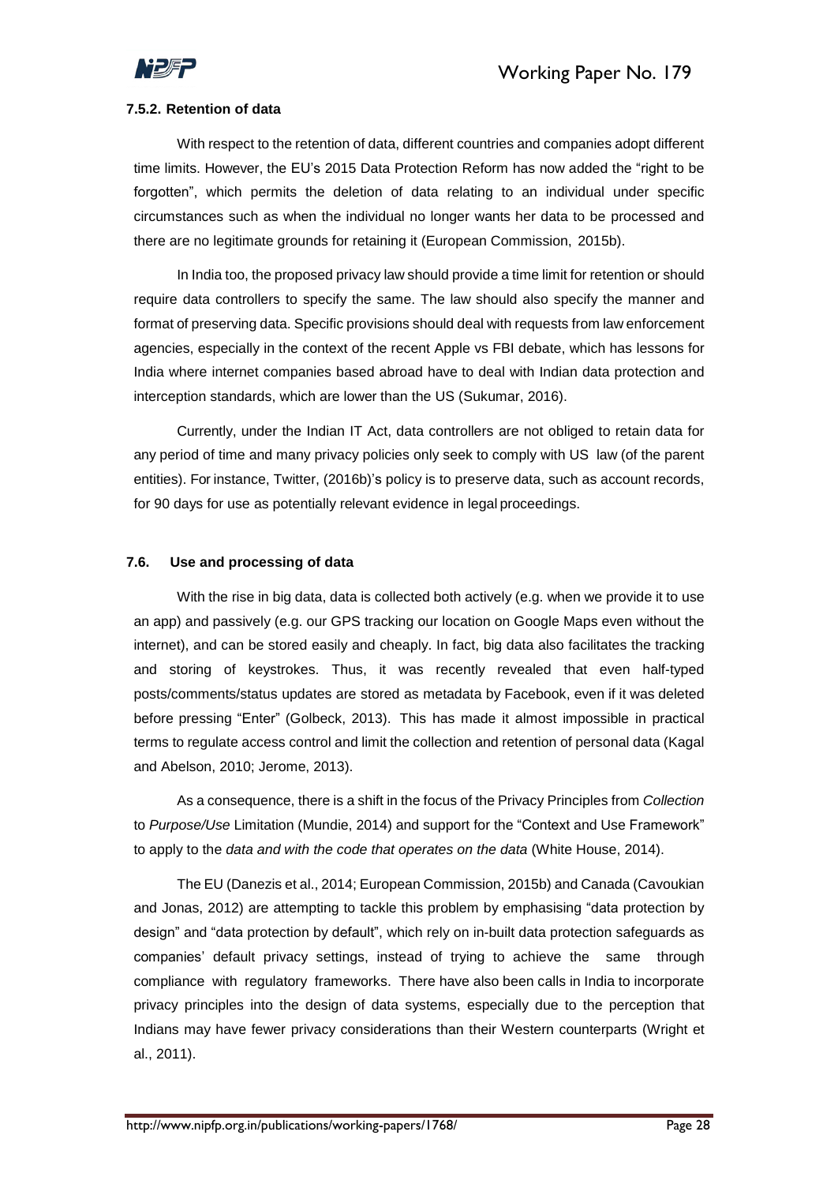#### 7.5.2. Retention of data

With respect to the retention of data, different countries and companies adopt different time limits. However, the EU's 2015 Data Protection Reform has now added the "right to be forgotten", which permits the deletion of data relating to an individual under specific circumstances such as when the individual no longer wants her data to be processed and there are no legitimate grounds for retaining it (European Commission, 2015b).

In India too, the proposed privacy law should provide a time limit for retention or should require data controllers to specify the same. The law should also specify the manner and format of preserving data. Specific provisions should deal with requests from law enforcement agencies, especially in the context of the recent Apple vs FBI debate, which has lessons for India where internet companies based abroad have to deal with Indian data protection and interception standards, which are lower than the US (Sukumar, 2016).

Currently, under the Indian IT Act, data controllers are not obliged to retain data for any period of time and many privacy policies only seek to comply with US law (of the parent entities). For instance, Twitter, (2016b)'s policy is to preserve data, such as account records, for 90 days for use as potentially relevant evidence in legal proceedings.

### 7.6. Use and processing of data

With the rise in big data, data is collected both actively (e.g. when we provide it to use an app) and passively (e.g. our GPS tracking our location on Google Maps even without the internet), and can be stored easily and cheaply. In fact, big data also facilitates the tracking and storing of keystrokes. Thus, it was recently revealed that even half-typed posts/comments/status updates are stored as metadata by Facebook, even if it was deleted before pressing "Enter" (Golbeck, 2013). This has made it almost impossible in practical terms to regulate access control and limit the collection and retention of personal data (Kagal and Abelson, 2010; Jerome, 2013).

As a consequence, there is a shift in the focus of the Privacy Principles from *Collection* to *Purpose/Use* Limitation (Mundie, 2014) and support for the "Context and Use Framework" to apply to the *data and with the code that operates on the data* (White House, 2014).

The EU (Danezis et al., 2014; European Commission, 2015b) and Canada (Cavoukian and Jonas, 2012) are attempting to tackle this problem by emphasising "data protection by design" and "data protection by default", which rely on in-built data protection safeguards as companies' default privacy settings, instead of trying to achieve the same through compliance with regulatory frameworks. There have also been calls in India to incorporate privacy principles into the design of data systems, especially due to the perception that Indians may have fewer privacy considerations than their Western counterparts (Wright et al., 2011).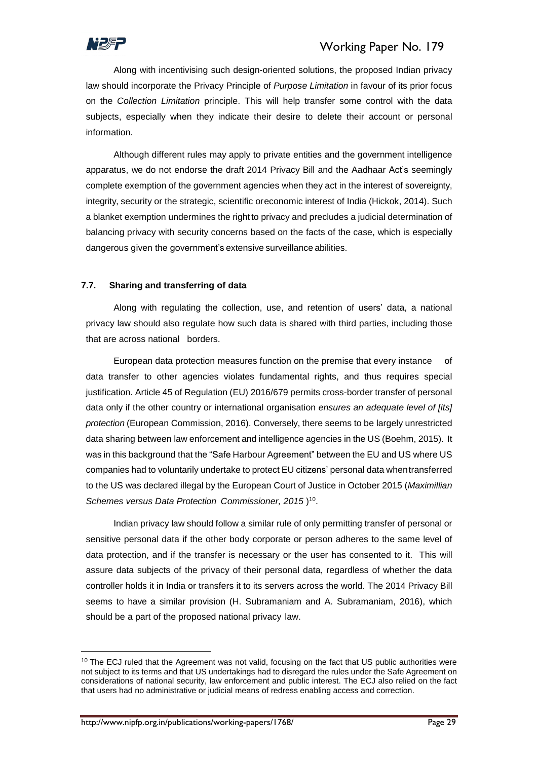Along with incentivising such design-oriented solutions, the proposed Indian privacy law should incorporate the Privacy Principle of *Purpose Limitation* in favour of its prior focus on the *Collection Limitation* principle. This will help transfer some control with the data subjects, especially when they indicate their desire to delete their account or personal information.

Although different rules may apply to private entities and the government intelligence apparatus, we do not endorse the draft 2014 Privacy Bill and the Aadhaar Act's seemingly complete exemption of the government agencies when they act in the interest of sovereignty, integrity, security or the strategic, scientific oreconomic interest of India (Hickok, 2014). Such a blanket exemption undermines the right to privacy and precludes a judicial determination of balancing privacy with security concerns based on the facts of the case, which is especially dangerous given the government's extensive surveillance abilities.

### 7.7. Sharing and transferring of data

Along with regulating the collection, use, and retention of users' data, a national privacy law should also regulate how such data is shared with third parties, including those that are across national borders.

European data protection measures function on the premise that every instance of data transfer to other agencies violates fundamental rights, and thus requires special justification. Article 45 of Regulation (EU) 2016/679 permits cross-border transfer of personal data only if the other country or international organisation *ensures an adequate level of [its] protection* (European Commission, 2016). Conversely, there seems to be largely unrestricted data sharing between law enforcement and intelligence agencies in the US (Boehm, 2015). It was in this background that the "Safe Harbour Agreement" between the EU and US where US companies had to voluntarily undertake to protect EU citizens' personal data whentransferred to the US was declared illegal by the European Court of Justice in October 2015 (*Maximillian Schemes versus Data Protection Commissioner, 2015* )[10].

Indian privacy law should follow a similar rule of only permitting transfer of personal or sensitive personal data if the other body corporate or person adheres to the same level of data protection, and if the transfer is necessary or the user has consented to it. This will assure data subjects of the privacy of their personal data, regardless of whether the data controller holds it in India or transfers it to its servers across the world. The 2014 Privacy Bill seems to have a similar provision (H. Subramaniam and A. Subramaniam, 2016), which should be a part of the proposed national privacy law.

---

[10] The ECJ ruled that the Agreement was not valid, focusing on the fact that US public authorities were not subject to its terms and that US undertakings had to disregard the rules under the Safe Agreement on considerations of national security, law enforcement and public interest. The ECJ also relied on the fact that users had no administrative or judicial means of redress enabling access and correction.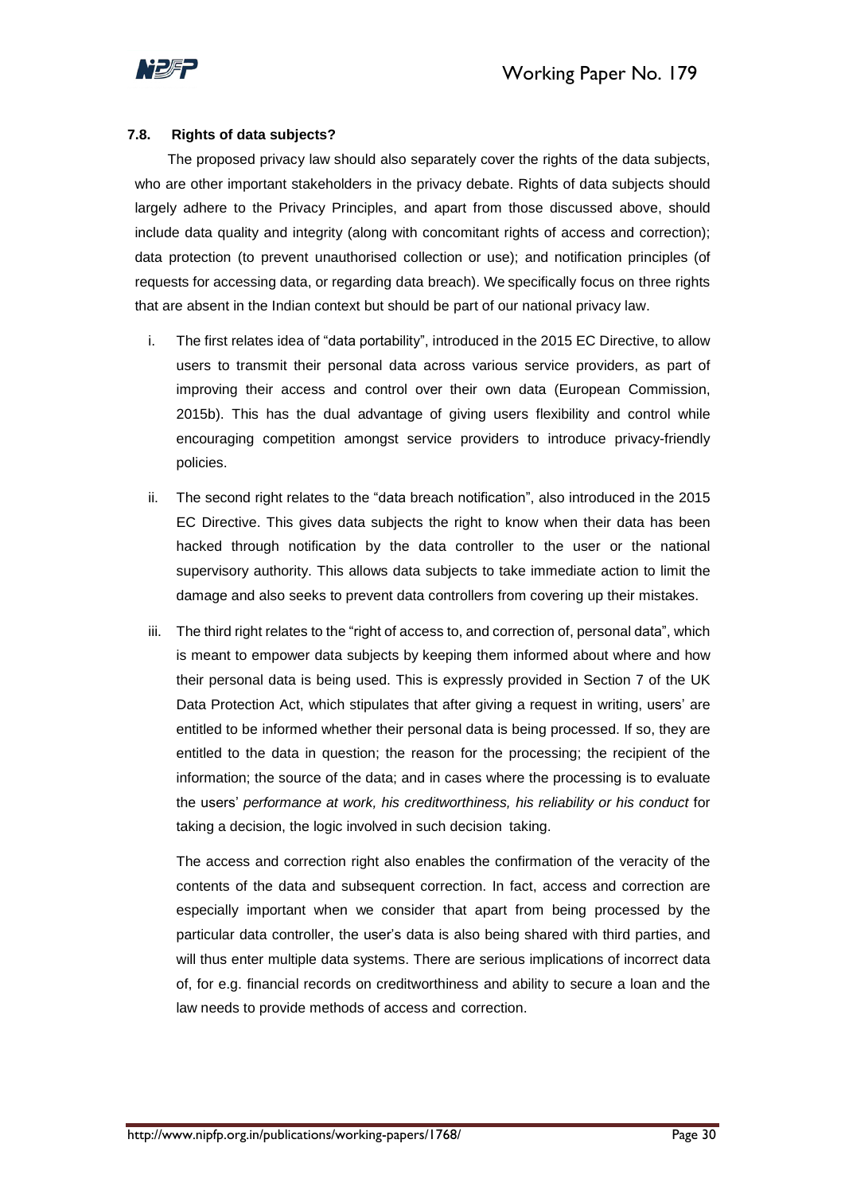### 7.8. Rights of data subjects?

The proposed privacy law should also separately cover the rights of the data subjects, who are other important stakeholders in the privacy debate. Rights of data subjects should largely adhere to the Privacy Principles, and apart from those discussed above, should include data quality and integrity (along with concomitant rights of access and correction); data protection (to prevent unauthorised collection or use); and notification principles (of requests for accessing data, or regarding data breach). We specifically focus on three rights that are absent in the Indian context but should be part of our national privacy law.

i. The first relates idea of "data portability", introduced in the 2015 EC Directive, to allow users to transmit their personal data across various service providers, as part of improving their access and control over their own data (European Commission, 2015b). This has the dual advantage of giving users flexibility and control while encouraging competition amongst service providers to introduce privacy-friendly policies.

ii. The second right relates to the "data breach notification", also introduced in the 2015 EC Directive. This gives data subjects the right to know when their data has been hacked through notification by the data controller to the user or the national supervisory authority. This allows data subjects to take immediate action to limit the damage and also seeks to prevent data controllers from covering up their mistakes.

iii. The third right relates to the "right of access to, and correction of, personal data", which is meant to empower data subjects by keeping them informed about where and how their personal data is being used. This is expressly provided in Section 7 of the UK Data Protection Act, which stipulates that after giving a request in writing, users' are entitled to be informed whether their personal data is being processed. If so, they are entitled to the data in question; the reason for the processing; the recipient of the information; the source of the data; and in cases where the processing is to evaluate the users' *performance at work, his creditworthiness, his reliability or his conduct* for taking a decision, the logic involved in such decision taking.

   The access and correction right also enables the confirmation of the veracity of the contents of the data and subsequent correction. In fact, access and correction are especially important when we consider that apart from being processed by the particular data controller, the user's data is also being shared with third parties, and will thus enter multiple data systems. There are serious implications of incorrect data of, for e.g. financial records on creditworthiness and ability to secure a loan and the law needs to provide methods of access and correction.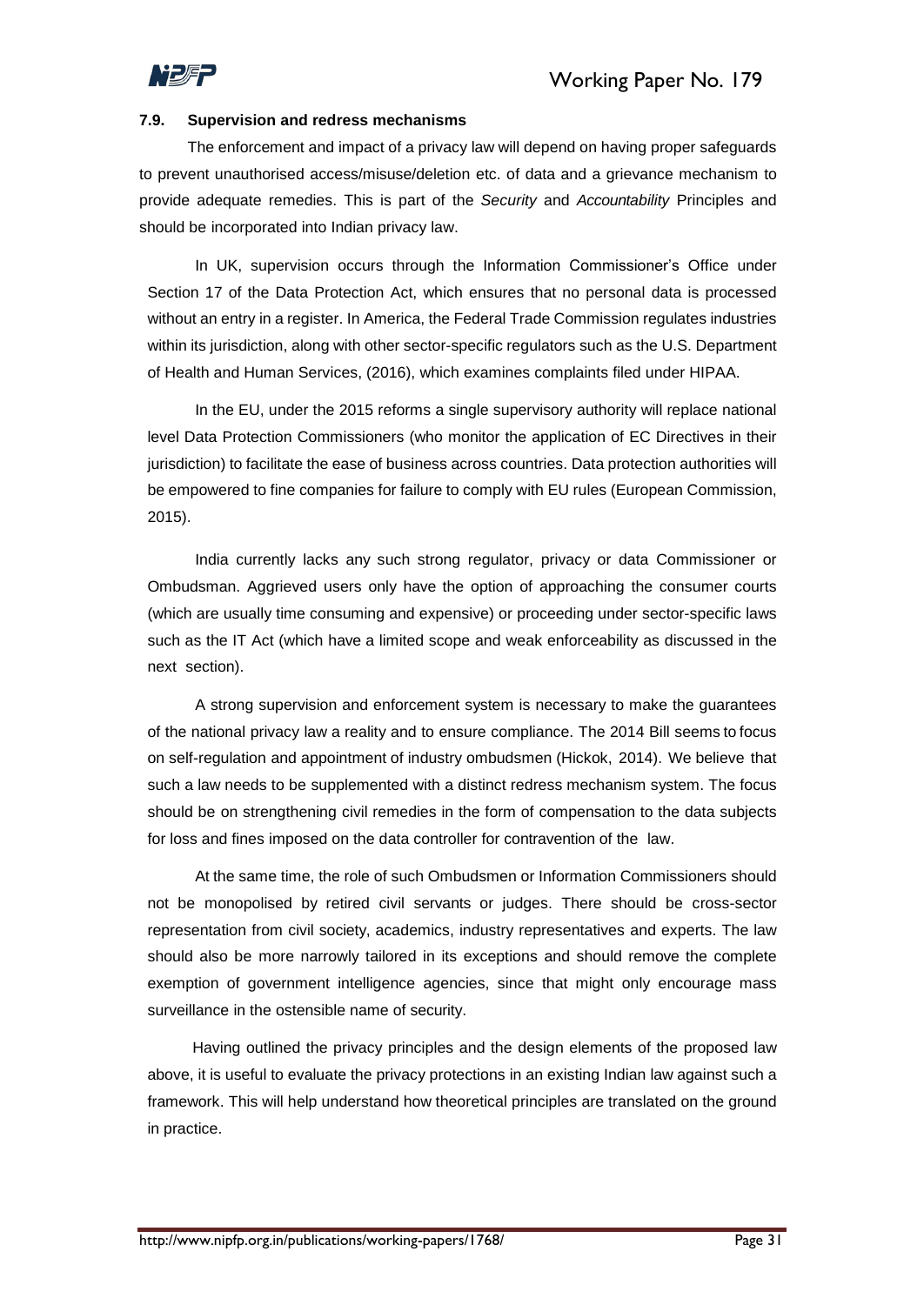### 7.9. Supervision and redress mechanisms

The enforcement and impact of a privacy law will depend on having proper safeguards to prevent unauthorised access/misuse/deletion etc. of data and a grievance mechanism to provide adequate remedies. This is part of the *Security* and *Accountability* Principles and should be incorporated into Indian privacy law.

In UK, supervision occurs through the Information Commissioner's Office under Section 17 of the Data Protection Act, which ensures that no personal data is processed without an entry in a register. In America, the Federal Trade Commission regulates industries within its jurisdiction, along with other sector-specific regulators such as the U.S. Department of Health and Human Services, (2016), which examines complaints filed under HIPAA.

In the EU, under the 2015 reforms a single supervisory authority will replace national level Data Protection Commissioners (who monitor the application of EC Directives in their jurisdiction) to facilitate the ease of business across countries. Data protection authorities will be empowered to fine companies for failure to comply with EU rules (European Commission, 2015).

India currently lacks any such strong regulator, privacy or data Commissioner or Ombudsman. Aggrieved users only have the option of approaching the consumer courts (which are usually time consuming and expensive) or proceeding under sector-specific laws such as the IT Act (which have a limited scope and weak enforceability as discussed in the next section).

A strong supervision and enforcement system is necessary to make the guarantees of the national privacy law a reality and to ensure compliance. The 2014 Bill seems to focus on self-regulation and appointment of industry ombudsmen (Hickok, 2014). We believe that such a law needs to be supplemented with a distinct redress mechanism system. The focus should be on strengthening civil remedies in the form of compensation to the data subjects for loss and fines imposed on the data controller for contravention of the law.

At the same time, the role of such Ombudsmen or Information Commissioners should not be monopolised by retired civil servants or judges. There should be cross-sector representation from civil society, academics, industry representatives and experts. The law should also be more narrowly tailored in its exceptions and should remove the complete exemption of government intelligence agencies, since that might only encourage mass surveillance in the ostensible name of security.

Having outlined the privacy principles and the design elements of the proposed law above, it is useful to evaluate the privacy protections in an existing Indian law against such a framework. This will help understand how theoretical principles are translated on the ground in practice.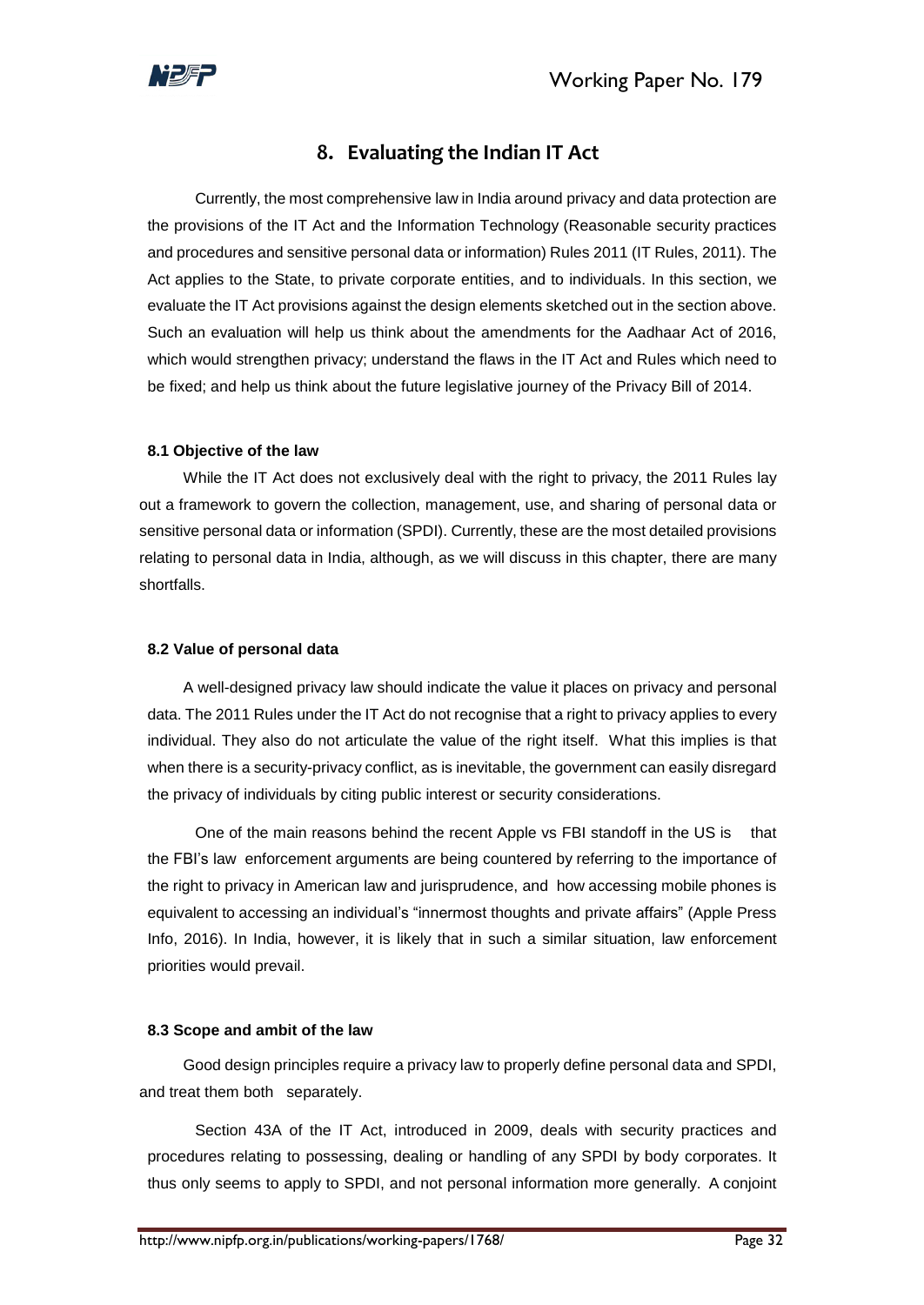# 8. Evaluating the Indian IT Act

Currently, the most comprehensive law in India around privacy and data protection are the provisions of the IT Act and the Information Technology (Reasonable security practices and procedures and sensitive personal data or information) Rules 2011 (IT Rules, 2011). The Act applies to the State, to private corporate entities, and to individuals. In this section, we evaluate the IT Act provisions against the design elements sketched out in the section above. Such an evaluation will help us think about the amendments for the Aadhaar Act of 2016, which would strengthen privacy; understand the flaws in the IT Act and Rules which need to be fixed; and help us think about the future legislative journey of the Privacy Bill of 2014.

### 8.1 Objective of the law

While the IT Act does not exclusively deal with the right to privacy, the 2011 Rules lay out a framework to govern the collection, management, use, and sharing of personal data or sensitive personal data or information (SPDI). Currently, these are the most detailed provisions relating to personal data in India, although, as we will discuss in this chapter, there are many shortfalls.

### 8.2 Value of personal data

A well-designed privacy law should indicate the value it places on privacy and personal data. The 2011 Rules under the IT Act do not recognise that a right to privacy applies to every individual. They also do not articulate the value of the right itself. What this implies is that when there is a security-privacy conflict, as is inevitable, the government can easily disregard the privacy of individuals by citing public interest or security considerations.

One of the main reasons behind the recent Apple vs FBI standoff in the US is that the FBI's law enforcement arguments are being countered by referring to the importance of the right to privacy in American law and jurisprudence, and how accessing mobile phones is equivalent to accessing an individual's "innermost thoughts and private affairs" (Apple Press Info, 2016). In India, however, it is likely that in such a similar situation, law enforcement priorities would prevail.

### 8.3 Scope and ambit of the law

Good design principles require a privacy law to properly define personal data and SPDI, and treat them both separately.

Section 43A of the IT Act, introduced in 2009, deals with security practices and procedures relating to possessing, dealing or handling of any SPDI by body corporates. It thus only seems to apply to SPDI, and not personal information more generally. A conjoint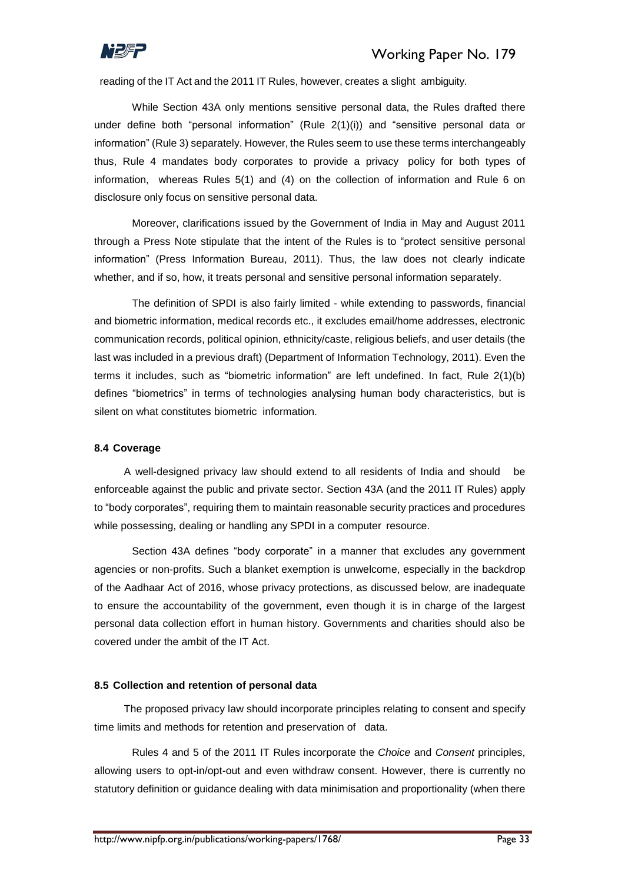reading of the IT Act and the 2011 IT Rules, however, creates a slight ambiguity.

While Section 43A only mentions sensitive personal data, the Rules drafted there under define both "personal information" (Rule 2(1)(i)) and "sensitive personal data or information" (Rule 3) separately. However, the Rules seem to use these terms interchangeably thus, Rule 4 mandates body corporates to provide a privacy policy for both types of information, whereas Rules 5(1) and (4) on the collection of information and Rule 6 on disclosure only focus on sensitive personal data.

Moreover, clarifications issued by the Government of India in May and August 2011 through a Press Note stipulate that the intent of the Rules is to "protect sensitive personal information" (Press Information Bureau, 2011). Thus, the law does not clearly indicate whether, and if so, how, it treats personal and sensitive personal information separately.

The definition of SPDI is also fairly limited - while extending to passwords, financial and biometric information, medical records etc., it excludes email/home addresses, electronic communication records, political opinion, ethnicity/caste, religious beliefs, and user details (the last was included in a previous draft) (Department of Information Technology, 2011). Even the terms it includes, such as "biometric information" are left undefined. In fact, Rule 2(1)(b) defines "biometrics" in terms of technologies analysing human body characteristics, but is silent on what constitutes biometric information.

#### 8.4 Coverage

A well-designed privacy law should extend to all residents of India and should be enforceable against the public and private sector. Section 43A (and the 2011 IT Rules) apply to "body corporates", requiring them to maintain reasonable security practices and procedures while possessing, dealing or handling any SPDI in a computer resource.

Section 43A defines "body corporate" in a manner that excludes any government agencies or non-profits. Such a blanket exemption is unwelcome, especially in the backdrop of the Aadhaar Act of 2016, whose privacy protections, as discussed below, are inadequate to ensure the accountability of the government, even though it is in charge of the largest personal data collection effort in human history. Governments and charities should also be covered under the ambit of the IT Act.

#### 8.5 Collection and retention of personal data

The proposed privacy law should incorporate principles relating to consent and specify time limits and methods for retention and preservation of data.

Rules 4 and 5 of the 2011 IT Rules incorporate the *Choice* and *Consent* principles, allowing users to opt-in/opt-out and even withdraw consent. However, there is currently no statutory definition or guidance dealing with data minimisation and proportionality (when there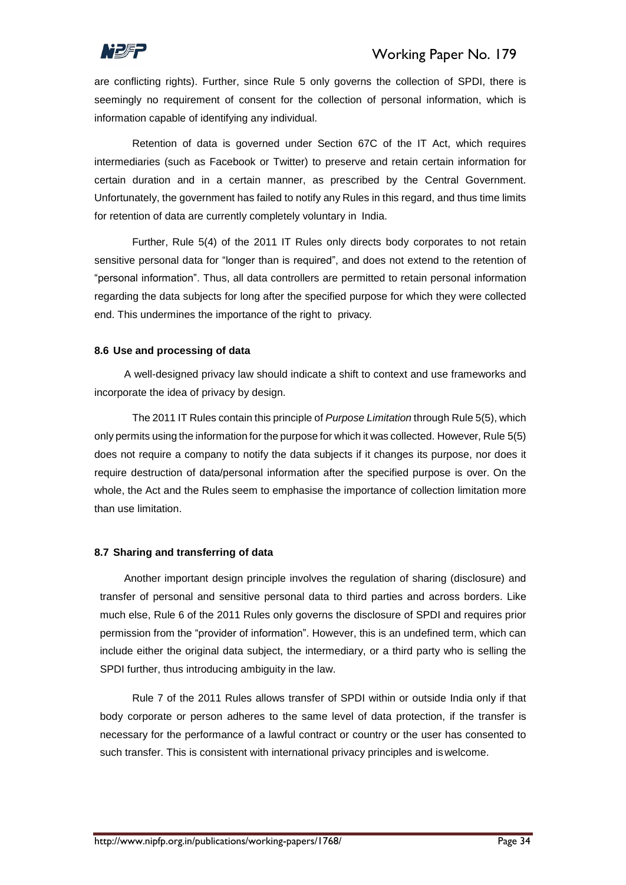are conflicting rights). Further, since Rule 5 only governs the collection of SPDI, there is seemingly no requirement of consent for the collection of personal information, which is information capable of identifying any individual.

Retention of data is governed under Section 67C of the IT Act, which requires intermediaries (such as Facebook or Twitter) to preserve and retain certain information for certain duration and in a certain manner, as prescribed by the Central Government. Unfortunately, the government has failed to notify any Rules in this regard, and thus time limits for retention of data are currently completely voluntary in India.

Further, Rule 5(4) of the 2011 IT Rules only directs body corporates to not retain sensitive personal data for "longer than is required", and does not extend to the retention of "personal information". Thus, all data controllers are permitted to retain personal information regarding the data subjects for long after the specified purpose for which they were collected end. This undermines the importance of the right to privacy.

### 8.6 Use and processing of data

A well-designed privacy law should indicate a shift to context and use frameworks and incorporate the idea of privacy by design.

The 2011 IT Rules contain this principle of *Purpose Limitation* through Rule 5(5), which only permits using the information for the purpose for which it was collected. However, Rule 5(5) does not require a company to notify the data subjects if it changes its purpose, nor does it require destruction of data/personal information after the specified purpose is over. On the whole, the Act and the Rules seem to emphasise the importance of collection limitation more than use limitation.

### 8.7 Sharing and transferring of data

Another important design principle involves the regulation of sharing (disclosure) and transfer of personal and sensitive personal data to third parties and across borders. Like much else, Rule 6 of the 2011 Rules only governs the disclosure of SPDI and requires prior permission from the "provider of information". However, this is an undefined term, which can include either the original data subject, the intermediary, or a third party who is selling the SPDI further, thus introducing ambiguity in the law.

Rule 7 of the 2011 Rules allows transfer of SPDI within or outside India only if that body corporate or person adheres to the same level of data protection, if the transfer is necessary for the performance of a lawful contract or country or the user has consented to such transfer. This is consistent with international privacy principles and is welcome.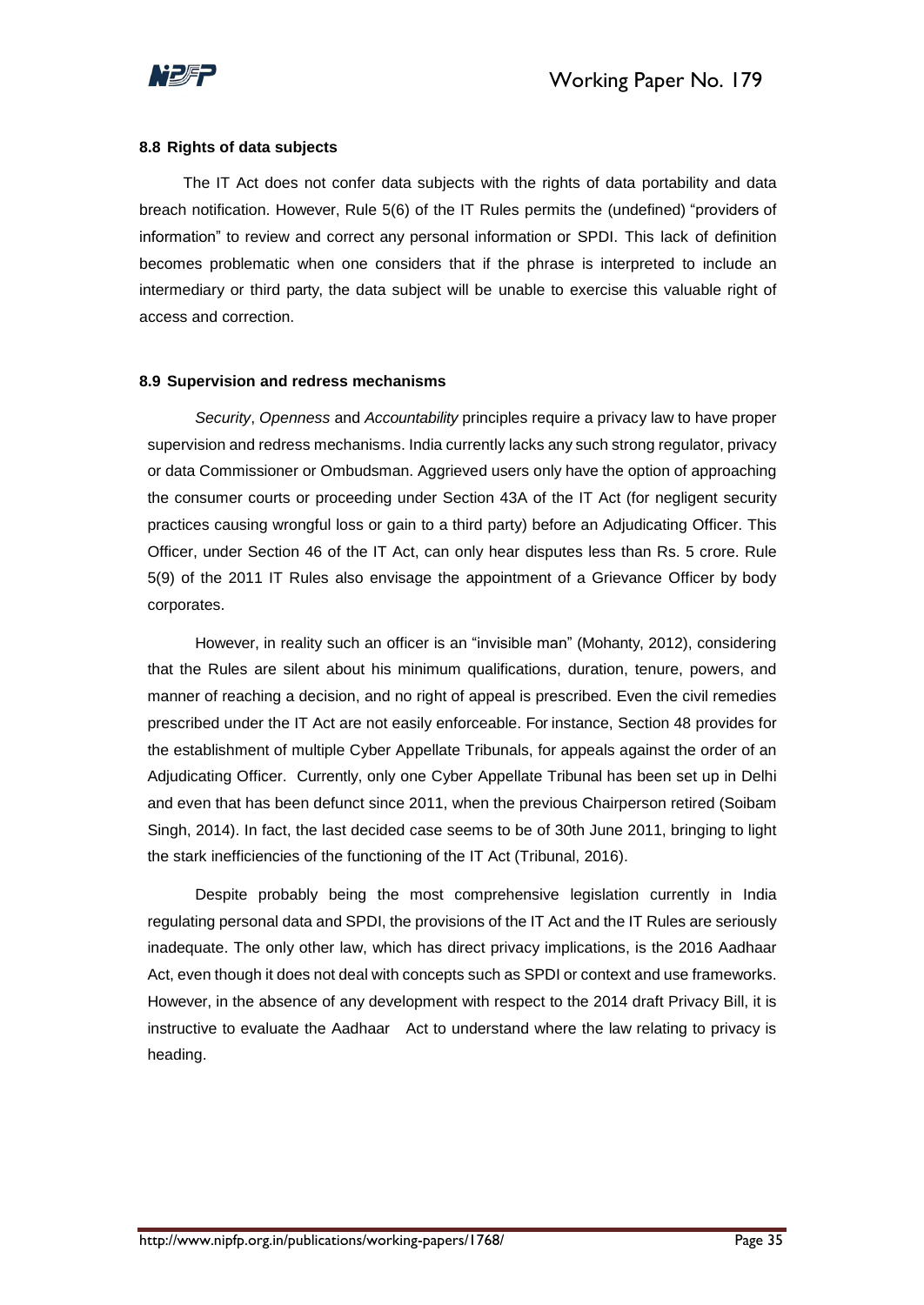### 8.8 Rights of data subjects

The IT Act does not confer data subjects with the rights of data portability and data breach notification. However, Rule 5(6) of the IT Rules permits the (undefined) “providers of information” to review and correct any personal information or SPDI. This lack of definition becomes problematic when one considers that if the phrase is interpreted to include an intermediary or third party, the data subject will be unable to exercise this valuable right of access and correction.

### 8.9 Supervision and redress mechanisms

*Security*, *Openness* and *Accountability* principles require a privacy law to have proper supervision and redress mechanisms. India currently lacks any such strong regulator, privacy or data Commissioner or Ombudsman. Aggrieved users only have the option of approaching the consumer courts or proceeding under Section 43A of the IT Act (for negligent security practices causing wrongful loss or gain to a third party) before an Adjudicating Officer. This Officer, under Section 46 of the IT Act, can only hear disputes less than Rs. 5 crore. Rule 5(9) of the 2011 IT Rules also envisage the appointment of a Grievance Officer by body corporates.

However, in reality such an officer is an “invisible man” (Mohanty, 2012), considering that the Rules are silent about his minimum qualifications, duration, tenure, powers, and manner of reaching a decision, and no right of appeal is prescribed. Even the civil remedies prescribed under the IT Act are not easily enforceable. For instance, Section 48 provides for the establishment of multiple Cyber Appellate Tribunals, for appeals against the order of an Adjudicating Officer. Currently, only one Cyber Appellate Tribunal has been set up in Delhi and even that has been defunct since 2011, when the previous Chairperson retired (Soibam Singh, 2014). In fact, the last decided case seems to be of 30th June 2011, bringing to light the stark inefficiencies of the functioning of the IT Act (Tribunal, 2016).

Despite probably being the most comprehensive legislation currently in India regulating personal data and SPDI, the provisions of the IT Act and the IT Rules are seriously inadequate. The only other law, which has direct privacy implications, is the 2016 Aadhaar Act, even though it does not deal with concepts such as SPDI or context and use frameworks. However, in the absence of any development with respect to the 2014 draft Privacy Bill, it is instructive to evaluate the Aadhaar Act to understand where the law relating to privacy is heading.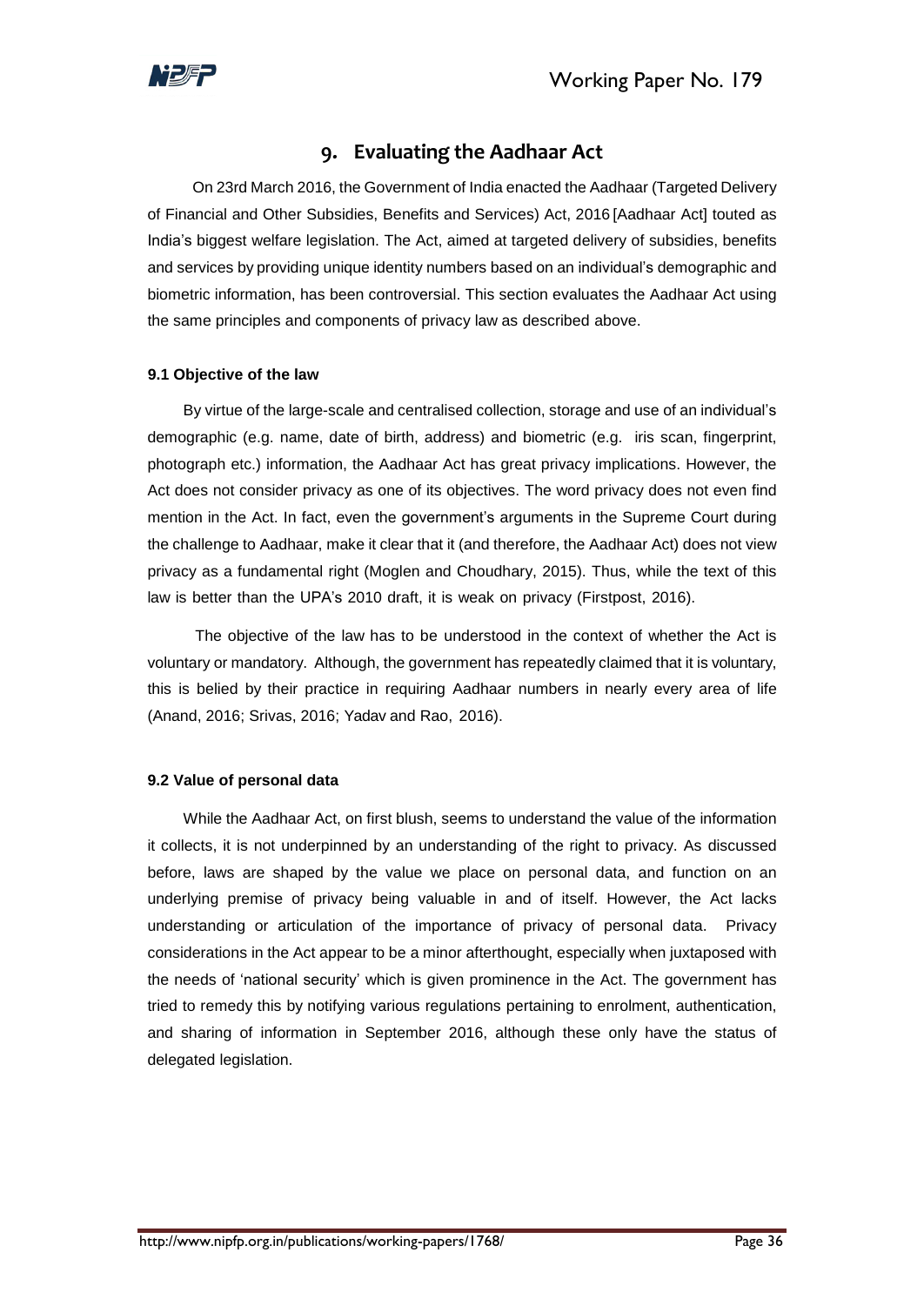## 9. Evaluating the Aadhaar Act

On 23rd March 2016, the Government of India enacted the Aadhaar (Targeted Delivery of Financial and Other Subsidies, Benefits and Services) Act, 2016 [Aadhaar Act] touted as India's biggest welfare legislation. The Act, aimed at targeted delivery of subsidies, benefits and services by providing unique identity numbers based on an individual's demographic and biometric information, has been controversial. This section evaluates the Aadhaar Act using the same principles and components of privacy law as described above.

### 9.1 Objective of the law

By virtue of the large-scale and centralised collection, storage and use of an individual's demographic (e.g. name, date of birth, address) and biometric (e.g. iris scan, fingerprint, photograph etc.) information, the Aadhaar Act has great privacy implications. However, the Act does not consider privacy as one of its objectives. The word privacy does not even find mention in the Act. In fact, even the government's arguments in the Supreme Court during the challenge to Aadhaar, make it clear that it (and therefore, the Aadhaar Act) does not view privacy as a fundamental right (Moglen and Choudhary, 2015). Thus, while the text of this law is better than the UPA's 2010 draft, it is weak on privacy (Firstpost, 2016).

The objective of the law has to be understood in the context of whether the Act is voluntary or mandatory. Although, the government has repeatedly claimed that it is voluntary, this is belied by their practice in requiring Aadhaar numbers in nearly every area of life (Anand, 2016; Srivas, 2016; Yadav and Rao, 2016).

### 9.2 Value of personal data

While the Aadhaar Act, on first blush, seems to understand the value of the information it collects, it is not underpinned by an understanding of the right to privacy. As discussed before, laws are shaped by the value we place on personal data, and function on an underlying premise of privacy being valuable in and of itself. However, the Act lacks understanding or articulation of the importance of privacy of personal data. Privacy considerations in the Act appear to be a minor afterthought, especially when juxtaposed with the needs of 'national security' which is given prominence in the Act. The government has tried to remedy this by notifying various regulations pertaining to enrolment, authentication, and sharing of information in September 2016, although these only have the status of delegated legislation.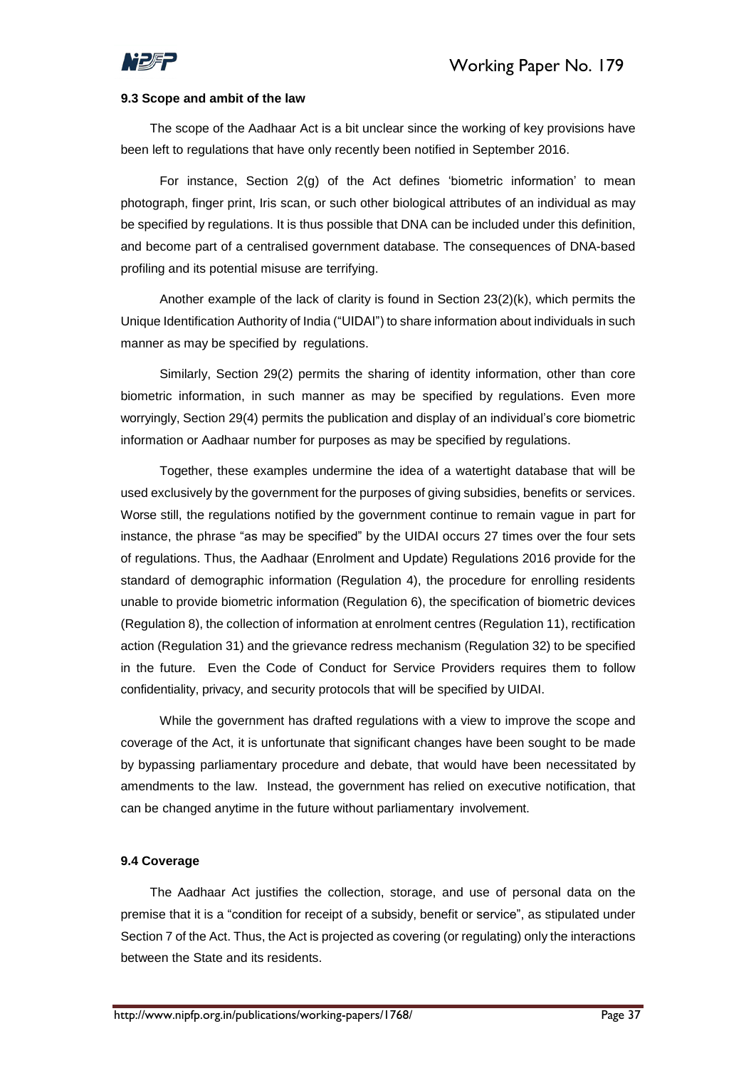### 9.3 Scope and ambit of the law

The scope of the Aadhaar Act is a bit unclear since the working of key provisions have been left to regulations that have only recently been notified in September 2016.

For instance, Section 2(g) of the Act defines 'biometric information' to mean photograph, finger print, Iris scan, or such other biological attributes of an individual as may be specified by regulations. It is thus possible that DNA can be included under this definition, and become part of a centralised government database. The consequences of DNA-based profiling and its potential misuse are terrifying.

Another example of the lack of clarity is found in Section 23(2)(k), which permits the Unique Identification Authority of India ("UIDAI") to share information about individuals in such manner as may be specified by regulations.

Similarly, Section 29(2) permits the sharing of identity information, other than core biometric information, in such manner as may be specified by regulations. Even more worryingly, Section 29(4) permits the publication and display of an individual's core biometric information or Aadhaar number for purposes as may be specified by regulations.

Together, these examples undermine the idea of a watertight database that will be used exclusively by the government for the purposes of giving subsidies, benefits or services. Worse still, the regulations notified by the government continue to remain vague in part for instance, the phrase "as may be specified" by the UIDAI occurs 27 times over the four sets of regulations. Thus, the Aadhaar (Enrolment and Update) Regulations 2016 provide for the standard of demographic information (Regulation 4), the procedure for enrolling residents unable to provide biometric information (Regulation 6), the specification of biometric devices (Regulation 8), the collection of information at enrolment centres (Regulation 11), rectification action (Regulation 31) and the grievance redress mechanism (Regulation 32) to be specified in the future. Even the Code of Conduct for Service Providers requires them to follow confidentiality, privacy, and security protocols that will be specified by UIDAI.

While the government has drafted regulations with a view to improve the scope and coverage of the Act, it is unfortunate that significant changes have been sought to be made by bypassing parliamentary procedure and debate, that would have been necessitated by amendments to the law. Instead, the government has relied on executive notification, that can be changed anytime in the future without parliamentary involvement.

### 9.4 Coverage

The Aadhaar Act justifies the collection, storage, and use of personal data on the premise that it is a "condition for receipt of a subsidy, benefit or service", as stipulated under Section 7 of the Act. Thus, the Act is projected as covering (or regulating) only the interactions between the State and its residents.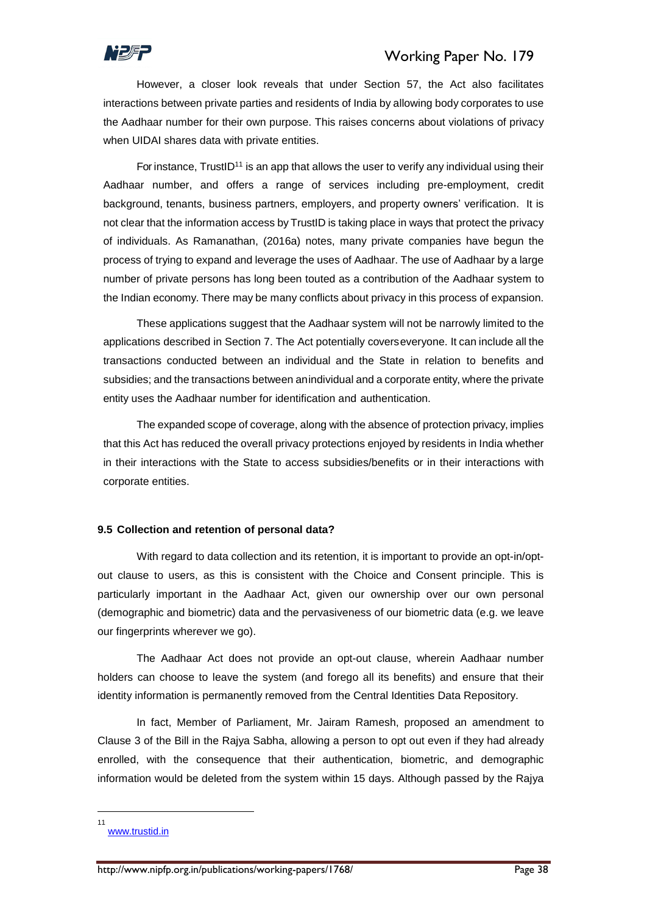However, a closer look reveals that under Section 57, the Act also facilitates interactions between private parties and residents of India by allowing body corporates to use the Aadhaar number for their own purpose. This raises concerns about violations of privacy when UIDAI shares data with private entities.

For instance, TrustID[11] is an app that allows the user to verify any individual using their Aadhaar number, and offers a range of services including pre-employment, credit background, tenants, business partners, employers, and property owners' verification. It is not clear that the information access by TrustID is taking place in ways that protect the privacy of individuals. As Ramanathan, (2016a) notes, many private companies have begun the process of trying to expand and leverage the uses of Aadhaar. The use of Aadhaar by a large number of private persons has long been touted as a contribution of the Aadhaar system to the Indian economy. There may be many conflicts about privacy in this process of expansion.

These applications suggest that the Aadhaar system will not be narrowly limited to the applications described in Section 7. The Act potentially coverseveryone. It can include all the transactions conducted between an individual and the State in relation to benefits and subsidies; and the transactions between anindividual and a corporate entity, where the private entity uses the Aadhaar number for identification and authentication.

The expanded scope of coverage, along with the absence of protection privacy, implies that this Act has reduced the overall privacy protections enjoyed by residents in India whether in their interactions with the State to access subsidies/benefits or in their interactions with corporate entities.

### 9.5 Collection and retention of personal data?

With regard to data collection and its retention, it is important to provide an opt-in/opt-out clause to users, as this is consistent with the Choice and Consent principle. This is particularly important in the Aadhaar Act, given our ownership over our own personal (demographic and biometric) data and the pervasiveness of our biometric data (e.g. we leave our fingerprints wherever we go).

The Aadhaar Act does not provide an opt-out clause, wherein Aadhaar number holders can choose to leave the system (and forego all its benefits) and ensure that their identity information is permanently removed from the Central Identities Data Repository.

In fact, Member of Parliament, Mr. Jairam Ramesh, proposed an amendment to Clause 3 of the Bill in the Rajya Sabha, allowing a person to opt out even if they had already enrolled, with the consequence that their authentication, biometric, and demographic information would be deleted from the system within 15 days. Although passed by the Rajya

[11] www.trustid.in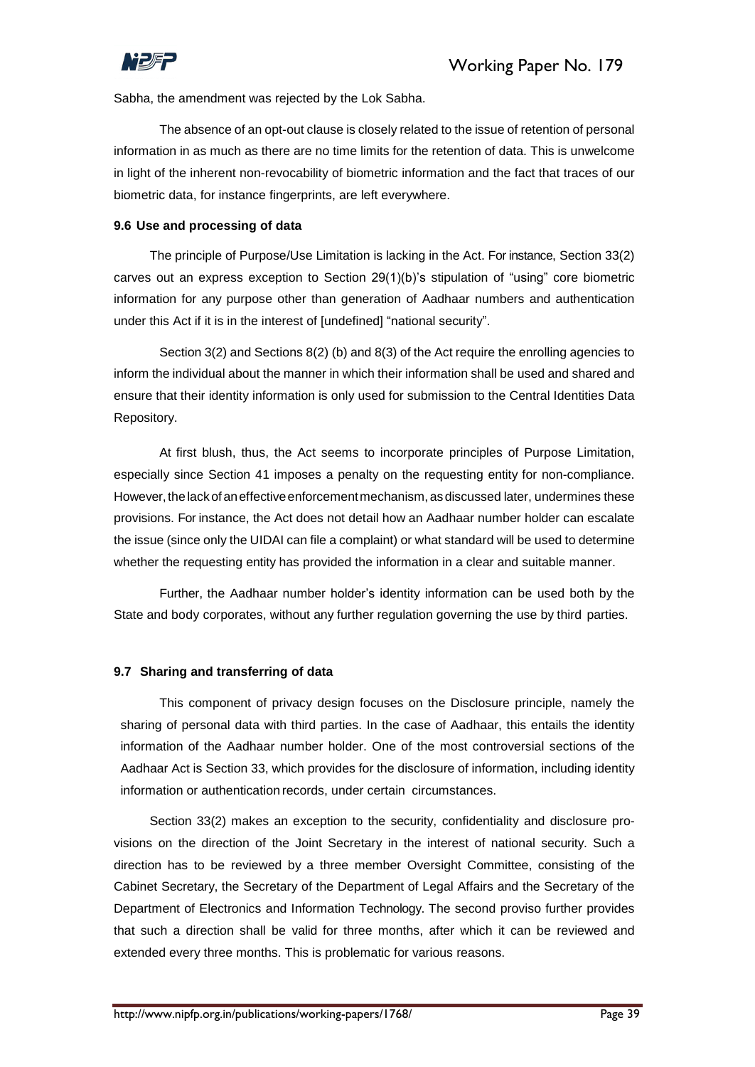Sabha, the amendment was rejected by the Lok Sabha.

The absence of an opt-out clause is closely related to the issue of retention of personal information in as much as there are no time limits for the retention of data. This is unwelcome in light of the inherent non-revocability of biometric information and the fact that traces of our biometric data, for instance fingerprints, are left everywhere.

### 9.6 Use and processing of data

The principle of Purpose/Use Limitation is lacking in the Act. For instance, Section 33(2) carves out an express exception to Section 29(1)(b)'s stipulation of "using" core biometric information for any purpose other than generation of Aadhaar numbers and authentication under this Act if it is in the interest of [undefined] "national security".

Section 3(2) and Sections 8(2) (b) and 8(3) of the Act require the enrolling agencies to inform the individual about the manner in which their information shall be used and shared and ensure that their identity information is only used for submission to the Central Identities Data Repository.

At first blush, thus, the Act seems to incorporate principles of Purpose Limitation, especially since Section 41 imposes a penalty on the requesting entity for non-compliance. However, the lack of an effective enforcement mechanism, as discussed later, undermines these provisions. For instance, the Act does not detail how an Aadhaar number holder can escalate the issue (since only the UIDAI can file a complaint) or what standard will be used to determine whether the requesting entity has provided the information in a clear and suitable manner.

Further, the Aadhaar number holder's identity information can be used both by the State and body corporates, without any further regulation governing the use by third parties.

### 9.7 Sharing and transferring of data

This component of privacy design focuses on the Disclosure principle, namely the sharing of personal data with third parties. In the case of Aadhaar, this entails the identity information of the Aadhaar number holder. One of the most controversial sections of the Aadhaar Act is Section 33, which provides for the disclosure of information, including identity information or authentication records, under certain circumstances.

Section 33(2) makes an exception to the security, confidentiality and disclosure provisions on the direction of the Joint Secretary in the interest of national security. Such a direction has to be reviewed by a three member Oversight Committee, consisting of the Cabinet Secretary, the Secretary of the Department of Legal Affairs and the Secretary of the Department of Electronics and Information Technology. The second proviso further provides that such a direction shall be valid for three months, after which it can be reviewed and extended every three months. This is problematic for various reasons.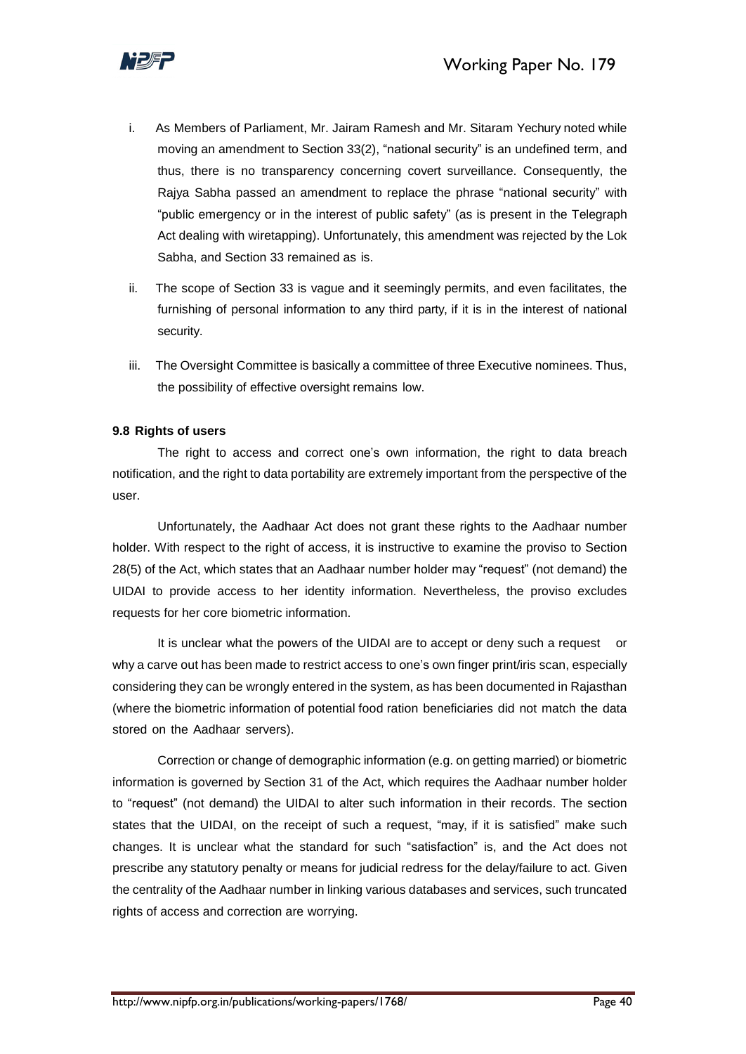i. As Members of Parliament, Mr. Jairam Ramesh and Mr. Sitaram Yechury noted while moving an amendment to Section 33(2), "national security" is an undefined term, and thus, there is no transparency concerning covert surveillance. Consequently, the Rajya Sabha passed an amendment to replace the phrase "national security" with "public emergency or in the interest of public safety" (as is present in the Telegraph Act dealing with wiretapping). Unfortunately, this amendment was rejected by the Lok Sabha, and Section 33 remained as is.

ii. The scope of Section 33 is vague and it seemingly permits, and even facilitates, the furnishing of personal information to any third party, if it is in the interest of national security.

iii. The Oversight Committee is basically a committee of three Executive nominees. Thus, the possibility of effective oversight remains low.

### 9.8 Rights of users

The right to access and correct one's own information, the right to data breach notification, and the right to data portability are extremely important from the perspective of the user.

Unfortunately, the Aadhaar Act does not grant these rights to the Aadhaar number holder. With respect to the right of access, it is instructive to examine the proviso to Section 28(5) of the Act, which states that an Aadhaar number holder may "request" (not demand) the UIDAI to provide access to her identity information. Nevertheless, the proviso excludes requests for her core biometric information.

It is unclear what the powers of the UIDAI are to accept or deny such a request or why a carve out has been made to restrict access to one's own finger print/iris scan, especially considering they can be wrongly entered in the system, as has been documented in Rajasthan (where the biometric information of potential food ration beneficiaries did not match the data stored on the Aadhaar servers).

Correction or change of demographic information (e.g. on getting married) or biometric information is governed by Section 31 of the Act, which requires the Aadhaar number holder to "request" (not demand) the UIDAI to alter such information in their records. The section states that the UIDAI, on the receipt of such a request, "may, if it is satisfied" make such changes. It is unclear what the standard for such "satisfaction" is, and the Act does not prescribe any statutory penalty or means for judicial redress for the delay/failure to act. Given the centrality of the Aadhaar number in linking various databases and services, such truncated rights of access and correction are worrying.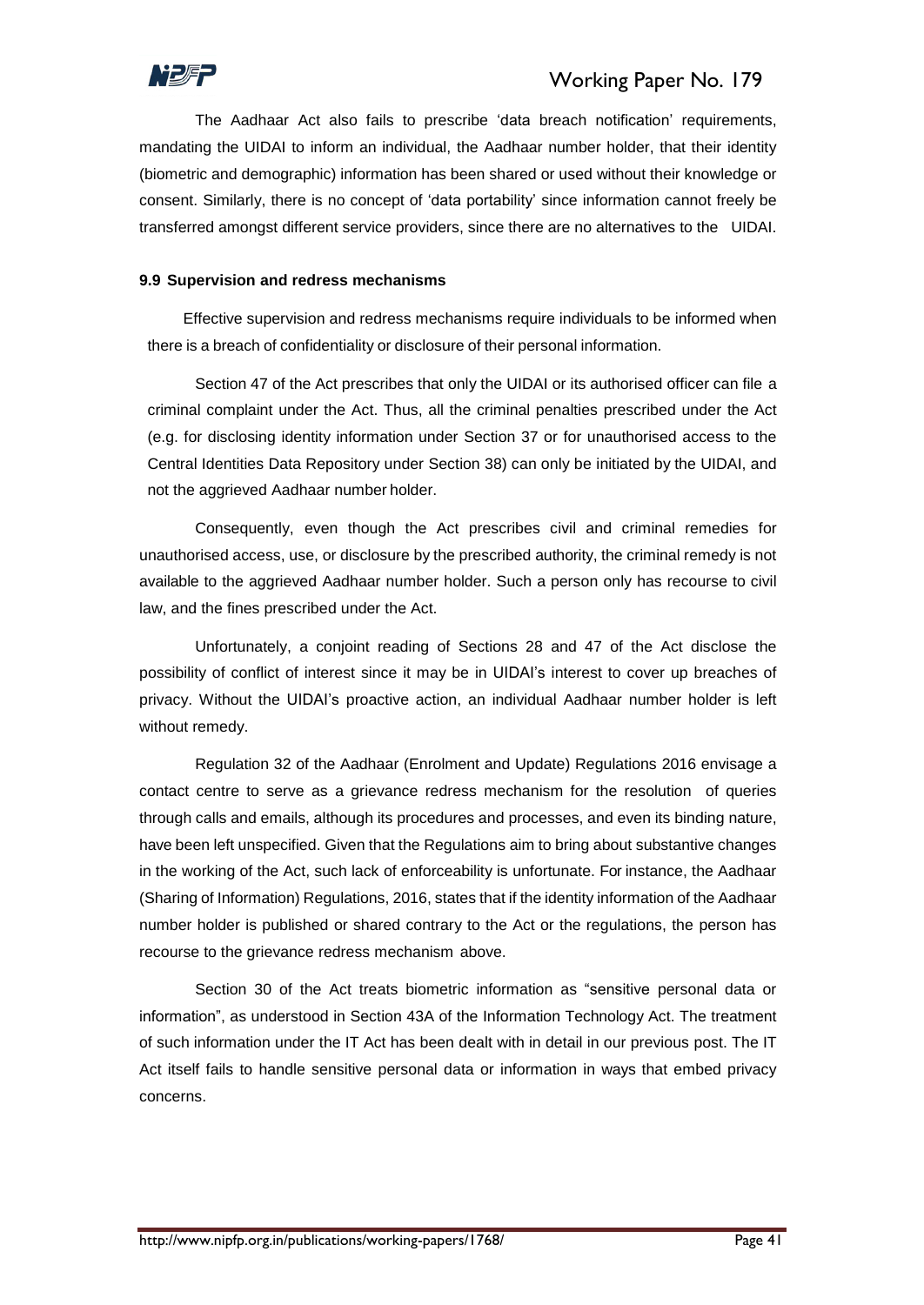The Aadhaar Act also fails to prescribe 'data breach notification' requirements, mandating the UIDAI to inform an individual, the Aadhaar number holder, that their identity (biometric and demographic) information has been shared or used without their knowledge or consent. Similarly, there is no concept of 'data portability' since information cannot freely be transferred amongst different service providers, since there are no alternatives to the UIDAI.

### 9.9 Supervision and redress mechanisms

Effective supervision and redress mechanisms require individuals to be informed when there is a breach of confidentiality or disclosure of their personal information.

Section 47 of the Act prescribes that only the UIDAI or its authorised officer can file a criminal complaint under the Act. Thus, all the criminal penalties prescribed under the Act (e.g. for disclosing identity information under Section 37 or for unauthorised access to the Central Identities Data Repository under Section 38) can only be initiated by the UIDAI, and not the aggrieved Aadhaar number holder.

Consequently, even though the Act prescribes civil and criminal remedies for unauthorised access, use, or disclosure by the prescribed authority, the criminal remedy is not available to the aggrieved Aadhaar number holder. Such a person only has recourse to civil law, and the fines prescribed under the Act.

Unfortunately, a conjoint reading of Sections 28 and 47 of the Act disclose the possibility of conflict of interest since it may be in UIDAI's interest to cover up breaches of privacy. Without the UIDAI's proactive action, an individual Aadhaar number holder is left without remedy.

Regulation 32 of the Aadhaar (Enrolment and Update) Regulations 2016 envisage a contact centre to serve as a grievance redress mechanism for the resolution of queries through calls and emails, although its procedures and processes, and even its binding nature, have been left unspecified. Given that the Regulations aim to bring about substantive changes in the working of the Act, such lack of enforceability is unfortunate. For instance, the Aadhaar (Sharing of Information) Regulations, 2016, states that if the identity information of the Aadhaar number holder is published or shared contrary to the Act or the regulations, the person has recourse to the grievance redress mechanism above.

Section 30 of the Act treats biometric information as "sensitive personal data or information", as understood in Section 43A of the Information Technology Act. The treatment of such information under the IT Act has been dealt with in detail in our previous post. The IT Act itself fails to handle sensitive personal data or information in ways that embed privacy concerns.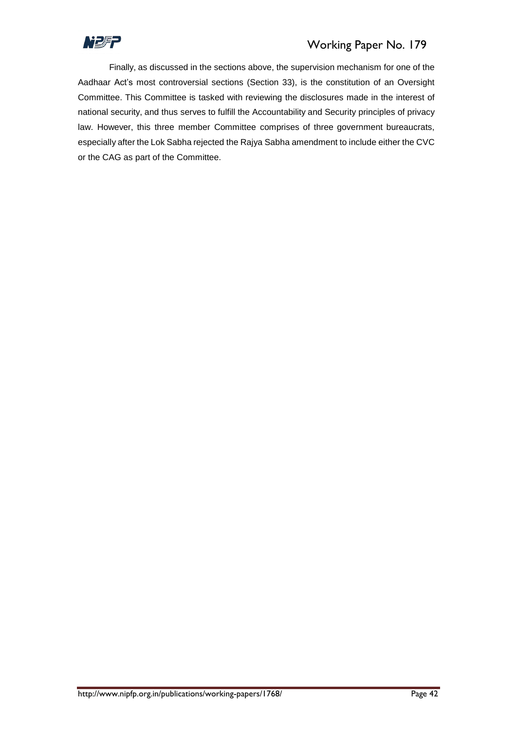Finally, as discussed in the sections above, the supervision mechanism for one of the Aadhaar Act's most controversial sections (Section 33), is the constitution of an Oversight Committee. This Committee is tasked with reviewing the disclosures made in the interest of national security, and thus serves to fulfill the Accountability and Security principles of privacy law. However, this three member Committee comprises of three government bureaucrats, especially after the Lok Sabha rejected the Rajya Sabha amendment to include either the CVC or the CAG as part of the Committee.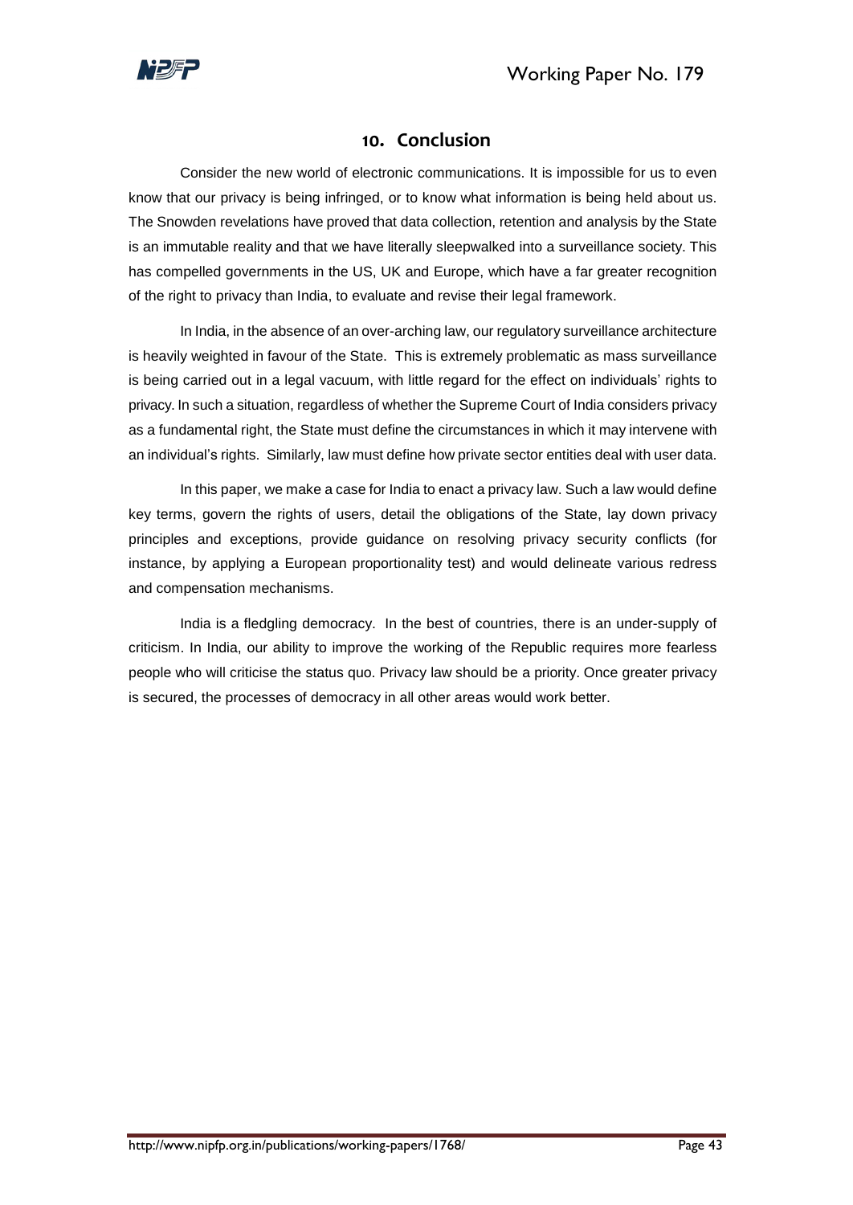## 10. Conclusion

Consider the new world of electronic communications. It is impossible for us to even know that our privacy is being infringed, or to know what information is being held about us. The Snowden revelations have proved that data collection, retention and analysis by the State is an immutable reality and that we have literally sleepwalked into a surveillance society. This has compelled governments in the US, UK and Europe, which have a far greater recognition of the right to privacy than India, to evaluate and revise their legal framework.

In India, in the absence of an over-arching law, our regulatory surveillance architecture is heavily weighted in favour of the State. This is extremely problematic as mass surveillance is being carried out in a legal vacuum, with little regard for the effect on individuals' rights to privacy. In such a situation, regardless of whether the Supreme Court of India considers privacy as a fundamental right, the State must define the circumstances in which it may intervene with an individual's rights. Similarly, law must define how private sector entities deal with user data.

In this paper, we make a case for India to enact a privacy law. Such a law would define key terms, govern the rights of users, detail the obligations of the State, lay down privacy principles and exceptions, provide guidance on resolving privacy security conflicts (for instance, by applying a European proportionality test) and would delineate various redress and compensation mechanisms.

India is a fledgling democracy. In the best of countries, there is an under-supply of criticism. In India, our ability to improve the working of the Republic requires more fearless people who will criticise the status quo. Privacy law should be a priority. Once greater privacy is secured, the processes of democracy in all other areas would work better.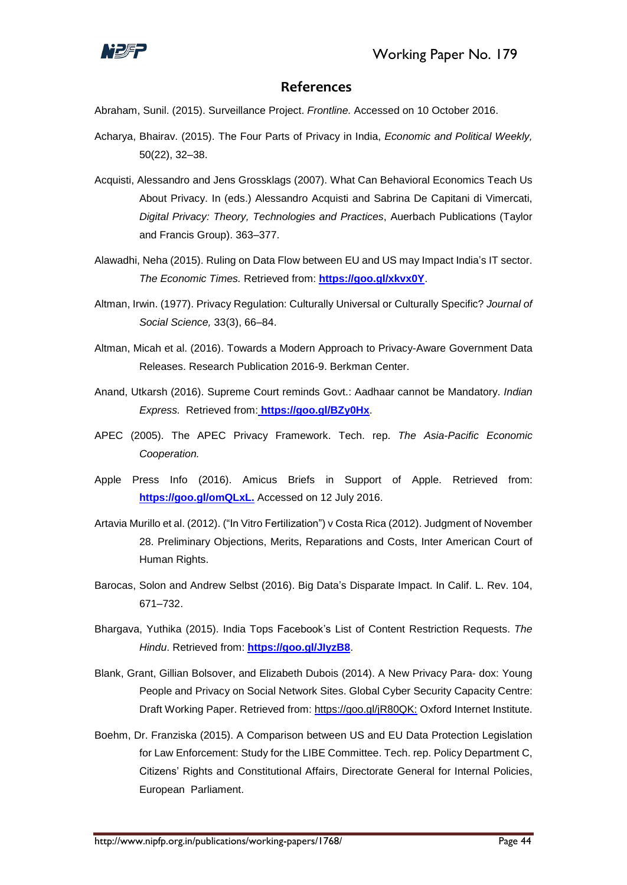## References

Abraham, Sunil. (2015). Surveillance Project. *Frontline.* Accessed on 10 October 2016.

Acharya, Bhairav. (2015). The Four Parts of Privacy in India, *Economic and Political Weekly,* 50(22), 32–38.

Acquisti, Alessandro and Jens Grossklags (2007). What Can Behavioral Economics Teach Us About Privacy. In (eds.) Alessandro Acquisti and Sabrina De Capitani di Vimercati, *Digital Privacy: Theory, Technologies and Practices*, Auerbach Publications (Taylor and Francis Group). 363–377.

Alawadhi, Neha (2015). Ruling on Data Flow between EU and US may Impact India's IT sector. *The Economic Times.* Retrieved from: **https://goo.gl/xkvx0Y**.

Altman, Irwin. (1977). Privacy Regulation: Culturally Universal or Culturally Specific? *Journal of Social Science,* 33(3), 66–84.

Altman, Micah et al. (2016). Towards a Modern Approach to Privacy-Aware Government Data Releases. Research Publication 2016-9. Berkman Center.

Anand, Utkarsh (2016). Supreme Court reminds Govt.: Aadhaar cannot be Mandatory. *Indian Express.* Retrieved from: **https://goo.gl/BZy0Hx**.

APEC (2005). The APEC Privacy Framework. Tech. rep. *The Asia-Pacific Economic Cooperation.*

Apple Press Info (2016). Amicus Briefs in Support of Apple. Retrieved from: **https://goo.gl/omQLxL.** Accessed on 12 July 2016.

Artavia Murillo et al. (2012). ("In Vitro Fertilization") v Costa Rica (2012). Judgment of November 28. Preliminary Objections, Merits, Reparations and Costs, Inter American Court of Human Rights.

Barocas, Solon and Andrew Selbst (2016). Big Data's Disparate Impact. In Calif. L. Rev. 104, 671–732.

Bhargava, Yuthika (2015). India Tops Facebook's List of Content Restriction Requests. *The Hindu*. Retrieved from: **https://goo.gl/JlyzB8**.

Blank, Grant, Gillian Bolsover, and Elizabeth Dubois (2014). A New Privacy Para- dox: Young People and Privacy on Social Network Sites. Global Cyber Security Capacity Centre: Draft Working Paper. Retrieved from: https://goo.gl/jR80QK: Oxford Internet Institute.

Boehm, Dr. Franziska (2015). A Comparison between US and EU Data Protection Legislation for Law Enforcement: Study for the LIBE Committee. Tech. rep. Policy Department C, Citizens' Rights and Constitutional Affairs, Directorate General for Internal Policies, European Parliament.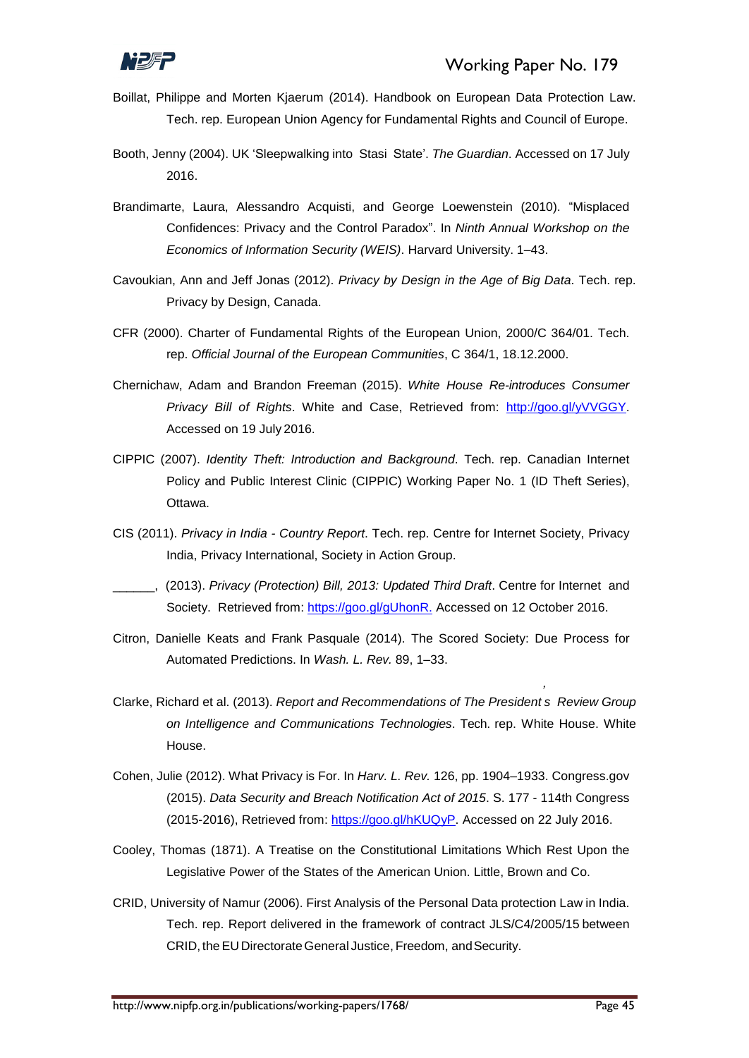Boillat, Philippe and Morten Kjaerum (2014). Handbook on European Data Protection Law. Tech. rep. European Union Agency for Fundamental Rights and Council of Europe.

Booth, Jenny (2004). UK 'Sleepwalking into Stasi State'. *The Guardian*. Accessed on 17 July 2016.

Brandimarte, Laura, Alessandro Acquisti, and George Loewenstein (2010). "Misplaced Confidences: Privacy and the Control Paradox". In *Ninth Annual Workshop on the Economics of Information Security (WEIS)*. Harvard University. 1–43.

Cavoukian, Ann and Jeff Jonas (2012). *Privacy by Design in the Age of Big Data*. Tech. rep. Privacy by Design, Canada.

CFR (2000). Charter of Fundamental Rights of the European Union, 2000/C 364/01. Tech. rep. *Official Journal of the European Communities*, C 364/1, 18.12.2000.

Chernichaw, Adam and Brandon Freeman (2015). *White House Re-introduces Consumer Privacy Bill of Rights*. White and Case, Retrieved from: http://goo.gl/yVVGGY. Accessed on 19 July 2016.

CIPPIC (2007). *Identity Theft: Introduction and Background*. Tech. rep. Canadian Internet Policy and Public Interest Clinic (CIPPIC) Working Paper No. 1 (ID Theft Series), Ottawa.

CIS (2011). *Privacy in India - Country Report*. Tech. rep. Centre for Internet Society, Privacy India, Privacy International, Society in Action Group.

______, (2013). *Privacy (Protection) Bill, 2013: Updated Third Draft*. Centre for Internet and Society. Retrieved from: https://goo.gl/gUhonR. Accessed on 12 October 2016.

Citron, Danielle Keats and Frank Pasquale (2014). The Scored Society: Due Process for Automated Predictions. In *Wash. L. Rev.* 89, 1–33.

Clarke, Richard et al. (2013). *Report and Recommendations of The President's Review Group on Intelligence and Communications Technologies*. Tech. rep. White House. White House.

Cohen, Julie (2012). What Privacy is For. In *Harv. L. Rev.* 126, pp. 1904–1933. Congress.gov (2015). *Data Security and Breach Notification Act of 2015*. S. 177 - 114th Congress (2015-2016), Retrieved from: https://goo.gl/hKUQyP. Accessed on 22 July 2016.

Cooley, Thomas (1871). A Treatise on the Constitutional Limitations Which Rest Upon the Legislative Power of the States of the American Union. Little, Brown and Co.

CRID, University of Namur (2006). First Analysis of the Personal Data protection Law in India. Tech. rep. Report delivered in the framework of contract JLS/C4/2005/15 between CRID, the EU Directorate General Justice, Freedom, and Security.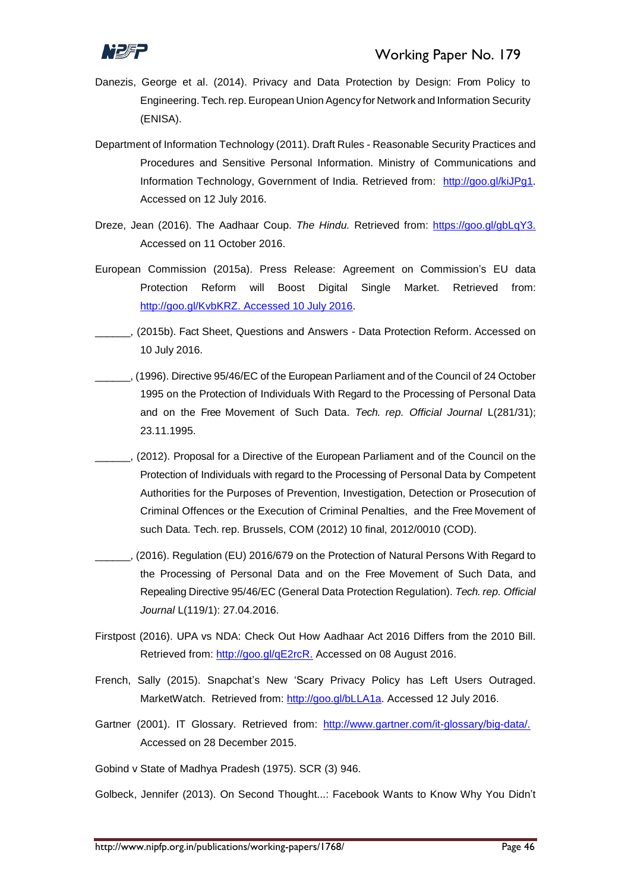Danezis, George et al. (2014). Privacy and Data Protection by Design: From Policy to Engineering. Tech. rep. European Union Agency for Network and Information Security (ENISA).

Department of Information Technology (2011). Draft Rules - Reasonable Security Practices and Procedures and Sensitive Personal Information. Ministry of Communications and Information Technology, Government of India. Retrieved from: http://goo.gl/kiJPg1. Accessed on 12 July 2016.

Dreze, Jean (2016). The Aadhaar Coup. *The Hindu.* Retrieved from: https://goo.gl/gbLqY3. Accessed on 11 October 2016.

European Commission (2015a). Press Release: Agreement on Commission's EU data Protection Reform will Boost Digital Single Market. Retrieved from: http://goo.gl/KvbKRZ. Accessed 10 July 2016.

______, (2015b). Fact Sheet, Questions and Answers - Data Protection Reform. Accessed on 10 July 2016.

______, (1996). Directive 95/46/EC of the European Parliament and of the Council of 24 October 1995 on the Protection of Individuals With Regard to the Processing of Personal Data and on the Free Movement of Such Data. *Tech. rep. Official Journal* L(281/31); 23.11.1995.

______, (2012). Proposal for a Directive of the European Parliament and of the Council on the Protection of Individuals with regard to the Processing of Personal Data by Competent Authorities for the Purposes of Prevention, Investigation, Detection or Prosecution of Criminal Offences or the Execution of Criminal Penalties, and the Free Movement of such Data. Tech. rep. Brussels, COM (2012) 10 final, 2012/0010 (COD).

______, (2016). Regulation (EU) 2016/679 on the Protection of Natural Persons With Regard to the Processing of Personal Data and on the Free Movement of Such Data, and Repealing Directive 95/46/EC (General Data Protection Regulation). *Tech. rep. Official Journal* L(119/1): 27.04.2016.

Firstpost (2016). UPA vs NDA: Check Out How Aadhaar Act 2016 Differs from the 2010 Bill. Retrieved from: http://goo.gl/qE2rcR. Accessed on 08 August 2016.

French, Sally (2015). Snapchat's New 'Scary Privacy Policy has Left Users Outraged. MarketWatch. Retrieved from: http://goo.gl/bLLA1a. Accessed 12 July 2016.

Gartner (2001). IT Glossary. Retrieved from: http://www.gartner.com/it-glossary/big-data/. Accessed on 28 December 2015.

Gobind v State of Madhya Pradesh (1975). SCR (3) 946.

Golbeck, Jennifer (2013). On Second Thought...: Facebook Wants to Know Why You Didn't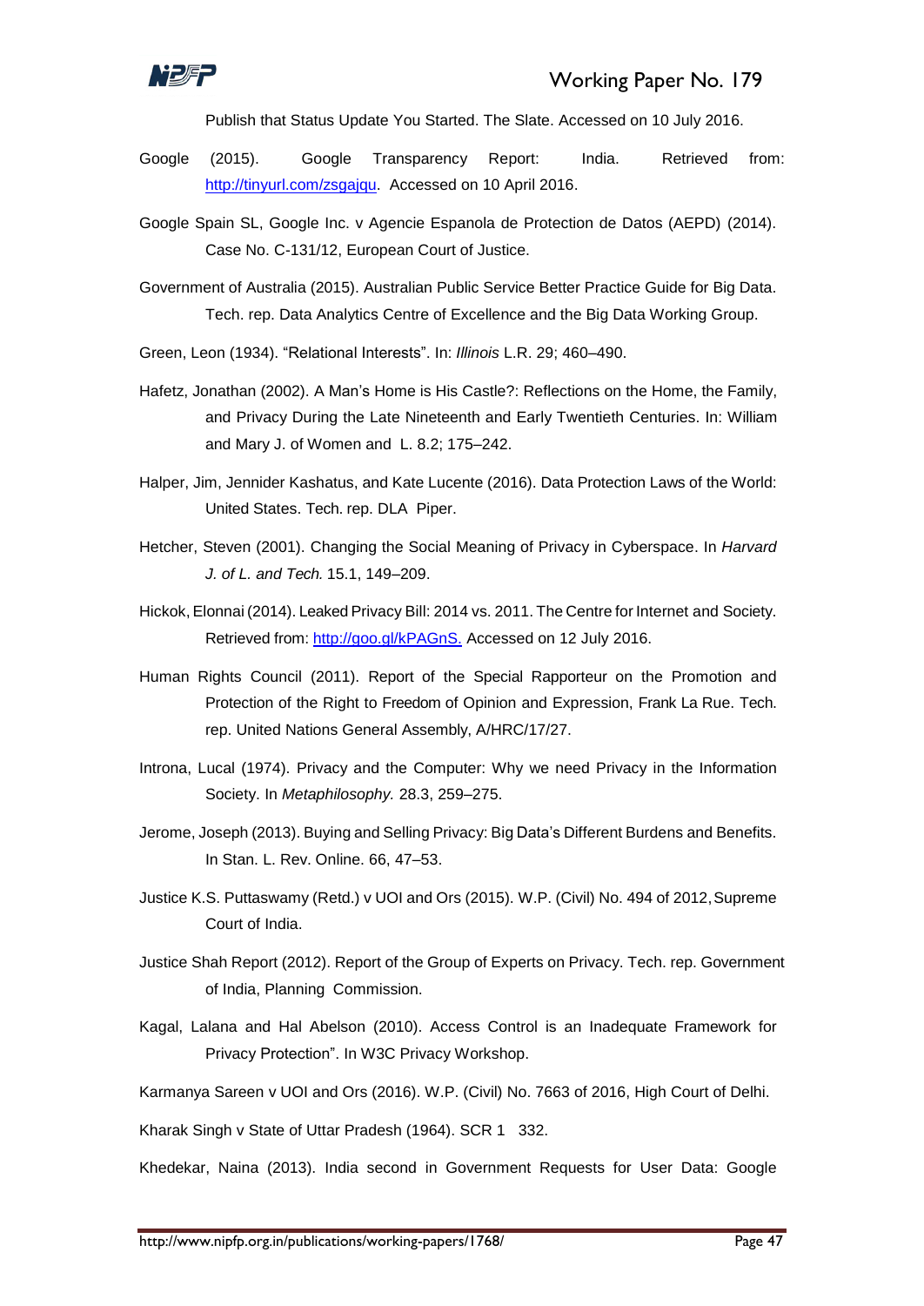Publish that Status Update You Started. The Slate. Accessed on 10 July 2016.

Google (2015). Google Transparency Report: India. Retrieved from: http://tinyurl.com/zsgajqu. Accessed on 10 April 2016.

Google Spain SL, Google Inc. v Agencie Espanola de Protection de Datos (AEPD) (2014). Case No. C-131/12, European Court of Justice.

Government of Australia (2015). Australian Public Service Better Practice Guide for Big Data. Tech. rep. Data Analytics Centre of Excellence and the Big Data Working Group.

Green, Leon (1934). "Relational Interests". In: *Illinois* L.R. 29; 460–490.

Hafetz, Jonathan (2002). A Man's Home is His Castle?: Reflections on the Home, the Family, and Privacy During the Late Nineteenth and Early Twentieth Centuries. In: William and Mary J. of Women and L. 8.2; 175–242.

Halper, Jim, Jennider Kashatus, and Kate Lucente (2016). Data Protection Laws of the World: United States. Tech. rep. DLA Piper.

Hetcher, Steven (2001). Changing the Social Meaning of Privacy in Cyberspace. In *Harvard J. of L. and Tech.* 15.1, 149–209.

Hickok, Elonnai (2014). Leaked Privacy Bill: 2014 vs. 2011. The Centre for Internet and Society. Retrieved from: http://goo.gl/kPAGnS. Accessed on 12 July 2016.

Human Rights Council (2011). Report of the Special Rapporteur on the Promotion and Protection of the Right to Freedom of Opinion and Expression, Frank La Rue. Tech. rep. United Nations General Assembly, A/HRC/17/27.

Introna, Lucal (1974). Privacy and the Computer: Why we need Privacy in the Information Society. In *Metaphilosophy.* 28.3, 259–275.

Jerome, Joseph (2013). Buying and Selling Privacy: Big Data's Different Burdens and Benefits. In Stan. L. Rev. Online. 66, 47–53.

Justice K.S. Puttaswamy (Retd.) v UOI and Ors (2015). W.P. (Civil) No. 494 of 2012, Supreme Court of India.

Justice Shah Report (2012). Report of the Group of Experts on Privacy. Tech. rep. Government of India, Planning Commission.

Kagal, Lalana and Hal Abelson (2010). Access Control is an Inadequate Framework for Privacy Protection". In W3C Privacy Workshop.

Karmanya Sareen v UOI and Ors (2016). W.P. (Civil) No. 7663 of 2016, High Court of Delhi.

Kharak Singh v State of Uttar Pradesh (1964). SCR 1 332.

Khedekar, Naina (2013). India second in Government Requests for User Data: Google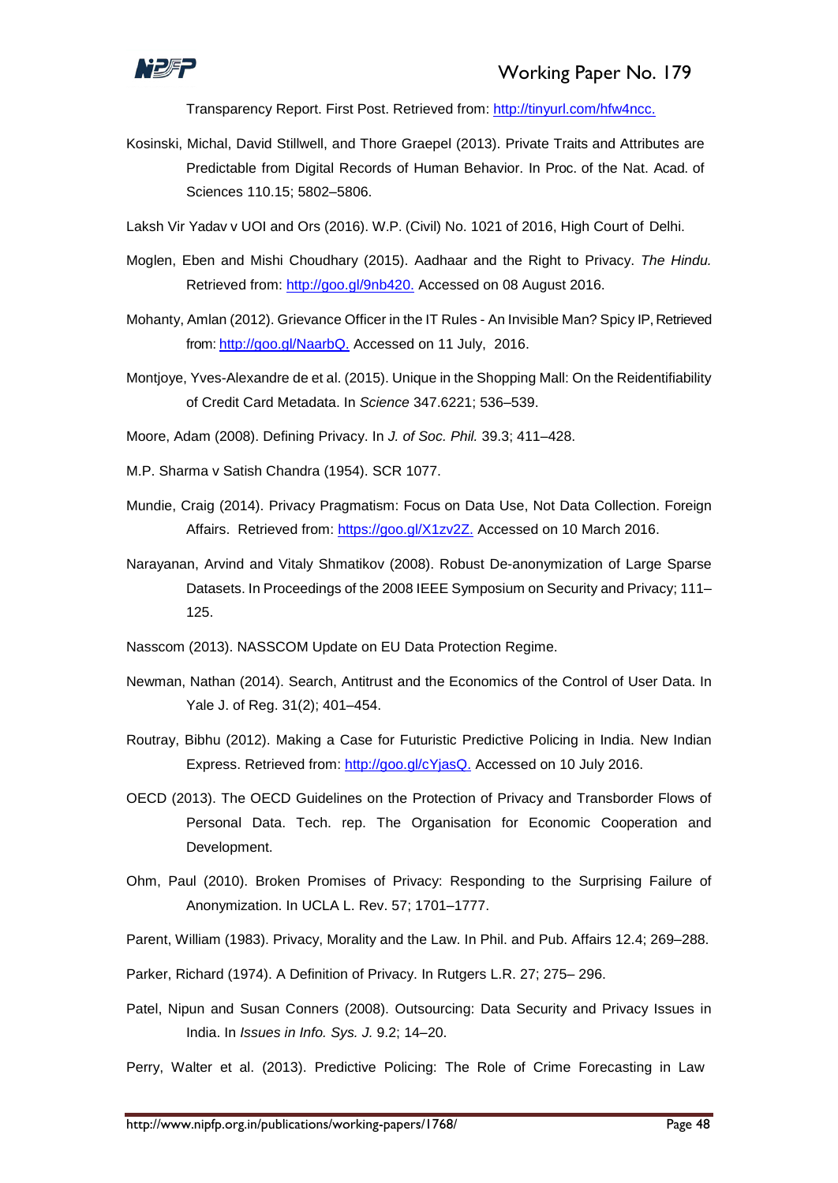Transparency Report. First Post. Retrieved from: http://tinyurl.com/hfw4ncc.

Kosinski, Michal, David Stillwell, and Thore Graepel (2013). Private Traits and Attributes are Predictable from Digital Records of Human Behavior. In Proc. of the Nat. Acad. of Sciences 110.15; 5802–5806.

Laksh Vir Yadav v UOI and Ors (2016). W.P. (Civil) No. 1021 of 2016, High Court of Delhi.

Moglen, Eben and Mishi Choudhary (2015). Aadhaar and the Right to Privacy. *The Hindu.* Retrieved from: http://goo.gl/9nb420. Accessed on 08 August 2016.

Mohanty, Amlan (2012). Grievance Officer in the IT Rules - An Invisible Man? Spicy IP, Retrieved from: http://goo.gl/NaarbQ. Accessed on 11 July, 2016.

Montjoye, Yves-Alexandre de et al. (2015). Unique in the Shopping Mall: On the Reidentifiability of Credit Card Metadata. In *Science* 347.6221; 536–539.

Moore, Adam (2008). Defining Privacy. In *J. of Soc. Phil.* 39.3; 411–428.

M.P. Sharma v Satish Chandra (1954). SCR 1077.

Mundie, Craig (2014). Privacy Pragmatism: Focus on Data Use, Not Data Collection. Foreign Affairs. Retrieved from: https://goo.gl/X1zv2Z. Accessed on 10 March 2016.

Narayanan, Arvind and Vitaly Shmatikov (2008). Robust De-anonymization of Large Sparse Datasets. In Proceedings of the 2008 IEEE Symposium on Security and Privacy; 111–125.

Nasscom (2013). NASSCOM Update on EU Data Protection Regime.

Newman, Nathan (2014). Search, Antitrust and the Economics of the Control of User Data. In Yale J. of Reg. 31(2); 401–454.

Routray, Bibhu (2012). Making a Case for Futuristic Predictive Policing in India. New Indian Express. Retrieved from: http://goo.gl/cYjasQ. Accessed on 10 July 2016.

OECD (2013). The OECD Guidelines on the Protection of Privacy and Transborder Flows of Personal Data. Tech. rep. The Organisation for Economic Cooperation and Development.

Ohm, Paul (2010). Broken Promises of Privacy: Responding to the Surprising Failure of Anonymization. In UCLA L. Rev. 57; 1701–1777.

Parent, William (1983). Privacy, Morality and the Law. In Phil. and Pub. Affairs 12.4; 269–288.

Parker, Richard (1974). A Definition of Privacy. In Rutgers L.R. 27; 275– 296.

Patel, Nipun and Susan Conners (2008). Outsourcing: Data Security and Privacy Issues in India. In *Issues in Info. Sys. J.* 9.2; 14–20.

Perry, Walter et al. (2013). Predictive Policing: The Role of Crime Forecasting in Law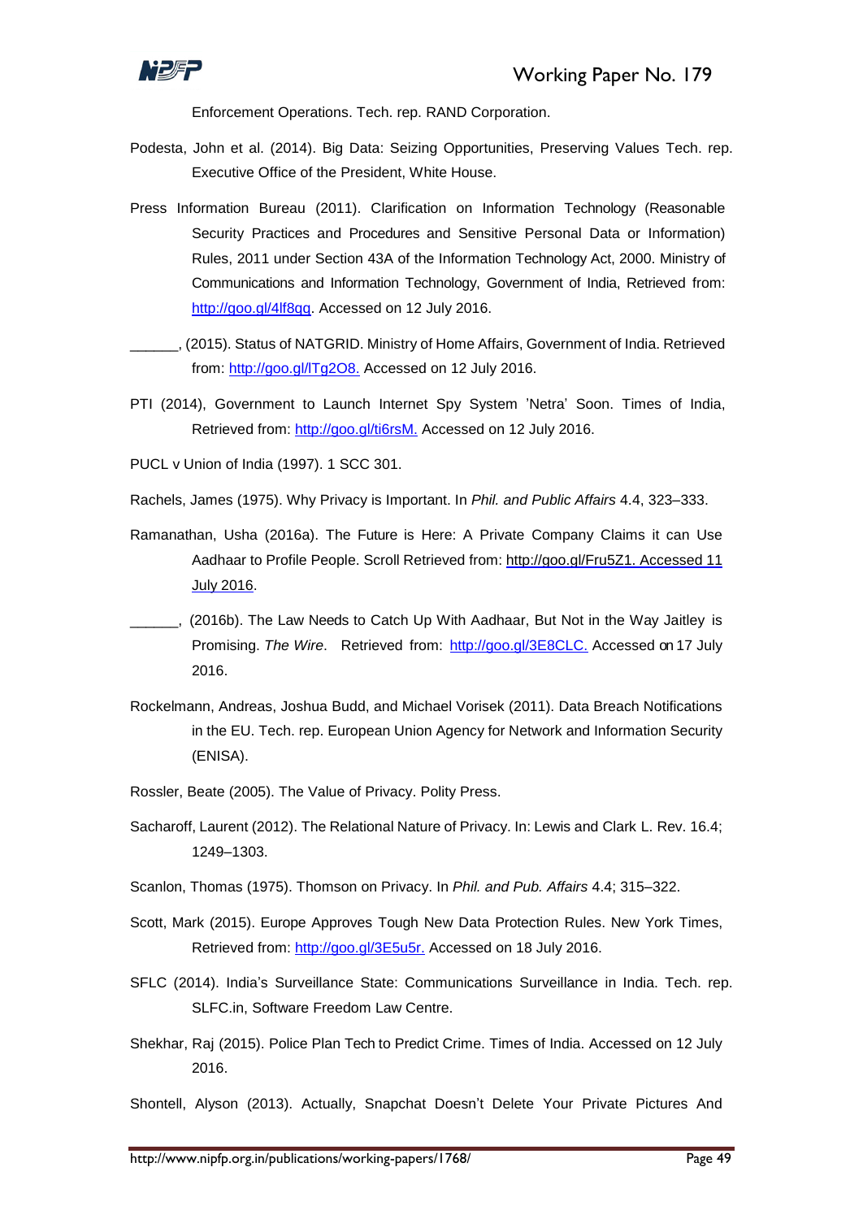Enforcement Operations. Tech. rep. RAND Corporation.

Podesta, John et al. (2014). Big Data: Seizing Opportunities, Preserving Values Tech. rep. Executive Office of the President, White House.

Press Information Bureau (2011). Clarification on Information Technology (Reasonable Security Practices and Procedures and Sensitive Personal Data or Information) Rules, 2011 under Section 43A of the Information Technology Act, 2000. Ministry of Communications and Information Technology, Government of India, Retrieved from: http://goo.gl/4lf8qq. Accessed on 12 July 2016.

______, (2015). Status of NATGRID. Ministry of Home Affairs, Government of India. Retrieved from: http://goo.gl/lTg2O8. Accessed on 12 July 2016.

PTI (2014), Government to Launch Internet Spy System 'Netra' Soon. Times of India, Retrieved from: http://goo.gl/ti6rsM. Accessed on 12 July 2016.

PUCL v Union of India (1997). 1 SCC 301.

Rachels, James (1975). Why Privacy is Important. In *Phil. and Public Affairs* 4.4, 323–333.

Ramanathan, Usha (2016a). The Future is Here: A Private Company Claims it can Use Aadhaar to Profile People. Scroll Retrieved from: http://goo.gl/Fru5Z1. Accessed 11 July 2016.

______, (2016b). The Law Needs to Catch Up With Aadhaar, But Not in the Way Jaitley is Promising. *The Wire*. Retrieved from: http://goo.gl/3E8CLC. Accessed on 17 July 2016.

Rockelmann, Andreas, Joshua Budd, and Michael Vorisek (2011). Data Breach Notifications in the EU. Tech. rep. European Union Agency for Network and Information Security (ENISA).

Rossler, Beate (2005). The Value of Privacy. Polity Press.

Sacharoff, Laurent (2012). The Relational Nature of Privacy. In: Lewis and Clark L. Rev. 16.4; 1249–1303.

Scanlon, Thomas (1975). Thomson on Privacy. In *Phil. and Pub. Affairs* 4.4; 315–322.

Scott, Mark (2015). Europe Approves Tough New Data Protection Rules. New York Times, Retrieved from: http://goo.gl/3E5u5r. Accessed on 18 July 2016.

SFLC (2014). India's Surveillance State: Communications Surveillance in India. Tech. rep. SLFC.in, Software Freedom Law Centre.

Shekhar, Raj (2015). Police Plan Tech to Predict Crime. Times of India. Accessed on 12 July 2016.

Shontell, Alyson (2013). Actually, Snapchat Doesn't Delete Your Private Pictures And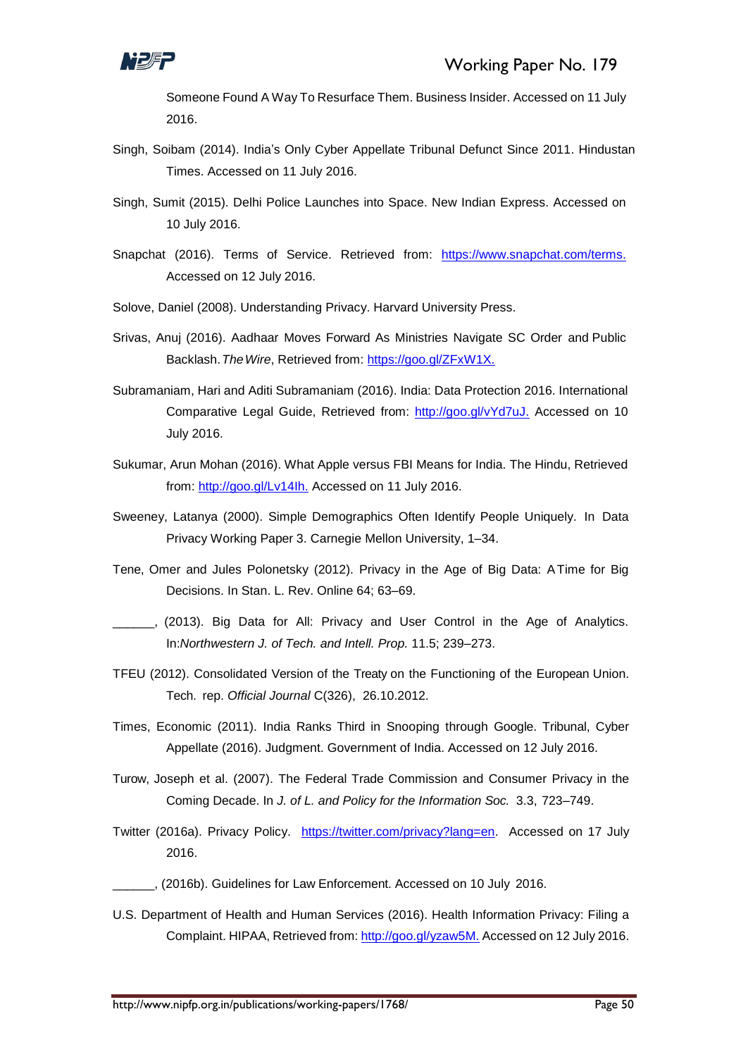Someone Found A Way To Resurface Them. Business Insider. Accessed on 11 July 2016.

Singh, Soibam (2014). India's Only Cyber Appellate Tribunal Defunct Since 2011. Hindustan Times. Accessed on 11 July 2016.

Singh, Sumit (2015). Delhi Police Launches into Space. New Indian Express. Accessed on 10 July 2016.

Snapchat (2016). Terms of Service. Retrieved from: https://www.snapchat.com/terms. Accessed on 12 July 2016.

Solove, Daniel (2008). Understanding Privacy. Harvard University Press.

Srivas, Anuj (2016). Aadhaar Moves Forward As Ministries Navigate SC Order and Public Backlash. *The Wire*, Retrieved from: https://goo.gl/ZFxW1X.

Subramaniam, Hari and Aditi Subramaniam (2016). India: Data Protection 2016. International Comparative Legal Guide, Retrieved from: http://goo.gl/vYd7uJ. Accessed on 10 July 2016.

Sukumar, Arun Mohan (2016). What Apple versus FBI Means for India. The Hindu, Retrieved from: http://goo.gl/Lv14Ih. Accessed on 11 July 2016.

Sweeney, Latanya (2000). Simple Demographics Often Identify People Uniquely. In Data Privacy Working Paper 3. Carnegie Mellon University, 1–34.

Tene, Omer and Jules Polonetsky (2012). Privacy in the Age of Big Data: A Time for Big Decisions. In Stan. L. Rev. Online 64; 63–69.

______, (2013). Big Data for All: Privacy and User Control in the Age of Analytics. In:*Northwestern J. of Tech. and Intell. Prop.* 11.5; 239–273.

TFEU (2012). Consolidated Version of the Treaty on the Functioning of the European Union. Tech. rep. *Official Journal* C(326), 26.10.2012.

Times, Economic (2011). India Ranks Third in Snooping through Google. Tribunal, Cyber Appellate (2016). Judgment. Government of India. Accessed on 12 July 2016.

Turow, Joseph et al. (2007). The Federal Trade Commission and Consumer Privacy in the Coming Decade. In *J. of L. and Policy for the Information Soc.* 3.3, 723–749.

Twitter (2016a). Privacy Policy. https://twitter.com/privacy?lang=en. Accessed on 17 July 2016.

______, (2016b). Guidelines for Law Enforcement. Accessed on 10 July 2016.

U.S. Department of Health and Human Services (2016). Health Information Privacy: Filing a Complaint. HIPAA, Retrieved from: http://goo.gl/yzaw5M. Accessed on 12 July 2016.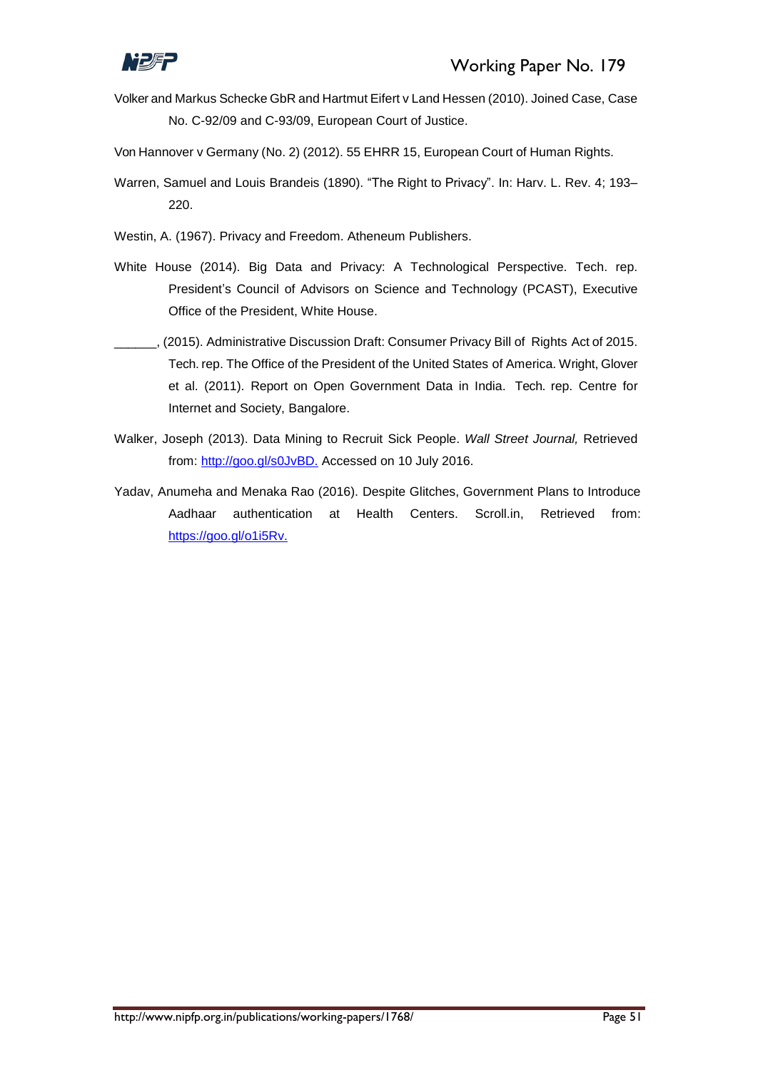Volker and Markus Schecke GbR and Hartmut Eifert v Land Hessen (2010). Joined Case, Case No. C-92/09 and C-93/09, European Court of Justice.

Von Hannover v Germany (No. 2) (2012). 55 EHRR 15, European Court of Human Rights.

Warren, Samuel and Louis Brandeis (1890). "The Right to Privacy". In: Harv. L. Rev. 4; 193–220.

Westin, A. (1967). Privacy and Freedom. Atheneum Publishers.

White House (2014). Big Data and Privacy: A Technological Perspective. Tech. rep. President's Council of Advisors on Science and Technology (PCAST), Executive Office of the President, White House.

______, (2015). Administrative Discussion Draft: Consumer Privacy Bill of Rights Act of 2015. Tech. rep. The Office of the President of the United States of America. Wright, Glover et al. (2011). Report on Open Government Data in India. Tech. rep. Centre for Internet and Society, Bangalore.

Walker, Joseph (2013). Data Mining to Recruit Sick People. *Wall Street Journal,* Retrieved from: http://goo.gl/s0JvBD. Accessed on 10 July 2016.

Yadav, Anumeha and Menaka Rao (2016). Despite Glitches, Government Plans to Introduce Aadhaar authentication at Health Centers. Scroll.in, Retrieved from: https://goo.gl/o1i5Rv.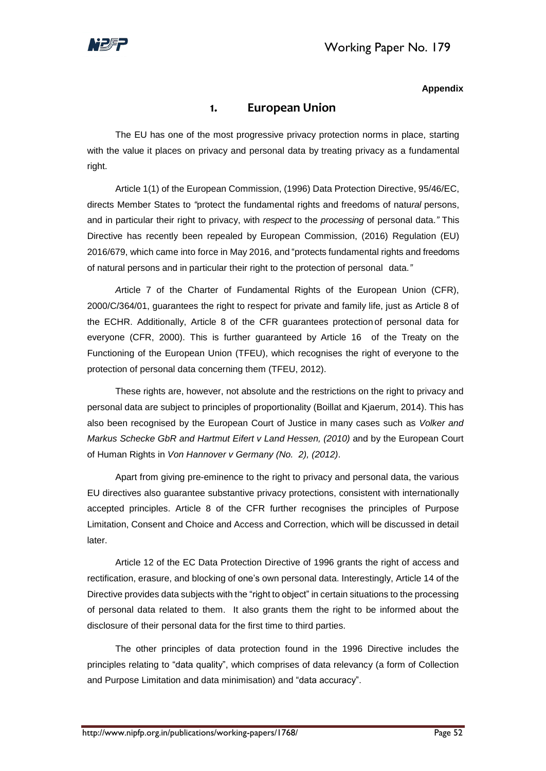**Appendix**

## 1. European Union

The EU has one of the most progressive privacy protection norms in place, starting with the value it places on privacy and personal data by treating privacy as a fundamental right.

Article 1(1) of the European Commission, (1996) Data Protection Directive, 95/46/EC, directs Member States to *"*protect the fundamental rights and freedoms of natu*ral* persons, and in particular their right to privacy, with *respect* to the *processing* of personal data.*"* This Directive has recently been repealed by European Commission, (2016) Regulation (EU) 2016/679, which came into force in May 2016, and "protects fundamental rights and freedoms of natural persons and in particular their right to the protection of personal data.*"*

*A*rticle 7 of the Charter of Fundamental Rights of the European Union (CFR), 2000/C/364/01, guarantees the right to respect for private and family life, just as Article 8 of the ECHR. Additionally, Article 8 of the CFR guarantees protection of personal data for everyone (CFR, 2000). This is further guaranteed by Article 16 of the Treaty on the Functioning of the European Union (TFEU), which recognises the right of everyone to the protection of personal data concerning them (TFEU, 2012).

These rights are, however, not absolute and the restrictions on the right to privacy and personal data are subject to principles of proportionality (Boillat and Kjaerum, 2014). This has also been recognised by the European Court of Justice in many cases such as *Volker and Markus Schecke GbR and Hartmut Eifert v Land Hessen, (2010)* and by the European Court of Human Rights in *Von Hannover v Germany (No. 2), (2012)*.

Apart from giving pre-eminence to the right to privacy and personal data, the various EU directives also guarantee substantive privacy protections, consistent with internationally accepted principles. Article 8 of the CFR further recognises the principles of Purpose Limitation, Consent and Choice and Access and Correction, which will be discussed in detail later.

Article 12 of the EC Data Protection Directive of 1996 grants the right of access and rectification, erasure, and blocking of one's own personal data. Interestingly, Article 14 of the Directive provides data subjects with the "right to object" in certain situations to the processing of personal data related to them. It also grants them the right to be informed about the disclosure of their personal data for the first time to third parties.

The other principles of data protection found in the 1996 Directive includes the principles relating to "data quality", which comprises of data relevancy (a form of Collection and Purpose Limitation and data minimisation) and "data accuracy".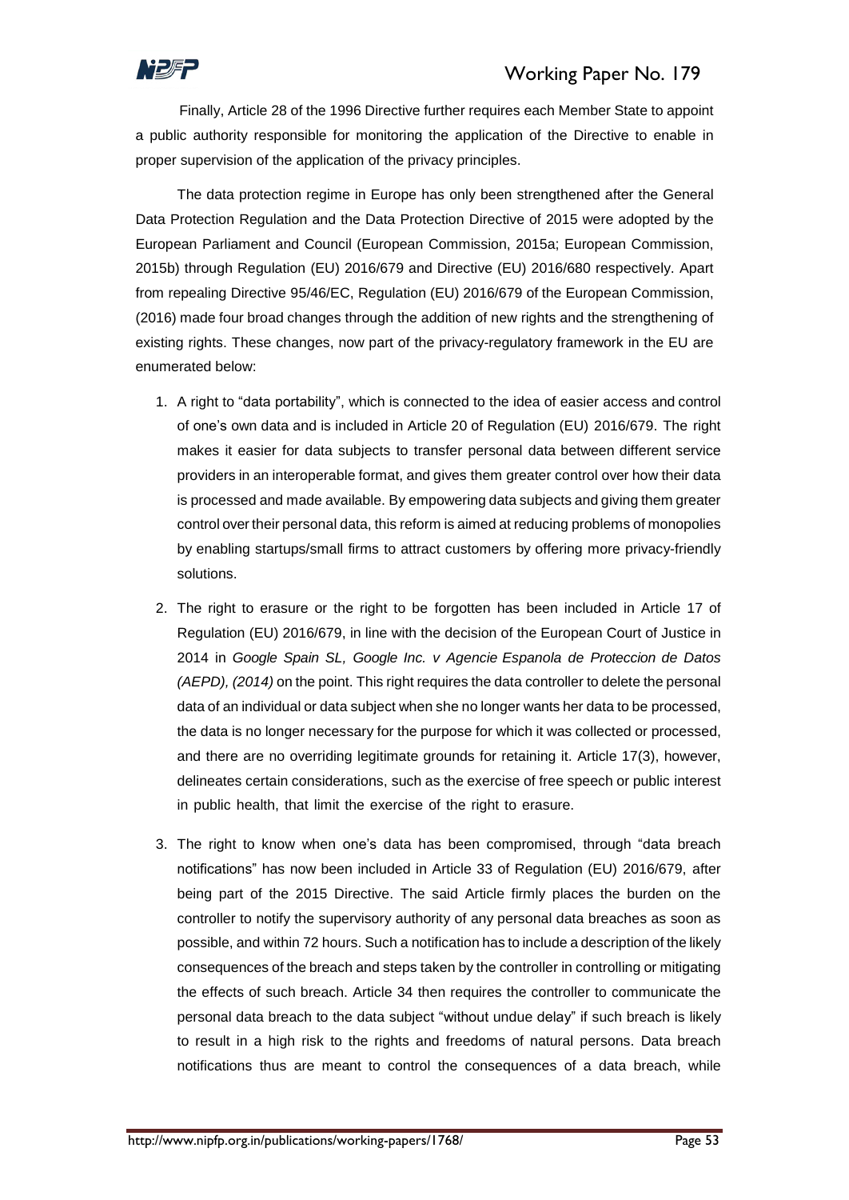Finally, Article 28 of the 1996 Directive further requires each Member State to appoint a public authority responsible for monitoring the application of the Directive to enable in proper supervision of the application of the privacy principles.

The data protection regime in Europe has only been strengthened after the General Data Protection Regulation and the Data Protection Directive of 2015 were adopted by the European Parliament and Council (European Commission, 2015a; European Commission, 2015b) through Regulation (EU) 2016/679 and Directive (EU) 2016/680 respectively. Apart from repealing Directive 95/46/EC, Regulation (EU) 2016/679 of the European Commission, (2016) made four broad changes through the addition of new rights and the strengthening of existing rights. These changes, now part of the privacy-regulatory framework in the EU are enumerated below:

1. A right to "data portability", which is connected to the idea of easier access and control of one's own data and is included in Article 20 of Regulation (EU) 2016/679. The right makes it easier for data subjects to transfer personal data between different service providers in an interoperable format, and gives them greater control over how their data is processed and made available. By empowering data subjects and giving them greater control over their personal data, this reform is aimed at reducing problems of monopolies by enabling startups/small firms to attract customers by offering more privacy-friendly solutions.

2. The right to erasure or the right to be forgotten has been included in Article 17 of Regulation (EU) 2016/679, in line with the decision of the European Court of Justice in 2014 in *Google Spain SL, Google Inc. v Agencie Espanola de Proteccion de Datos (AEPD), (2014)* on the point. This right requires the data controller to delete the personal data of an individual or data subject when she no longer wants her data to be processed, the data is no longer necessary for the purpose for which it was collected or processed, and there are no overriding legitimate grounds for retaining it. Article 17(3), however, delineates certain considerations, such as the exercise of free speech or public interest in public health, that limit the exercise of the right to erasure.

3. The right to know when one's data has been compromised, through "data breach notifications" has now been included in Article 33 of Regulation (EU) 2016/679, after being part of the 2015 Directive. The said Article firmly places the burden on the controller to notify the supervisory authority of any personal data breaches as soon as possible, and within 72 hours. Such a notification has to include a description of the likely consequences of the breach and steps taken by the controller in controlling or mitigating the effects of such breach. Article 34 then requires the controller to communicate the personal data breach to the data subject "without undue delay" if such breach is likely to result in a high risk to the rights and freedoms of natural persons. Data breach notifications thus are meant to control the consequences of a data breach, while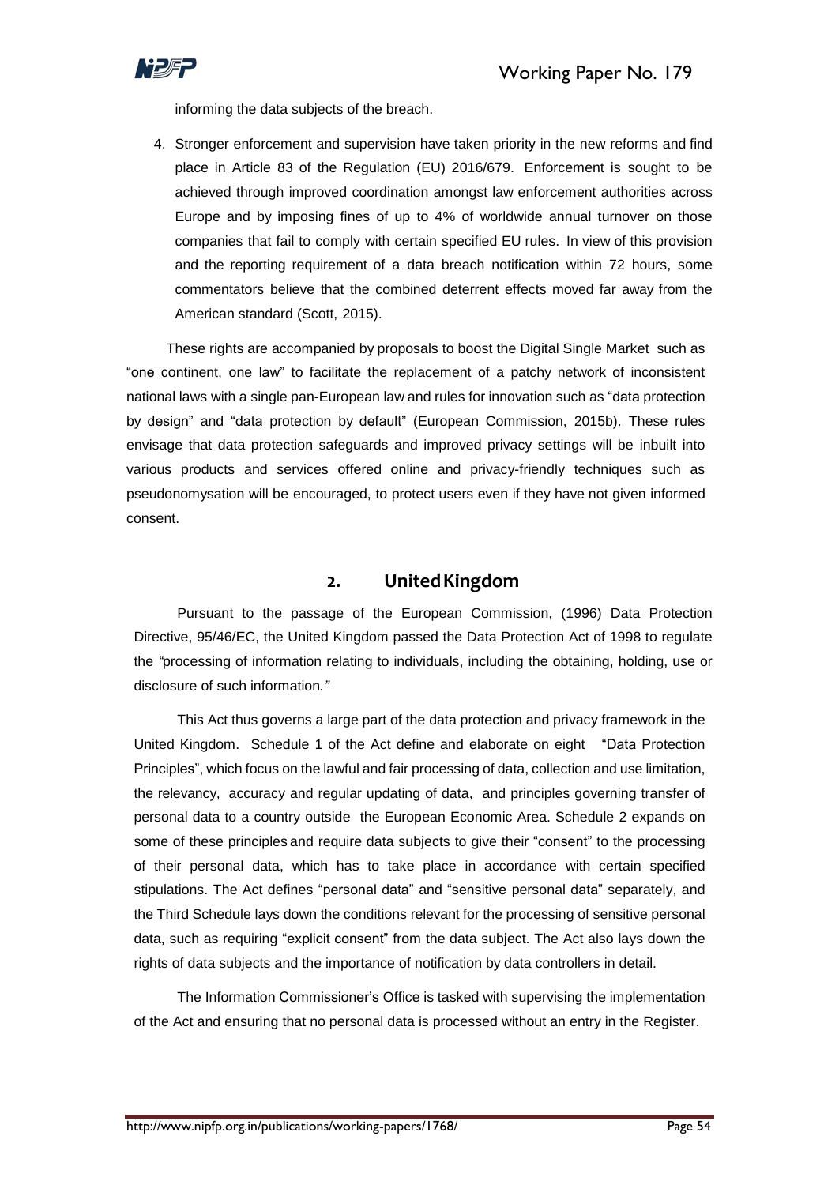informing the data subjects of the breach.

4. Stronger enforcement and supervision have taken priority in the new reforms and find place in Article 83 of the Regulation (EU) 2016/679. Enforcement is sought to be achieved through improved coordination amongst law enforcement authorities across Europe and by imposing fines of up to 4% of worldwide annual turnover on those companies that fail to comply with certain specified EU rules. In view of this provision and the reporting requirement of a data breach notification within 72 hours, some commentators believe that the combined deterrent effects moved far away from the American standard (Scott, 2015).

These rights are accompanied by proposals to boost the Digital Single Market such as "one continent, one law" to facilitate the replacement of a patchy network of inconsistent national laws with a single pan-European law and rules for innovation such as "data protection by design" and "data protection by default" (European Commission, 2015b). These rules envisage that data protection safeguards and improved privacy settings will be inbuilt into various products and services offered online and privacy-friendly techniques such as pseudonomysation will be encouraged, to protect users even if they have not given informed consent.

## 2. United Kingdom

Pursuant to the passage of the European Commission, (1996) Data Protection Directive, 95/46/EC, the United Kingdom passed the Data Protection Act of 1998 to regulate the *"processing of information relating to individuals, including the obtaining, holding, use or disclosure of such information."*

This Act thus governs a large part of the data protection and privacy framework in the United Kingdom. Schedule 1 of the Act define and elaborate on eight "Data Protection Principles", which focus on the lawful and fair processing of data, collection and use limitation, the relevancy, accuracy and regular updating of data, and principles governing transfer of personal data to a country outside the European Economic Area. Schedule 2 expands on some of these principles and require data subjects to give their "consent" to the processing of their personal data, which has to take place in accordance with certain specified stipulations. The Act defines "personal data" and "sensitive personal data" separately, and the Third Schedule lays down the conditions relevant for the processing of sensitive personal data, such as requiring "explicit consent" from the data subject. The Act also lays down the rights of data subjects and the importance of notification by data controllers in detail.

The Information Commissioner's Office is tasked with supervising the implementation of the Act and ensuring that no personal data is processed without an entry in the Register.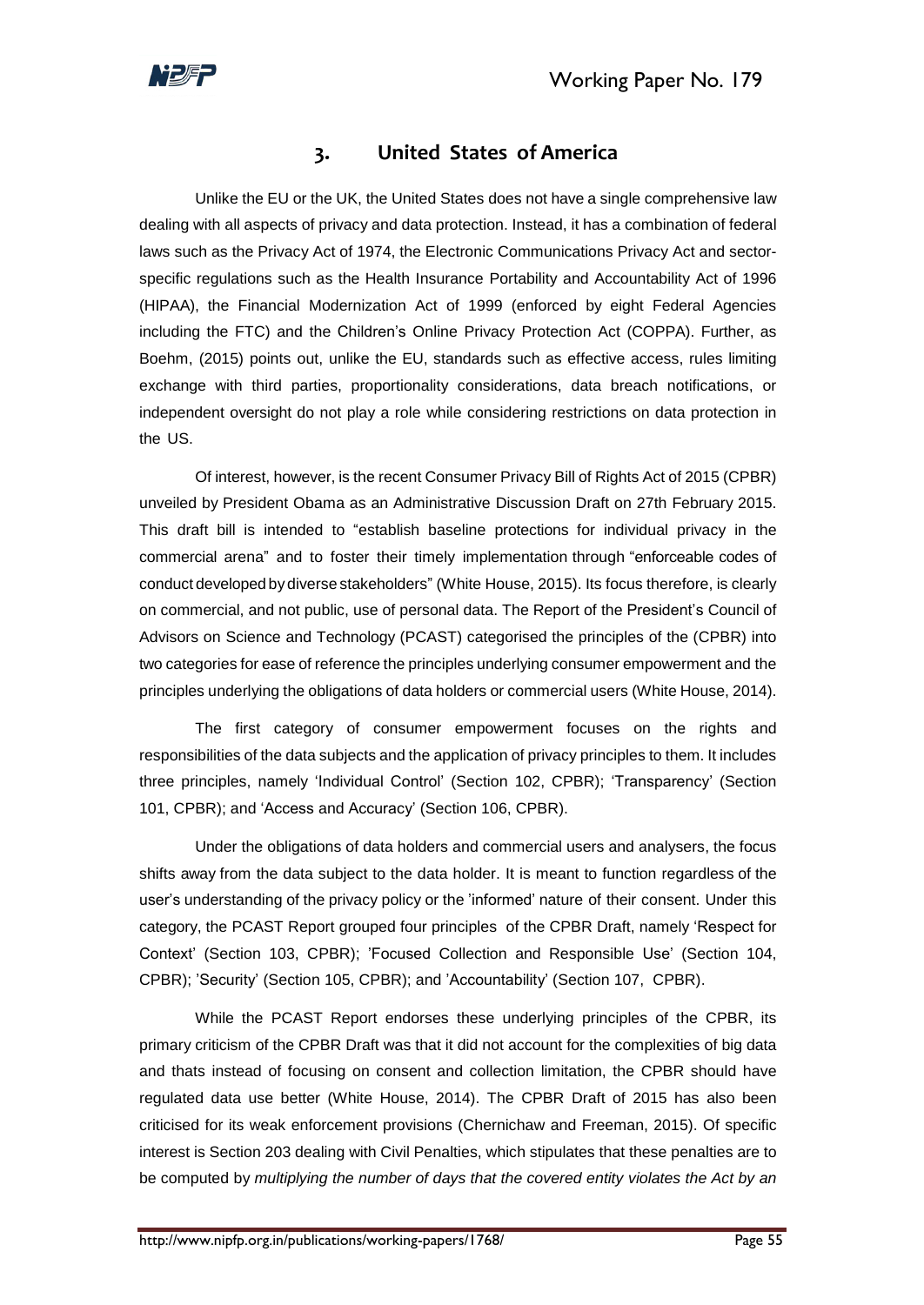## 3. United States of America

Unlike the EU or the UK, the United States does not have a single comprehensive law dealing with all aspects of privacy and data protection. Instead, it has a combination of federal laws such as the Privacy Act of 1974, the Electronic Communications Privacy Act and sector-specific regulations such as the Health Insurance Portability and Accountability Act of 1996 (HIPAA), the Financial Modernization Act of 1999 (enforced by eight Federal Agencies including the FTC) and the Children's Online Privacy Protection Act (COPPA). Further, as Boehm, (2015) points out, unlike the EU, standards such as effective access, rules limiting exchange with third parties, proportionality considerations, data breach notifications, or independent oversight do not play a role while considering restrictions on data protection in the US.

Of interest, however, is the recent Consumer Privacy Bill of Rights Act of 2015 (CPBR) unveiled by President Obama as an Administrative Discussion Draft on 27th February 2015. This draft bill is intended to "establish baseline protections for individual privacy in the commercial arena" and to foster their timely implementation through "enforceable codes of conduct developed by diverse stakeholders" (White House, 2015). Its focus therefore, is clearly on commercial, and not public, use of personal data. The Report of the President's Council of Advisors on Science and Technology (PCAST) categorised the principles of the (CPBR) into two categories for ease of reference the principles underlying consumer empowerment and the principles underlying the obligations of data holders or commercial users (White House, 2014).

The first category of consumer empowerment focuses on the rights and responsibilities of the data subjects and the application of privacy principles to them. It includes three principles, namely 'Individual Control' (Section 102, CPBR); 'Transparency' (Section 101, CPBR); and 'Access and Accuracy' (Section 106, CPBR).

Under the obligations of data holders and commercial users and analysers, the focus shifts away from the data subject to the data holder. It is meant to function regardless of the user's understanding of the privacy policy or the 'informed' nature of their consent. Under this category, the PCAST Report grouped four principles of the CPBR Draft, namely 'Respect for Context' (Section 103, CPBR); 'Focused Collection and Responsible Use' (Section 104, CPBR); 'Security' (Section 105, CPBR); and 'Accountability' (Section 107, CPBR).

While the PCAST Report endorses these underlying principles of the CPBR, its primary criticism of the CPBR Draft was that it did not account for the complexities of big data and thats instead of focusing on consent and collection limitation, the CPBR should have regulated data use better (White House, 2014). The CPBR Draft of 2015 has also been criticised for its weak enforcement provisions (Chernichaw and Freeman, 2015). Of specific interest is Section 203 dealing with Civil Penalties, which stipulates that these penalties are to be computed by *multiplying the number of days that the covered entity violates the Act by an*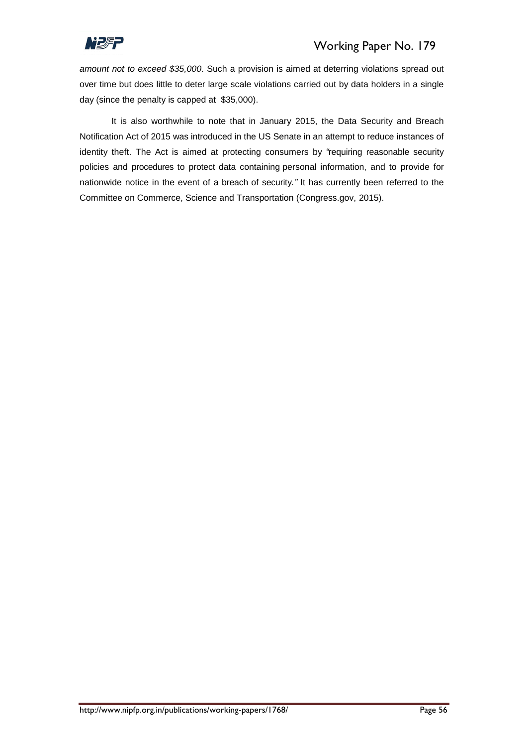*amount not to exceed $35,000*. Such a provision is aimed at deterring violations spread out over time but does little to deter large scale violations carried out by data holders in a single day (since the penalty is capped at $35,000).

It is also worthwhile to note that in January 2015, the Data Security and Breach Notification Act of 2015 was introduced in the US Senate in an attempt to reduce instances of identity theft. The Act is aimed at protecting consumers by *"requiring reasonable security policies and procedures to protect data containing personal information, and to provide for nationwide notice in the event of a breach of security."* It has currently been referred to the Committee on Commerce, Science and Transportation (Congress.gov, 2015).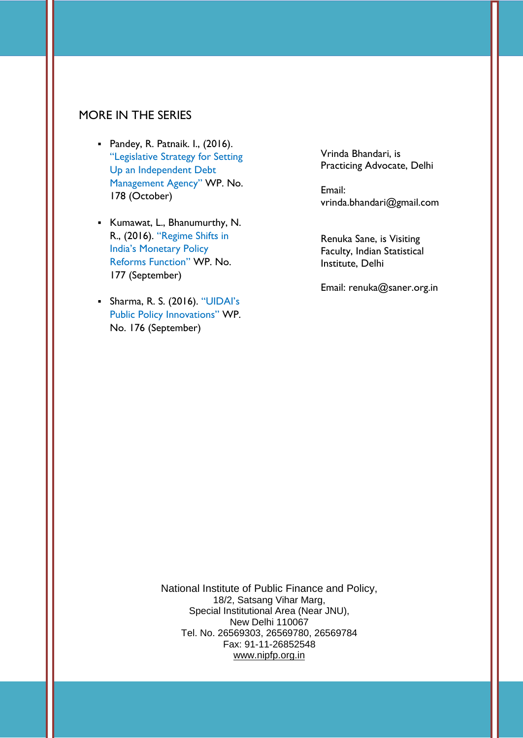## MORE IN THE SERIES

- Pandey, R. Patnaik. I., (2016). "Legislative Strategy for Setting Up an Independent Debt Management Agency" WP. No. 178 (October)
- Kumawat, L., Bhanumurthy, N. R., (2016). "Regime Shifts in India's Monetary Policy Reforms Function" WP. No. 177 (September)
- Sharma, R. S. (2016). "UIDAI's Public Policy Innovations" WP. No. 176 (September)

Vrinda Bhandari, is Practicing Advocate, Delhi

Email: vrinda.bhandari@gmail.com

Renuka Sane, is Visiting Faculty, Indian Statistical Institute, Delhi

Email: renuka@saner.org.in

National Institute of Public Finance and Policy,
18/2, Satsang Vihar Marg,
Special Institutional Area (Near JNU),
New Delhi 110067
Tel. No. 26569303, 26569780, 26569784
Fax: 91-11-26852548
www.nipfp.org.in